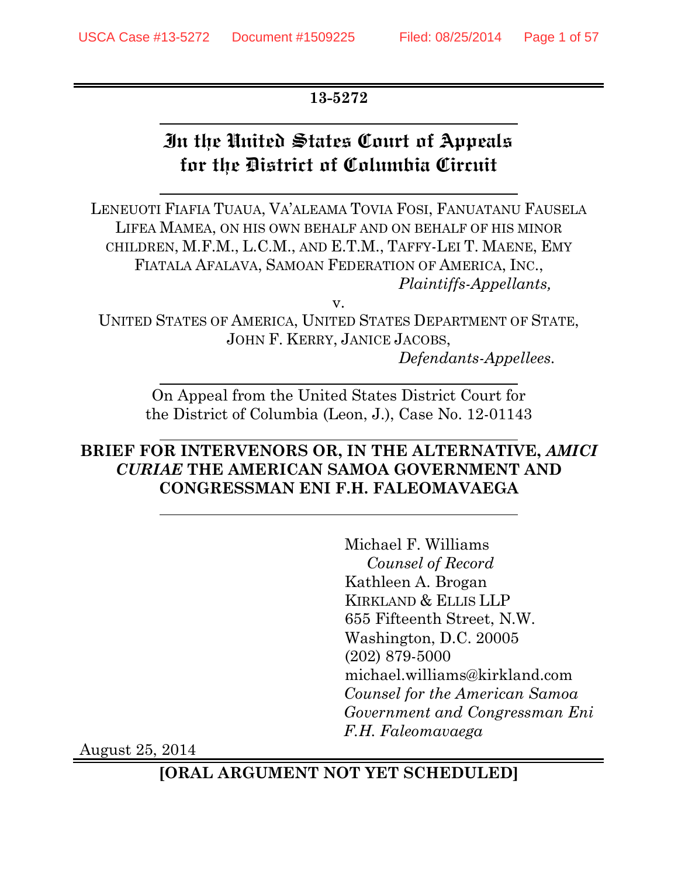**13-5272**

# In the United States Court of Appeals for the District of Columbia Circuit

LENEUOTI FIAFIA TUAUA, VA'ALEAMA TOVIA FOSI, FANUATANU FAUSELA LIFEA MAMEA, ON HIS OWN BEHALF AND ON BEHALF OF HIS MINOR CHILDREN, M.F.M., L.C.M., AND E.T.M., TAFFY-LEI T. MAENE, EMY FIATALA AFALAVA, SAMOAN FEDERATION OF AMERICA, INC.,

*Plaintiffs-Appellants,*

v.

UNITED STATES OF AMERICA, UNITED STATES DEPARTMENT OF STATE, JOHN F. KERRY, JANICE JACOBS,

*Defendants-Appellees.*

On Appeal from the United States District Court for the District of Columbia (Leon, J.), Case No. 12-01143

**BRIEF FOR INTERVENORS OR, IN THE ALTERNATIVE, *AMICI CURIAE* THE AMERICAN SAMOA GOVERNMENT AND CONGRESSMAN ENI F.H. FALEOMAVAEGA**

Michael F. Williams
*Counsel of Record*
Kathleen A. Brogan
KIRKLAND & ELLIS LLP
655 Fifteenth Street, N.W.
Washington, D.C. 20005
(202) 879-5000
michael.williams@kirkland.com
*Counsel for the American Samoa Government and Congressman Eni F.H. Faleomavaega*

August 25, 2014

**[ORAL ARGUMENT NOT YET SCHEDULED]**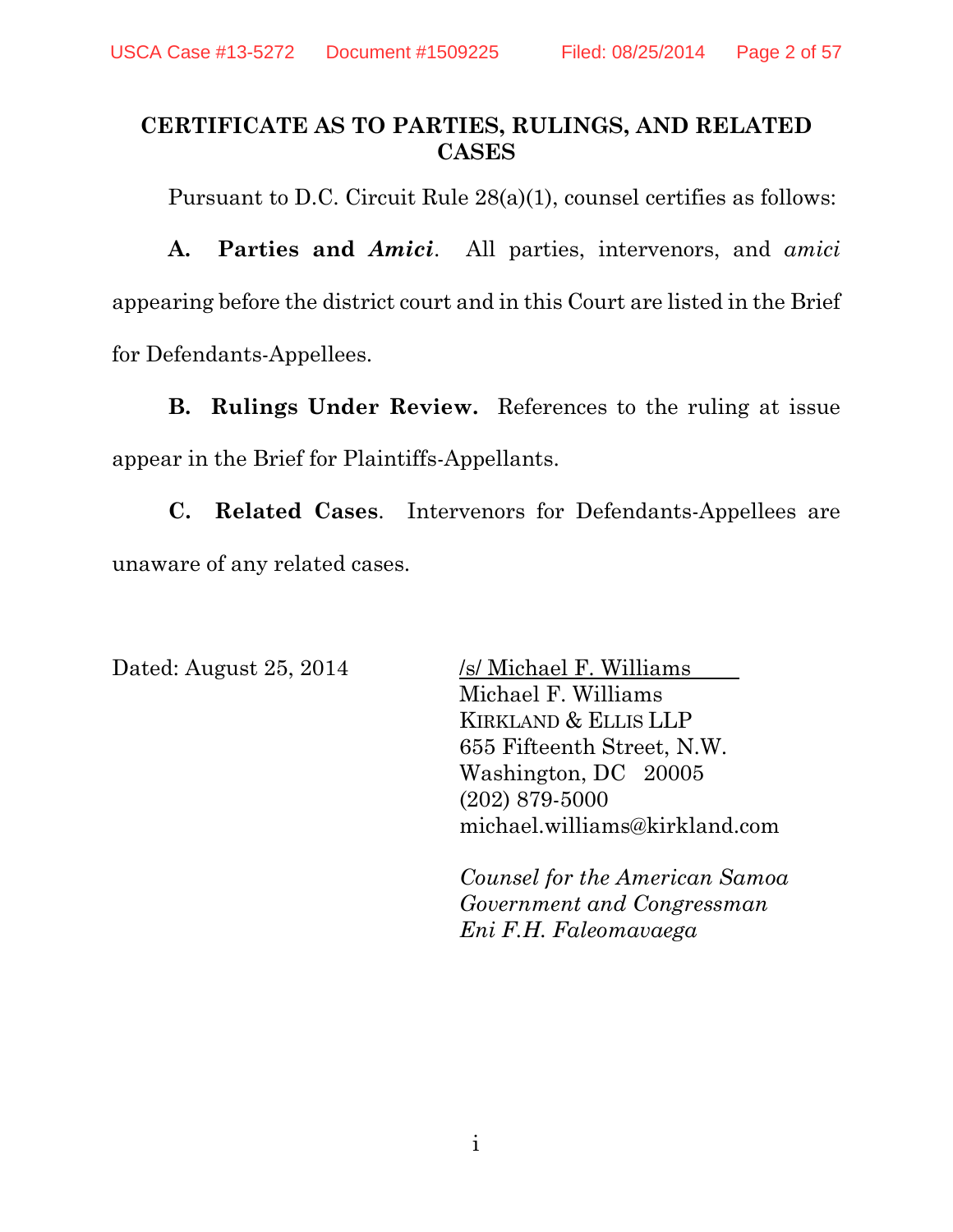## CERTIFICATE AS TO PARTIES, RULINGS, AND RELATED CASES

Pursuant to D.C. Circuit Rule 28(a)(1), counsel certifies as follows:

**A. Parties and *Amici*.** All parties, intervenors, and *amici* appearing before the district court and in this Court are listed in the Brief for Defendants-Appellees.

**B. Rulings Under Review.** References to the ruling at issue appear in the Brief for Plaintiffs-Appellants.

**C. Related Cases.** Intervenors for Defendants-Appellees are unaware of any related cases.

Dated: August 25, 2014

/s/ Michael F. Williams
Michael F. Williams
KIRKLAND & ELLIS LLP
655 Fifteenth Street, N.W.
Washington, DC 20005
(202) 879-5000
michael.williams@kirkland.com

*Counsel for the American Samoa Government and Congressman Eni F.H. Faleomavaega*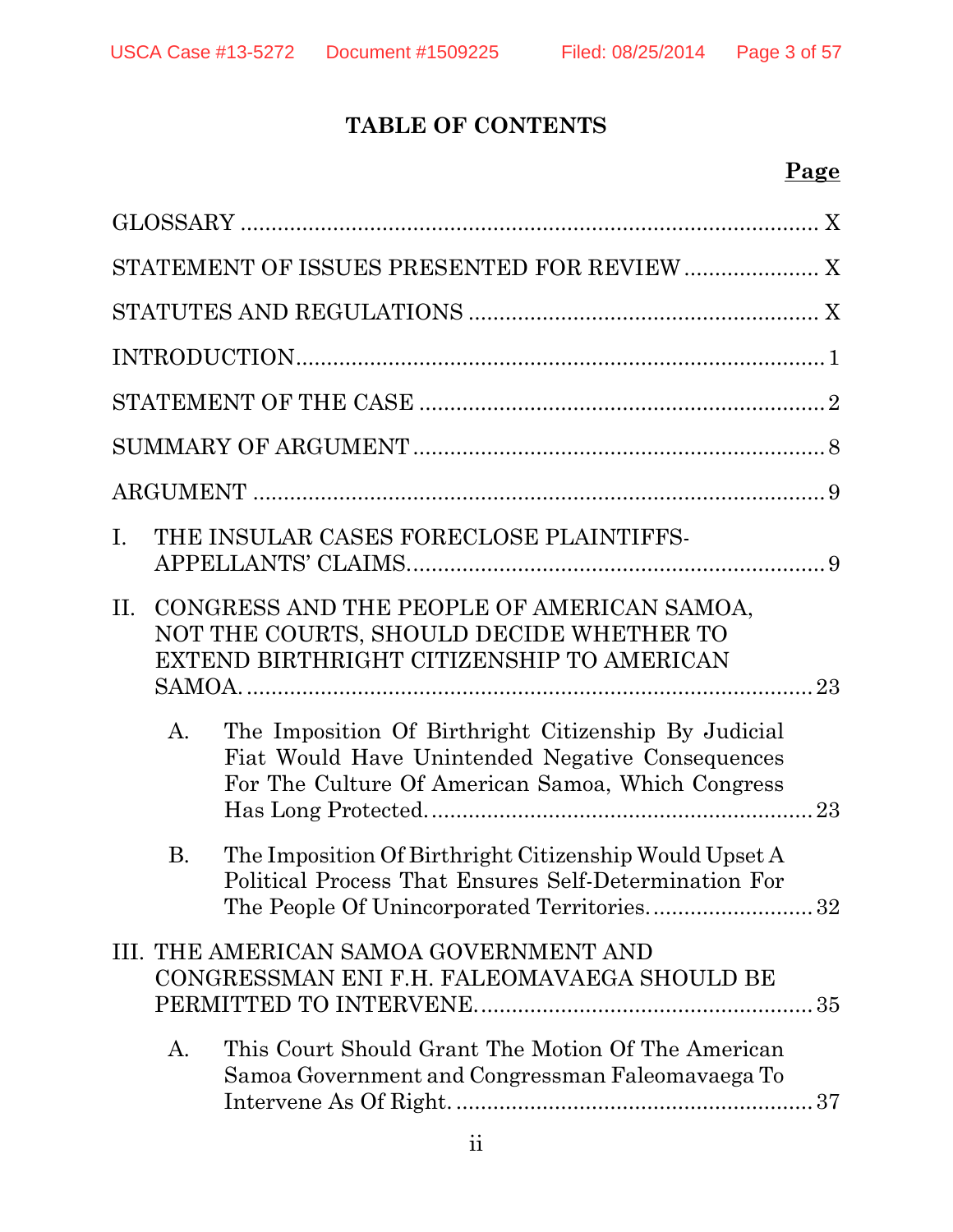# TABLE OF CONTENTS

**Page**

GLOSSARY ............................................................................................ X

STATEMENT OF ISSUES PRESENTED FOR REVIEW ..................... X

STATUTES AND REGULATIONS ........................................................ X

INTRODUCTION..................................................................................... 1

STATEMENT OF THE CASE ................................................................. 2

SUMMARY OF ARGUMENT ................................................................. 8

ARGUMENT ............................................................................................ 9

I. THE INSULAR CASES FORECLOSE PLAINTIFFS-APPELLANTS' CLAIMS.................................................................. 9

II. CONGRESS AND THE PEOPLE OF AMERICAN SAMOA, NOT THE COURTS, SHOULD DECIDE WHETHER TO EXTEND BIRTHRIGHT CITIZENSHIP TO AMERICAN SAMOA. ........................................................................................ 23

   A. The Imposition Of Birthright Citizenship By Judicial Fiat Would Have Unintended Negative Consequences For The Culture Of American Samoa, Which Congress Has Long Protected. ............................................................ 23

   B. The Imposition Of Birthright Citizenship Would Upset A Political Process That Ensures Self-Determination For The People Of Unincorporated Territories. .......................... 32

III. THE AMERICAN SAMOA GOVERNMENT AND CONGRESSMAN ENI F.H. FALEOMAVAEGA SHOULD BE PERMITTED TO INTERVENE. ..................................................... 35

   A. This Court Should Grant The Motion Of The American Samoa Government and Congressman Faleomavaega To Intervene As Of Right. ......................................................... 37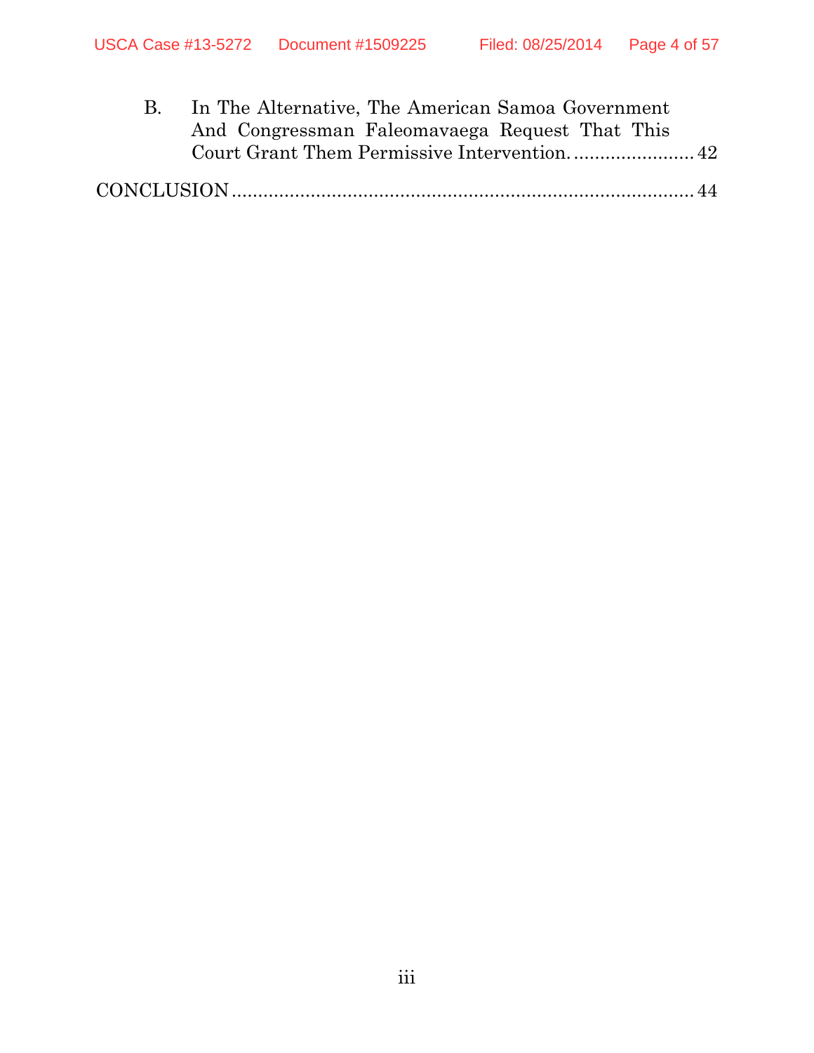B. In The Alternative, The American Samoa Government And Congressman Faleomavaega Request That This Court Grant Them Permissive Intervention. ....................... 42

CONCLUSION ........................................................................................ 44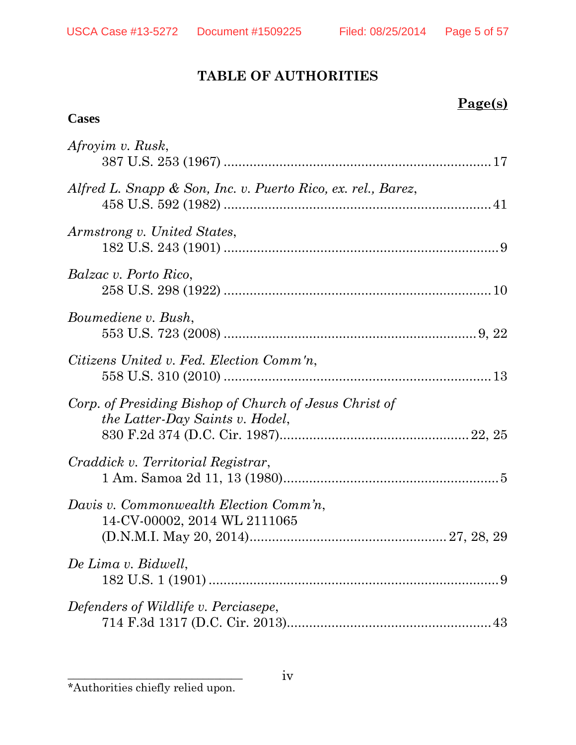# TABLE OF AUTHORITIES

**Page(s)**

**Cases**

*Afroyim v. Rusk*,
387 U.S. 253 (1967) ....................................................................... 17

*Alfred L. Snapp & Son, Inc. v. Puerto Rico, ex. rel., Barez*,
458 U.S. 592 (1982) ....................................................................... 41

*Armstrong v. United States*,
182 U.S. 243 (1901) ......................................................................... 9

*Balzac v. Porto Rico*,
258 U.S. 298 (1922) ....................................................................... 10

*Boumediene v. Bush*,
553 U.S. 723 (2008) .................................................................... 9, 22

*Citizens United v. Fed. Election Comm'n*,
558 U.S. 310 (2010) ....................................................................... 13

*Corp. of Presiding Bishop of Church of Jesus Christ of the Latter-Day Saints v. Hodel*,
830 F.2d 374 (D.C. Cir. 1987).................................................. 22, 25

*Craddick v. Territorial Registrar*,
1 Am. Samoa 2d 11, 13 (1980)......................................................... 5

*Davis v. Commonwealth Election Comm'n*,
14-CV-00002, 2014 WL 2111065
(D.N.M.I. May 20, 2014).................................................... 27, 28, 29

*De Lima v. Bidwell*,
182 U.S. 1 (1901) .............................................................................. 9

*Defenders of Wildlife v. Perciasepe*,
714 F.3d 1317 (D.C. Cir. 2013)...................................................... 43

______________________________
*Authorities chiefly relied upon.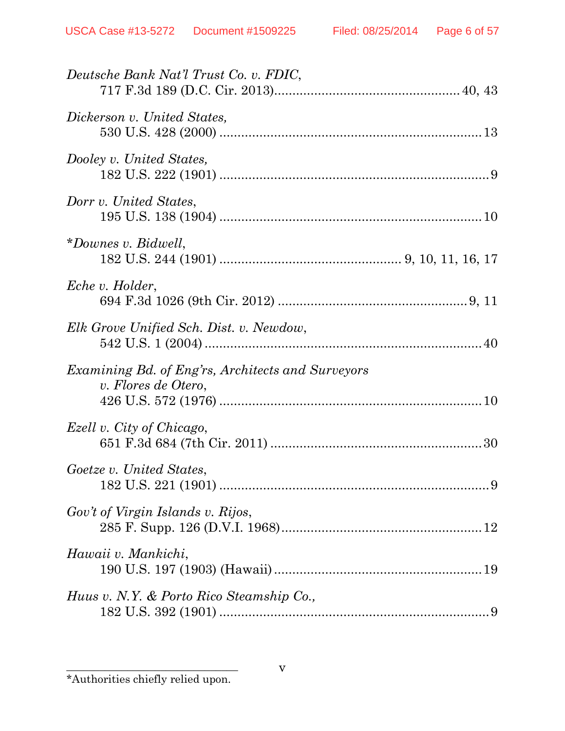*Deutsche Bank Nat'l Trust Co. v. FDIC*,
717 F.3d 189 (D.C. Cir. 2013).................................................. 40, 43

*Dickerson v. United States,*
530 U.S. 428 (2000) ........................................................................ 13

*Dooley v. United States,*
182 U.S. 222 (1901) .......................................................................... 9

*Dorr v. United States*,
195 U.S. 138 (1904) ........................................................................ 10

*\*Downes v. Bidwell*,
182 U.S. 244 (1901) .................................................. 9, 10, 11, 16, 17

*Eche v. Holder*,
694 F.3d 1026 (9th Cir. 2012) .................................................... 9, 11

*Elk Grove Unified Sch. Dist. v. Newdow*,
542 U.S. 1 (2004) ............................................................................ 40

*Examining Bd. of Eng'rs, Architects and Surveyors v. Flores de Otero*,
426 U.S. 572 (1976) ........................................................................ 10

*Ezell v. City of Chicago*,
651 F.3d 684 (7th Cir. 2011) .......................................................... 30

*Goetze v. United States*,
182 U.S. 221 (1901) .......................................................................... 9

*Gov't of Virgin Islands v. Rijos*,
285 F. Supp. 126 (D.V.I. 1968)....................................................... 12

*Hawaii v. Mankichi*,
190 U.S. 197 (1903) (Hawaii) ......................................................... 19

*Huus v. N.Y. & Porto Rico Steamship Co.,*
182 U.S. 392 (1901) .......................................................................... 9

---

*Authorities chiefly relied upon.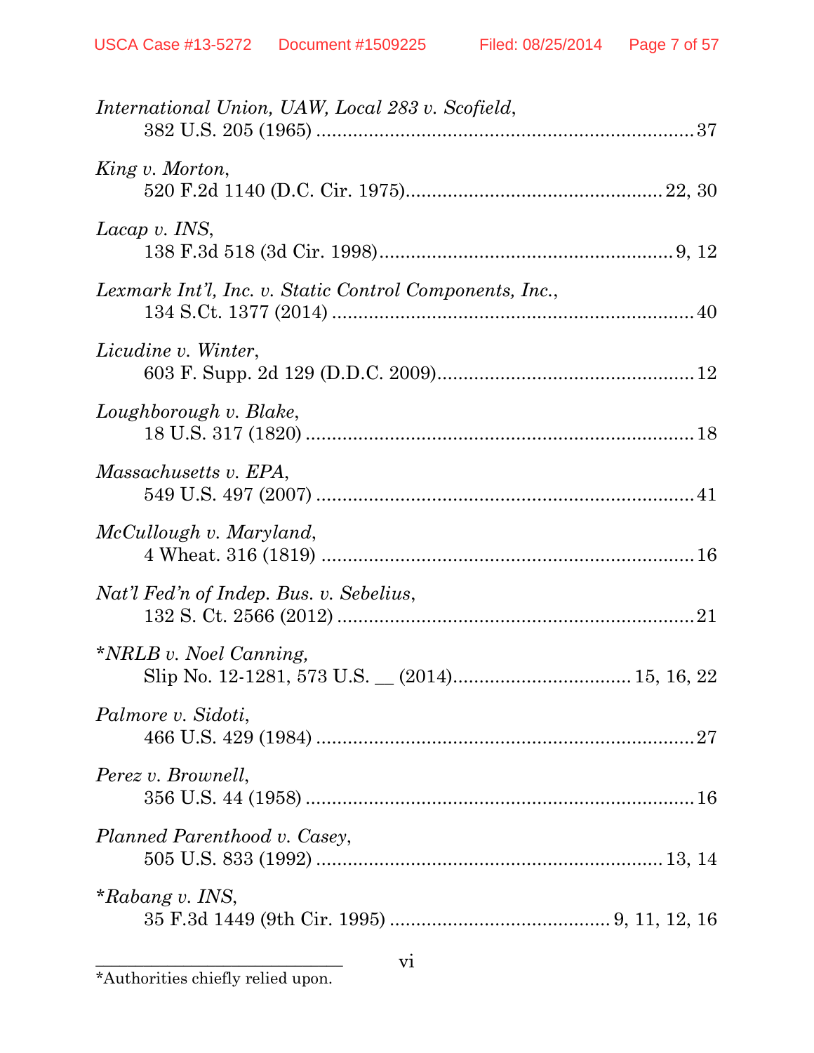*International Union, UAW, Local 283 v. Scofield*,
382 U.S. 205 (1965) ........................................................................ 37

*King v. Morton*,
520 F.2d 1140 (D.C. Cir. 1975)................................................. 22, 30

*Lacap v. INS*,
138 F.3d 518 (3d Cir. 1998)........................................................ 9, 12

*Lexmark Int'l, Inc. v. Static Control Components, Inc.*,
134 S.Ct. 1377 (2014) ..................................................................... 40

*Licudine v. Winter*,
603 F. Supp. 2d 129 (D.D.C. 2009)................................................. 12

*Loughborough v. Blake*,
18 U.S. 317 (1820) .......................................................................... 18

*Massachusetts v. EPA*,
549 U.S. 497 (2007) ........................................................................ 41

*McCullough v. Maryland*,
4 Wheat. 316 (1819) ........................................................................ 16

*Nat'l Fed'n of Indep. Bus. v. Sebelius*,
132 S. Ct. 2566 (2012) .................................................................... 21

\**NRLB v. Noel Canning,*
Slip No. 12-1281, 573 U.S. __ (2014)................................. 15, 16, 22

*Palmore v. Sidoti*,
466 U.S. 429 (1984) ........................................................................ 27

*Perez v. Brownell*,
356 U.S. 44 (1958) .......................................................................... 16

*Planned Parenthood v. Casey*,
505 U.S. 833 (1992) ................................................................. 13, 14

\**Rabang v. INS*,
35 F.3d 1449 (9th Cir. 1995) .......................................... 9, 11, 12, 16

---

*Authorities chiefly relied upon.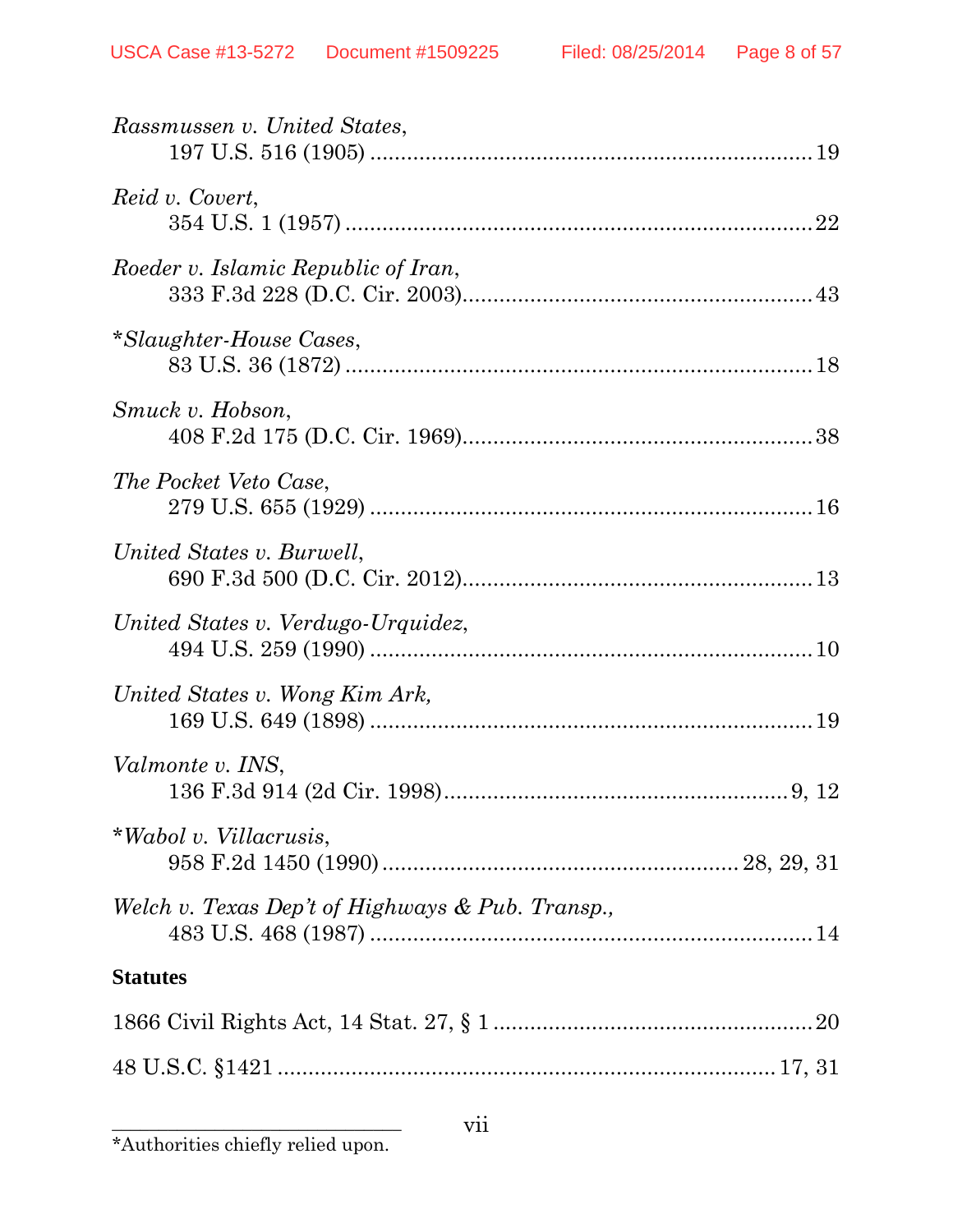*Rassmussen v. United States*,
197 U.S. 516 (1905) ........................................................................ 19

*Reid v. Covert*,
354 U.S. 1 (1957) ............................................................................ 22

*Roeder v. Islamic Republic of Iran*,
333 F.3d 228 (D.C. Cir. 2003)......................................................... 43

**Slaughter-House Cases*,
83 U.S. 36 (1872) ............................................................................ 18

*Smuck v. Hobson*,
408 F.2d 175 (D.C. Cir. 1969)......................................................... 38

*The Pocket Veto Case*,
279 U.S. 655 (1929) ........................................................................ 16

*United States v. Burwell*,
690 F.3d 500 (D.C. Cir. 2012)......................................................... 13

*United States v. Verdugo-Urquidez*,
494 U.S. 259 (1990) ........................................................................ 10

*United States v. Wong Kim Ark,*
169 U.S. 649 (1898) ........................................................................ 19

*Valmonte v. INS*,
136 F.3d 914 (2d Cir. 1998)......................................................... 9, 12

**Wabol v. Villacrusis*,
958 F.2d 1450 (1990) ........................................................ 28, 29, 31

*Welch v. Texas Dep't of Highways & Pub. Transp.,*
483 U.S. 468 (1987) ........................................................................ 14

**Statutes**

1866 Civil Rights Act, 14 Stat. 27, § 1 .................................................. 20

48 U.S.C. §1421 ............................................................................ 17, 31

*Authorities chiefly relied upon.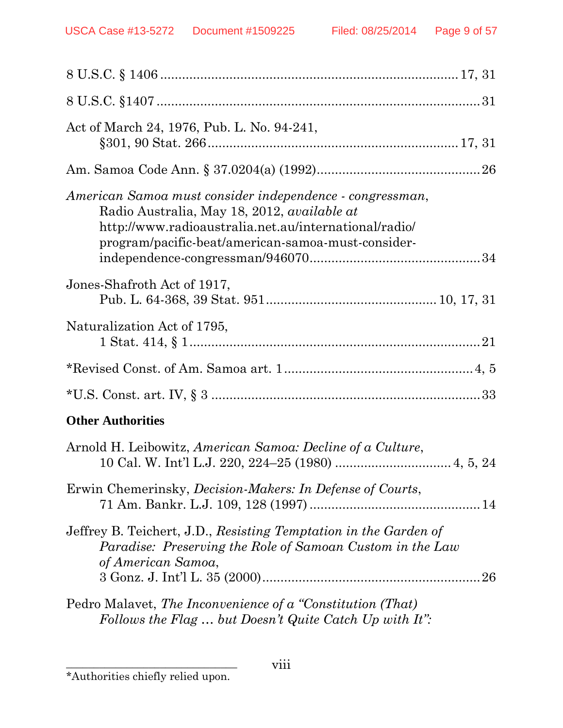8 U.S.C. § 1406 ............................................................................... 17, 31

8 U.S.C. §1407 ..................................................................................... 31

Act of March 24, 1976, Pub. L. No. 94-241,
§301, 90 Stat. 266 .................................................................. 17, 31

Am. Samoa Code Ann. § 37.0204(a) (1992) ............................................ 26

*American Samoa must consider independence - congressman*, Radio Australia, May 18, 2012, *available at* http://www.radioaustralia.net.au/international/radio/program/pacific-beat/american-samoa-must-consider-independence-congressman/946070 ............................................. 34

Jones-Shafroth Act of 1917,
Pub. L. 64-368, 39 Stat. 951 .............................................. 10, 17, 31

Naturalization Act of 1795,
1 Stat. 414, § 1 ................................................................................ 21

*Revised Const. of Am. Samoa art. 1 .................................................. 4, 5

*U.S. Const. art. IV, § 3 ......................................................................... 33

**Other Authorities**

Arnold H. Leibowitz, *American Samoa: Decline of a Culture*,
10 Cal. W. Int'l L.J. 220, 224–25 (1980) ............................... 4, 5, 24

Erwin Chemerinsky, *Decision-Makers: In Defense of Courts*,
71 Am. Bankr. L.J. 109, 128 (1997) .............................................. 14

Jeffrey B. Teichert, J.D., *Resisting Temptation in the Garden of Paradise: Preserving the Role of Samoan Custom in the Law of American Samoa*,
3 Gonz. J. Int'l L. 35 (2000) .......................................................... 26

Pedro Malavet, *The Inconvenience of a "Constitution (That) Follows the Flag … but Doesn't Quite Catch Up with It":*

---

*Authorities chiefly relied upon.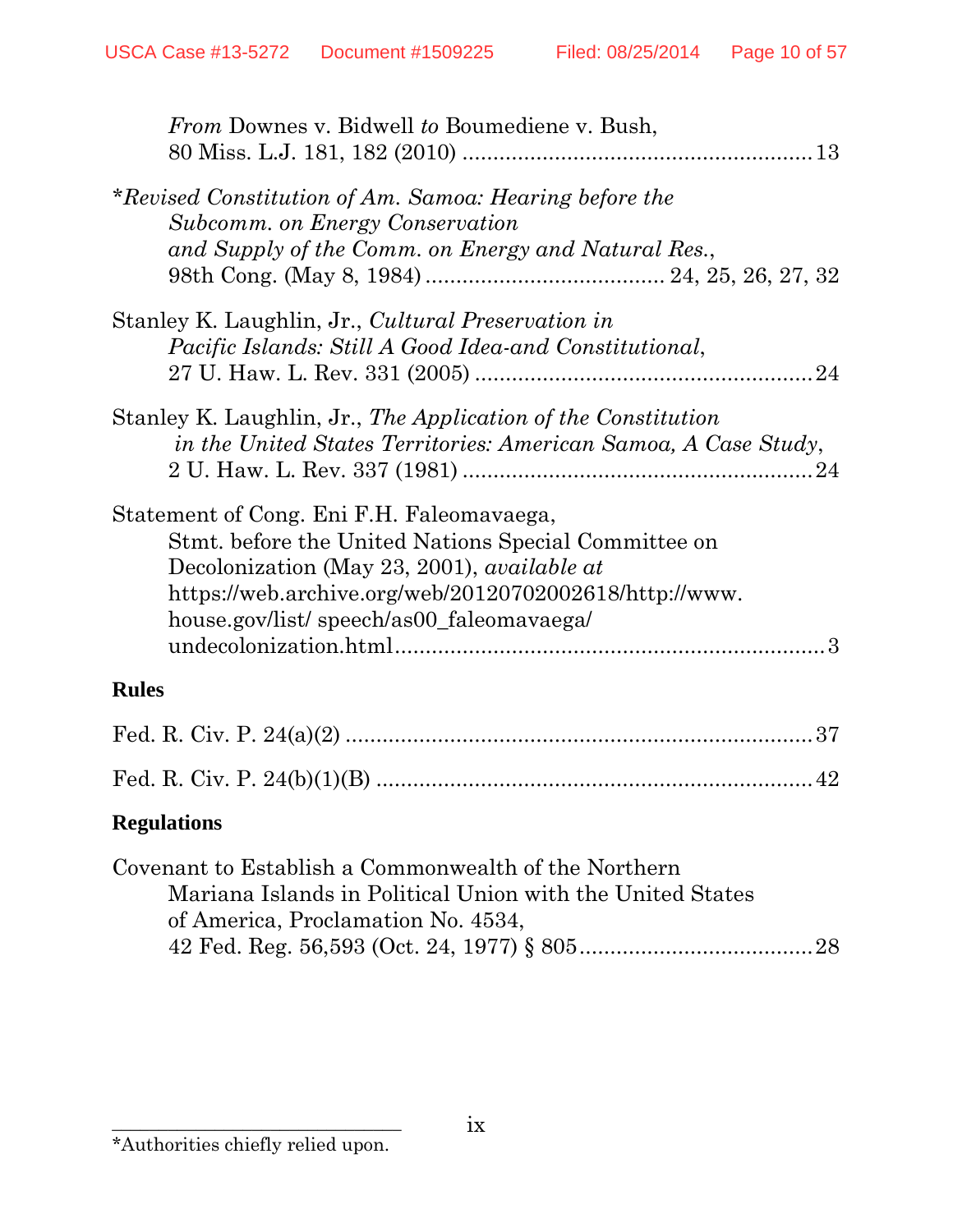*From* Downes v. Bidwell *to* Boumediene v. Bush, 80 Miss. L.J. 181, 182 (2010) ........................................................ 13

**Revised Constitution of Am. Samoa: Hearing before the Subcomm. on Energy Conservation and Supply of the Comm. on Energy and Natural Res.*, 98th Cong. (May 8, 1984) ...................................... 24, 25, 26, 27, 32

Stanley K. Laughlin, Jr., *Cultural Preservation in Pacific Islands: Still A Good Idea-and Constitutional*, 27 U. Haw. L. Rev. 331 (2005) ...................................................... 24

Stanley K. Laughlin, Jr., *The Application of the Constitution in the United States Territories: American Samoa, A Case Study*, 2 U. Haw. L. Rev. 337 (1981) ........................................................ 24

Statement of Cong. Eni F.H. Faleomavaega, Stmt. before the United Nations Special Committee on Decolonization (May 23, 2001), *available at* https://web.archive.org/web/20120702002618/http://www.house.gov/list/ speech/as00_faleomavaega/ undecolonization.html...................................................................... 3

**Rules**

Fed. R. Civ. P. 24(a)(2) .......................................................................... 37

Fed. R. Civ. P. 24(b)(1)(B) ...................................................................... 42

**Regulations**

Covenant to Establish a Commonwealth of the Northern Mariana Islands in Political Union with the United States of America, Proclamation No. 4534, 42 Fed. Reg. 56,593 (Oct. 24, 1977) § 805 ..................................... 28

---

*Authorities chiefly relied upon.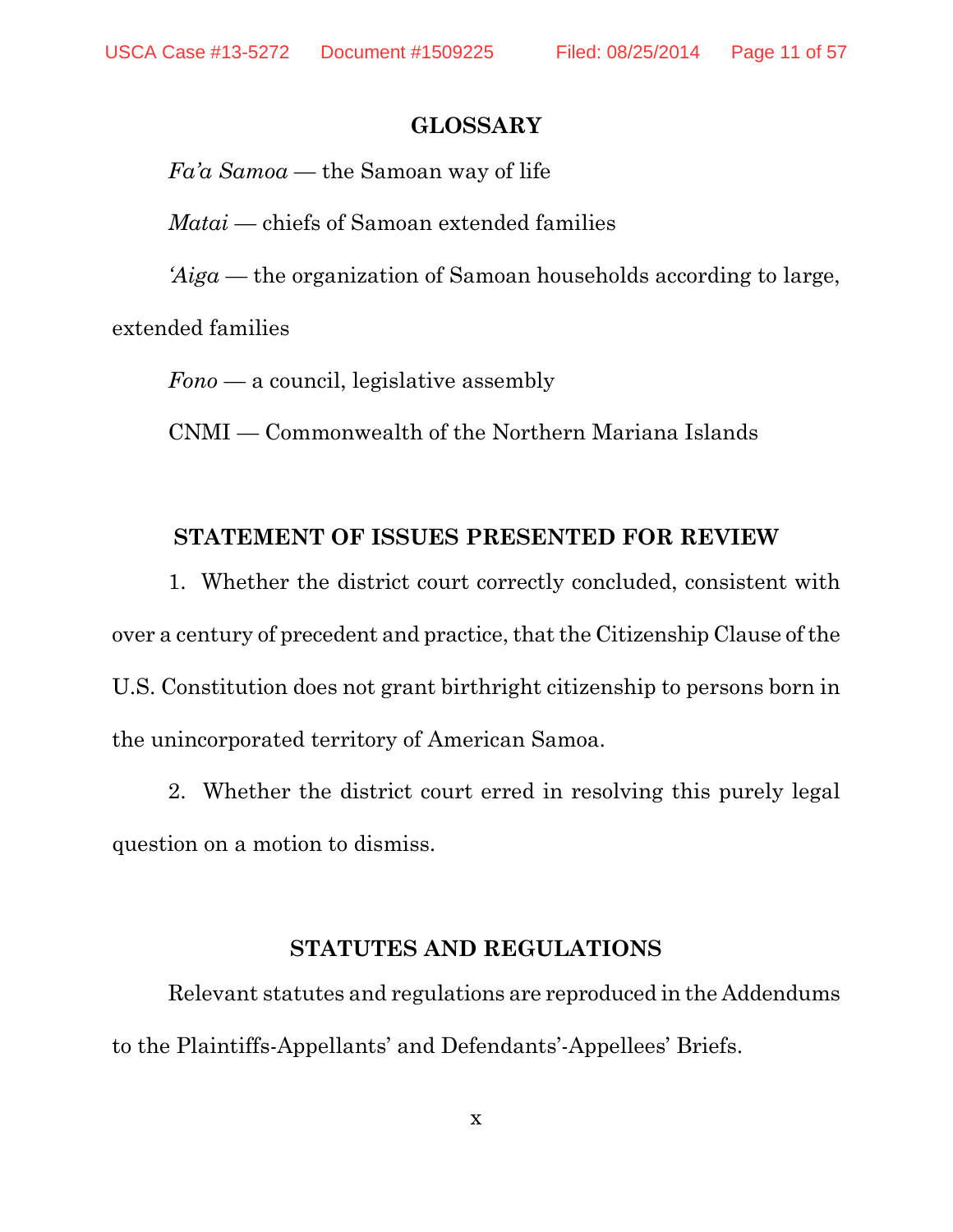## GLOSSARY

*Fa'a Samoa* — the Samoan way of life

*Matai* — chiefs of Samoan extended families

*'Aiga* — the organization of Samoan households according to large, extended families

*Fono* — a council, legislative assembly

CNMI — Commonwealth of the Northern Mariana Islands

## STATEMENT OF ISSUES PRESENTED FOR REVIEW

1. Whether the district court correctly concluded, consistent with over a century of precedent and practice, that the Citizenship Clause of the U.S. Constitution does not grant birthright citizenship to persons born in the unincorporated territory of American Samoa.

2. Whether the district court erred in resolving this purely legal question on a motion to dismiss.

## STATUTES AND REGULATIONS

Relevant statutes and regulations are reproduced in the Addendums to the Plaintiffs-Appellants' and Defendants'-Appellees' Briefs.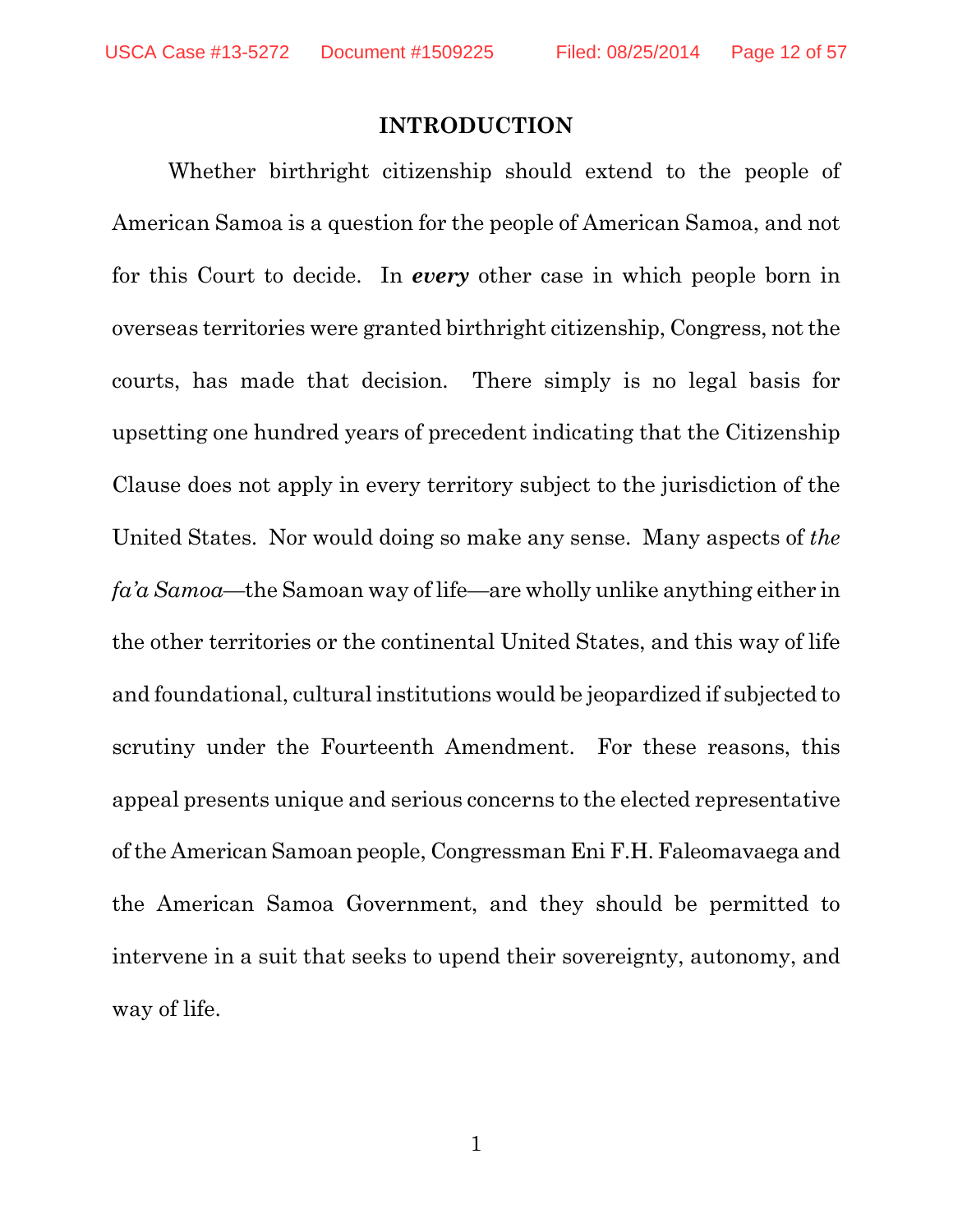## INTRODUCTION

Whether birthright citizenship should extend to the people of American Samoa is a question for the people of American Samoa, and not for this Court to decide. In ***every*** other case in which people born in overseas territories were granted birthright citizenship, Congress, not the courts, has made that decision. There simply is no legal basis for upsetting one hundred years of precedent indicating that the Citizenship Clause does not apply in every territory subject to the jurisdiction of the United States. Nor would doing so make any sense. Many aspects of *the fa'a Samoa*—the Samoan way of life—are wholly unlike anything either in the other territories or the continental United States, and this way of life and foundational, cultural institutions would be jeopardized if subjected to scrutiny under the Fourteenth Amendment. For these reasons, this appeal presents unique and serious concerns to the elected representative of the American Samoan people, Congressman Eni F.H. Faleomavaega and the American Samoa Government, and they should be permitted to intervene in a suit that seeks to upend their sovereignty, autonomy, and way of life.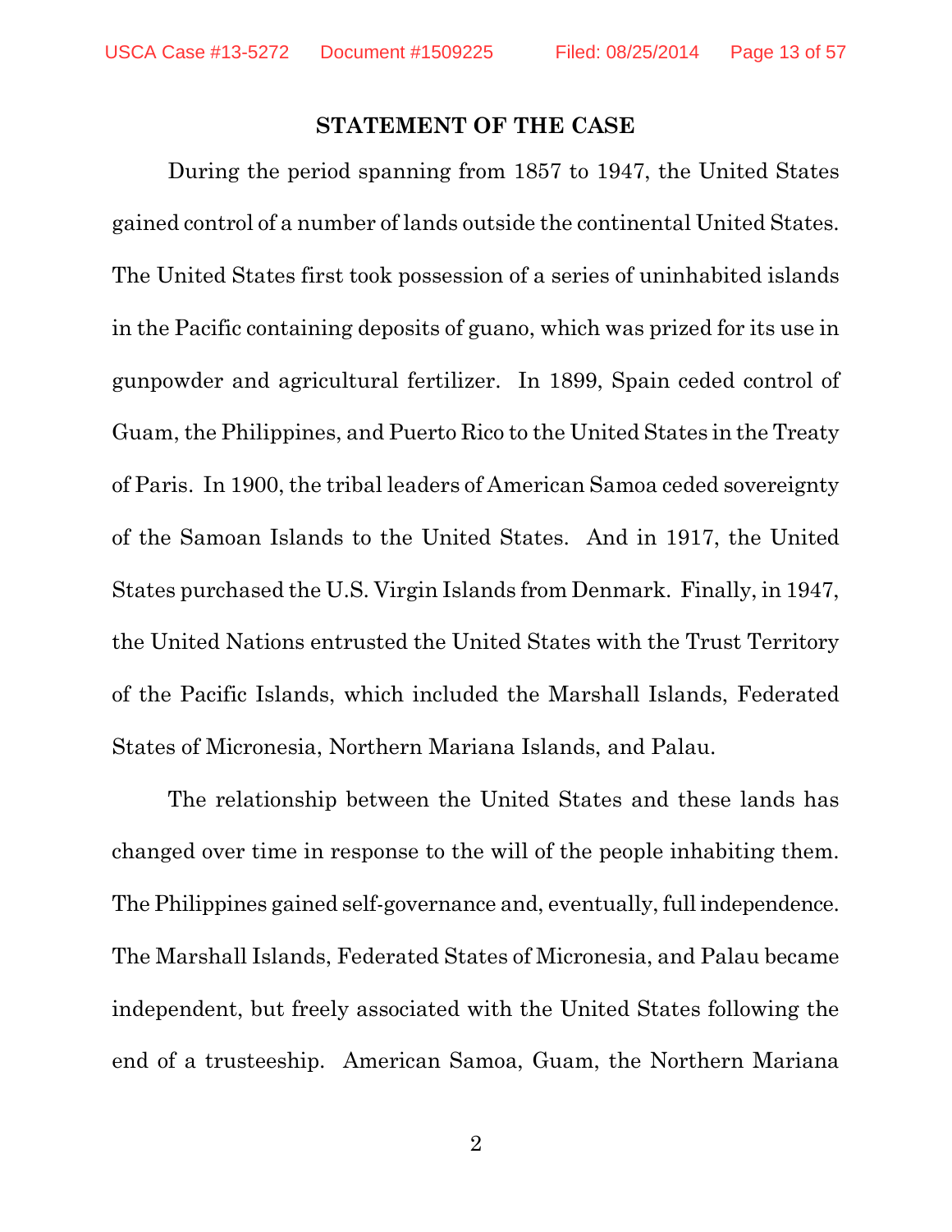## STATEMENT OF THE CASE

During the period spanning from 1857 to 1947, the United States gained control of a number of lands outside the continental United States. The United States first took possession of a series of uninhabited islands in the Pacific containing deposits of guano, which was prized for its use in gunpowder and agricultural fertilizer. In 1899, Spain ceded control of Guam, the Philippines, and Puerto Rico to the United States in the Treaty of Paris. In 1900, the tribal leaders of American Samoa ceded sovereignty of the Samoan Islands to the United States. And in 1917, the United States purchased the U.S. Virgin Islands from Denmark. Finally, in 1947, the United Nations entrusted the United States with the Trust Territory of the Pacific Islands, which included the Marshall Islands, Federated States of Micronesia, Northern Mariana Islands, and Palau.

The relationship between the United States and these lands has changed over time in response to the will of the people inhabiting them. The Philippines gained self-governance and, eventually, full independence. The Marshall Islands, Federated States of Micronesia, and Palau became independent, but freely associated with the United States following the end of a trusteeship. American Samoa, Guam, the Northern Mariana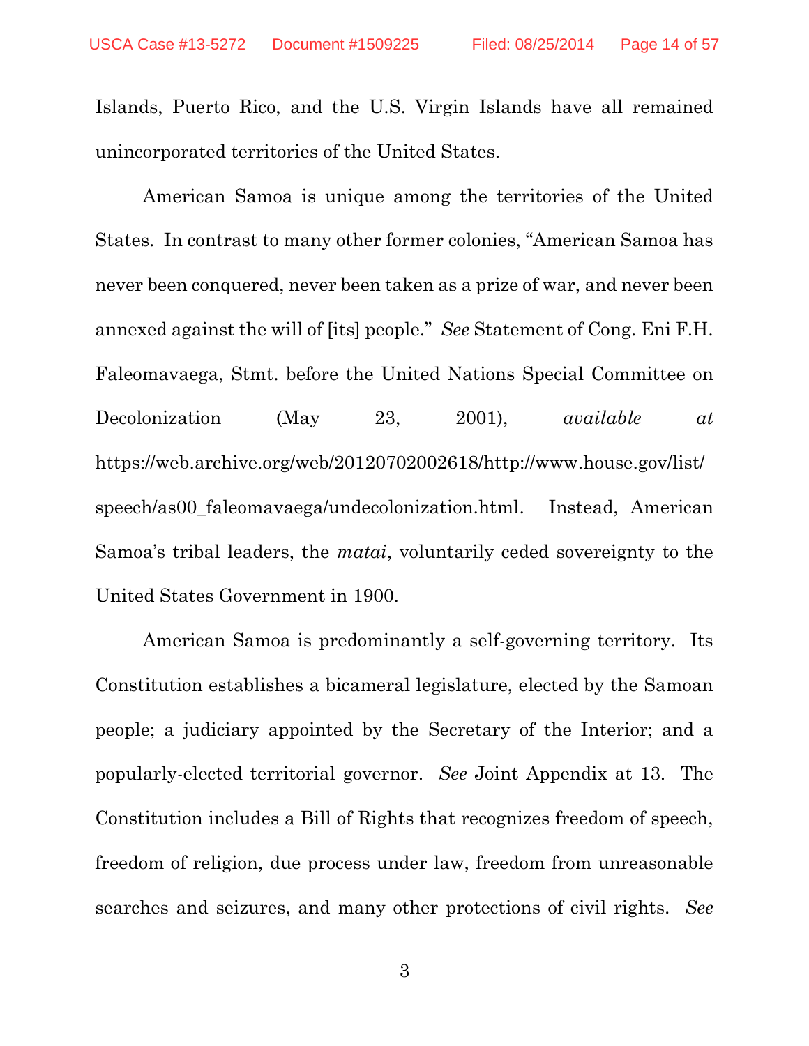Islands, Puerto Rico, and the U.S. Virgin Islands have all remained unincorporated territories of the United States.

American Samoa is unique among the territories of the United States. In contrast to many other former colonies, "American Samoa has never been conquered, never been taken as a prize of war, and never been annexed against the will of [its] people." *See* Statement of Cong. Eni F.H. Faleomavaega, Stmt. before the United Nations Special Committee on Decolonization (May 23, 2001), *available at* https://web.archive.org/web/20120702002618/http://www.house.gov/list/speech/as00_faleomavaega/undecolonization.html. Instead, American Samoa's tribal leaders, the *matai*, voluntarily ceded sovereignty to the United States Government in 1900.

American Samoa is predominantly a self-governing territory. Its Constitution establishes a bicameral legislature, elected by the Samoan people; a judiciary appointed by the Secretary of the Interior; and a popularly-elected territorial governor. *See* Joint Appendix at 13. The Constitution includes a Bill of Rights that recognizes freedom of speech, freedom of religion, due process under law, freedom from unreasonable searches and seizures, and many other protections of civil rights. *See*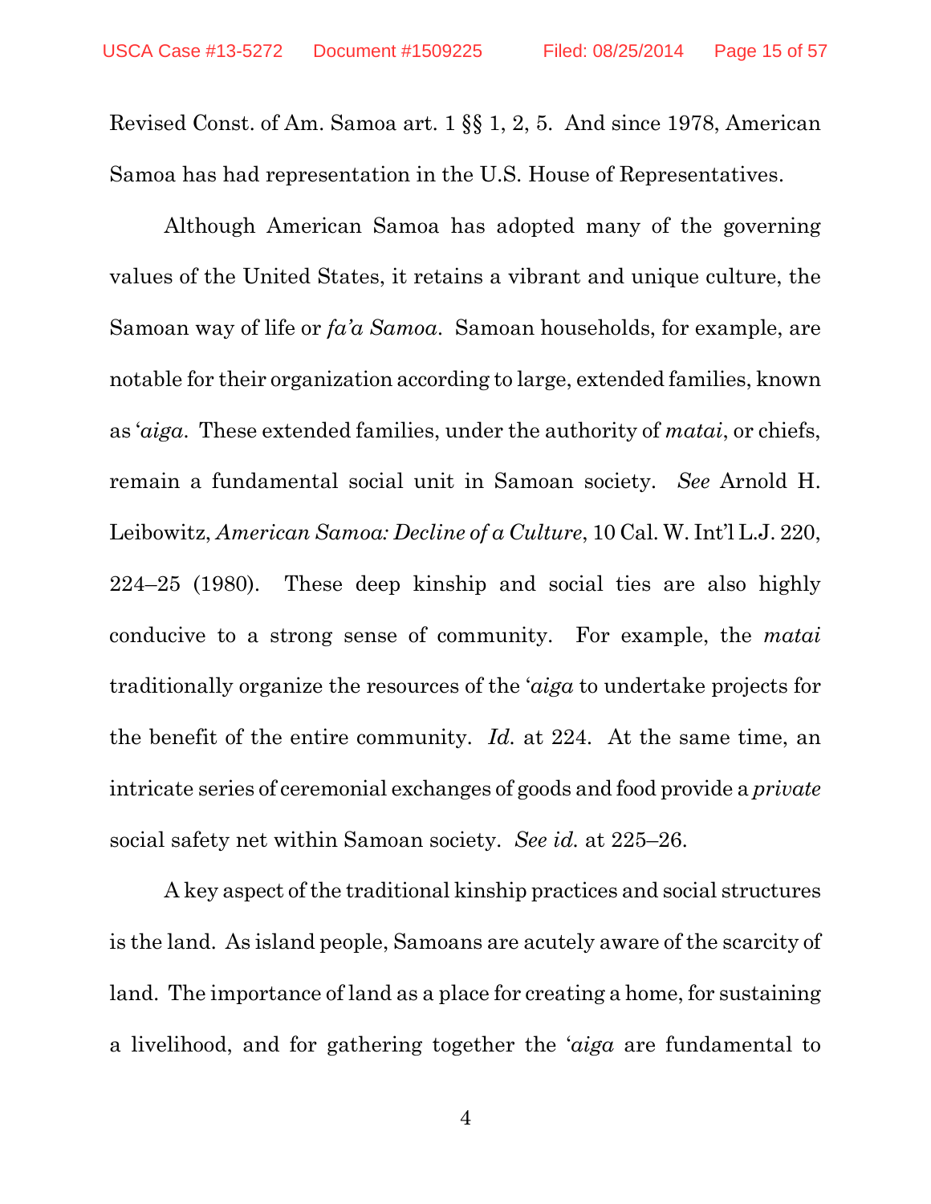Revised Const. of Am. Samoa art. 1 §§ 1, 2, 5. And since 1978, American Samoa has had representation in the U.S. House of Representatives.

Although American Samoa has adopted many of the governing values of the United States, it retains a vibrant and unique culture, the Samoan way of life or *fa'a Samoa*. Samoan households, for example, are notable for their organization according to large, extended families, known as '*aiga*. These extended families, under the authority of *matai*, or chiefs, remain a fundamental social unit in Samoan society. *See* Arnold H. Leibowitz, *American Samoa: Decline of a Culture*, 10 Cal. W. Int'l L.J. 220, 224–25 (1980). These deep kinship and social ties are also highly conducive to a strong sense of community. For example, the *matai* traditionally organize the resources of the '*aiga* to undertake projects for the benefit of the entire community. *Id.* at 224. At the same time, an intricate series of ceremonial exchanges of goods and food provide a *private* social safety net within Samoan society. *See id.* at 225–26.

A key aspect of the traditional kinship practices and social structures is the land. As island people, Samoans are acutely aware of the scarcity of land. The importance of land as a place for creating a home, for sustaining a livelihood, and for gathering together the '*aiga* are fundamental to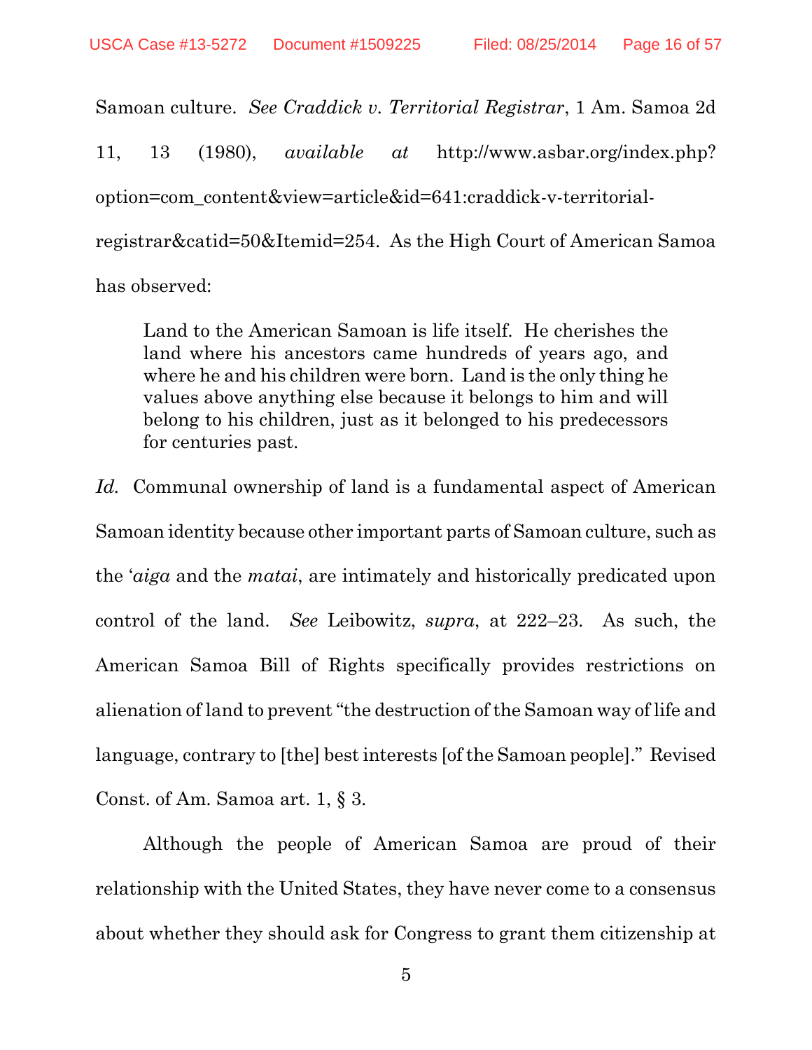Samoan culture. *See Craddick v. Territorial Registrar*, 1 Am. Samoa 2d 11, 13 (1980), *available at* http://www.asbar.org/index.php?option=com_content&view=article&id=641:craddick-v-territorial-registrar&catid=50&Itemid=254. As the High Court of American Samoa has observed:

> Land to the American Samoan is life itself. He cherishes the land where his ancestors came hundreds of years ago, and where he and his children were born. Land is the only thing he values above anything else because it belongs to him and will belong to his children, just as it belonged to his predecessors for centuries past.

*Id.* Communal ownership of land is a fundamental aspect of American Samoan identity because other important parts of Samoan culture, such as the ʻ*aiga* and the *matai*, are intimately and historically predicated upon control of the land. *See* Leibowitz, *supra*, at 222–23. As such, the American Samoa Bill of Rights specifically provides restrictions on alienation of land to prevent "the destruction of the Samoan way of life and language, contrary to [the] best interests [of the Samoan people]." Revised Const. of Am. Samoa art. 1, § 3.

Although the people of American Samoa are proud of their relationship with the United States, they have never come to a consensus about whether they should ask for Congress to grant them citizenship at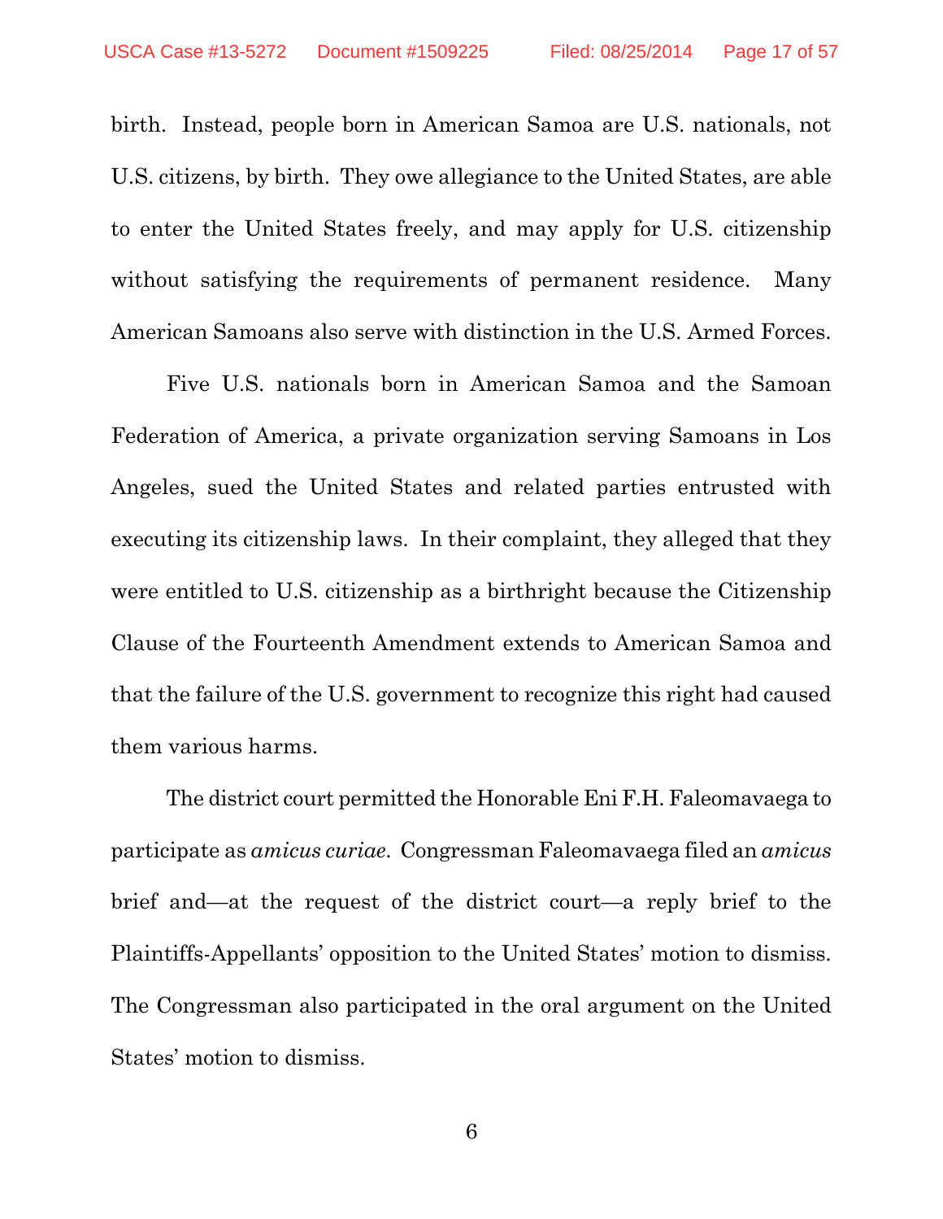birth. Instead, people born in American Samoa are U.S. nationals, not U.S. citizens, by birth. They owe allegiance to the United States, are able to enter the United States freely, and may apply for U.S. citizenship without satisfying the requirements of permanent residence. Many American Samoans also serve with distinction in the U.S. Armed Forces.

Five U.S. nationals born in American Samoa and the Samoan Federation of America, a private organization serving Samoans in Los Angeles, sued the United States and related parties entrusted with executing its citizenship laws. In their complaint, they alleged that they were entitled to U.S. citizenship as a birthright because the Citizenship Clause of the Fourteenth Amendment extends to American Samoa and that the failure of the U.S. government to recognize this right had caused them various harms.

The district court permitted the Honorable Eni F.H. Faleomavaega to participate as *amicus curiae*. Congressman Faleomavaega filed an *amicus* brief and—at the request of the district court—a reply brief to the Plaintiffs-Appellants' opposition to the United States' motion to dismiss. The Congressman also participated in the oral argument on the United States' motion to dismiss.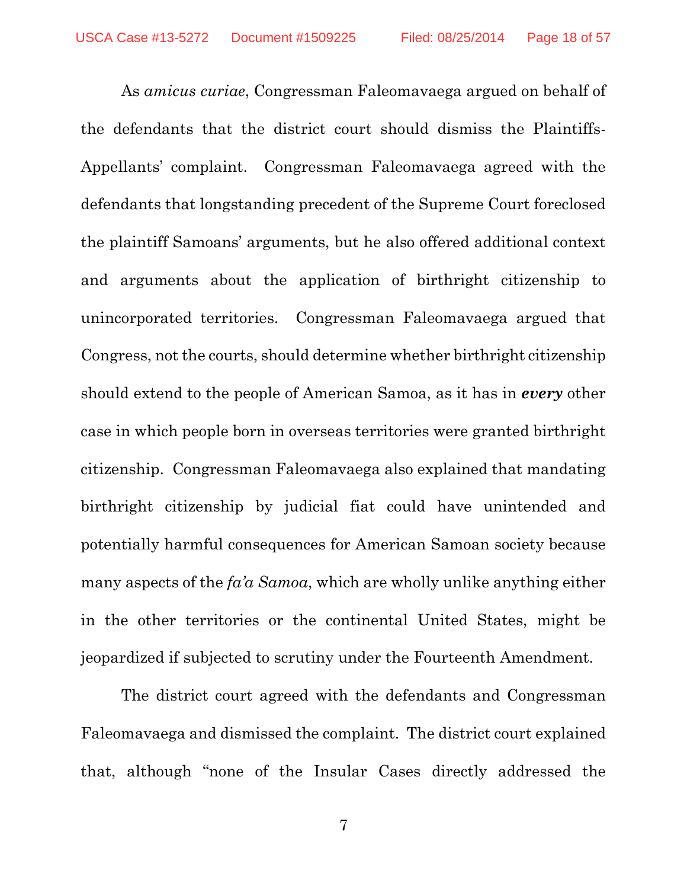As *amicus curiae*, Congressman Faleomavaega argued on behalf of the defendants that the district court should dismiss the Plaintiffs-Appellants' complaint. Congressman Faleomavaega agreed with the defendants that longstanding precedent of the Supreme Court foreclosed the plaintiff Samoans' arguments, but he also offered additional context and arguments about the application of birthright citizenship to unincorporated territories. Congressman Faleomavaega argued that Congress, not the courts, should determine whether birthright citizenship should extend to the people of American Samoa, as it has in ***every*** other case in which people born in overseas territories were granted birthright citizenship. Congressman Faleomavaega also explained that mandating birthright citizenship by judicial fiat could have unintended and potentially harmful consequences for American Samoan society because many aspects of the *fa'a Samoa*, which are wholly unlike anything either in the other territories or the continental United States, might be jeopardized if subjected to scrutiny under the Fourteenth Amendment.

The district court agreed with the defendants and Congressman Faleomavaega and dismissed the complaint. The district court explained that, although "none of the Insular Cases directly addressed the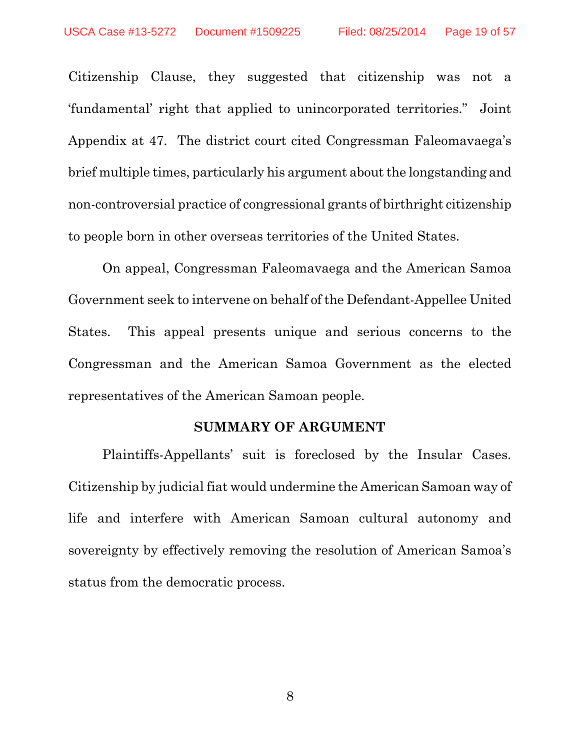Citizenship Clause, they suggested that citizenship was not a 'fundamental' right that applied to unincorporated territories." Joint Appendix at 47. The district court cited Congressman Faleomavaega's brief multiple times, particularly his argument about the longstanding and non-controversial practice of congressional grants of birthright citizenship to people born in other overseas territories of the United States.

On appeal, Congressman Faleomavaega and the American Samoa Government seek to intervene on behalf of the Defendant-Appellee United States. This appeal presents unique and serious concerns to the Congressman and the American Samoa Government as the elected representatives of the American Samoan people.

## SUMMARY OF ARGUMENT

Plaintiffs-Appellants' suit is foreclosed by the Insular Cases. Citizenship by judicial fiat would undermine the American Samoan way of life and interfere with American Samoan cultural autonomy and sovereignty by effectively removing the resolution of American Samoa's status from the democratic process.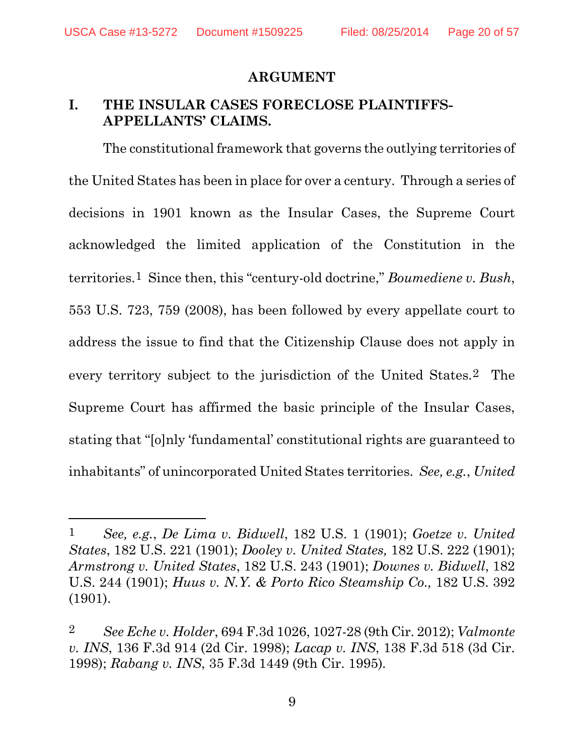## ARGUMENT

## I. THE INSULAR CASES FORECLOSE PLAINTIFFS-APPELLANTS' CLAIMS.

The constitutional framework that governs the outlying territories of the United States has been in place for over a century. Through a series of decisions in 1901 known as the Insular Cases, the Supreme Court acknowledged the limited application of the Constitution in the territories.[1] Since then, this "century-old doctrine," *Boumediene v. Bush*, 553 U.S. 723, 759 (2008), has been followed by every appellate court to address the issue to find that the Citizenship Clause does not apply in every territory subject to the jurisdiction of the United States.[2] The Supreme Court has affirmed the basic principle of the Insular Cases, stating that "[o]nly 'fundamental' constitutional rights are guaranteed to inhabitants" of unincorporated United States territories. *See, e.g.*, *United*

---

[1] *See, e.g.*, *De Lima v. Bidwell*, 182 U.S. 1 (1901); *Goetze v. United States*, 182 U.S. 221 (1901); *Dooley v. United States,* 182 U.S. 222 (1901); *Armstrong v. United States*, 182 U.S. 243 (1901); *Downes v. Bidwell*, 182 U.S. 244 (1901); *Huus v. N.Y. & Porto Rico Steamship Co.,* 182 U.S. 392 (1901).

[2] *See Eche v. Holder*, 694 F.3d 1026, 1027-28 (9th Cir. 2012); *Valmonte v. INS*, 136 F.3d 914 (2d Cir. 1998); *Lacap v. INS*, 138 F.3d 518 (3d Cir. 1998); *Rabang v. INS*, 35 F.3d 1449 (9th Cir. 1995).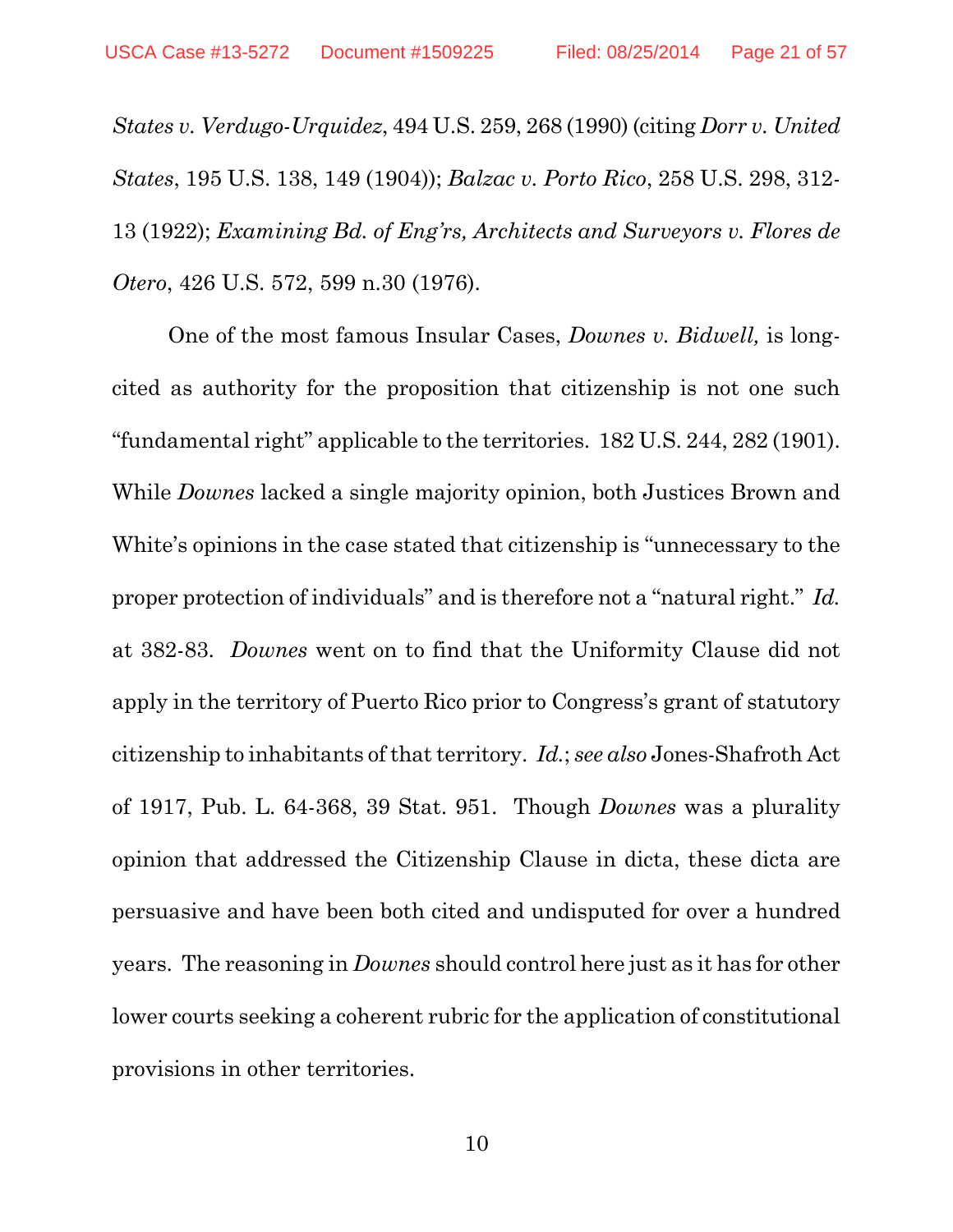*States v. Verdugo-Urquidez*, 494 U.S. 259, 268 (1990) (citing *Dorr v. United States*, 195 U.S. 138, 149 (1904)); *Balzac v. Porto Rico*, 258 U.S. 298, 312-13 (1922); *Examining Bd. of Eng'rs, Architects and Surveyors v. Flores de Otero*, 426 U.S. 572, 599 n.30 (1976).

One of the most famous Insular Cases, *Downes v. Bidwell,* is long-cited as authority for the proposition that citizenship is not one such "fundamental right" applicable to the territories. 182 U.S. 244, 282 (1901). While *Downes* lacked a single majority opinion, both Justices Brown and White's opinions in the case stated that citizenship is "unnecessary to the proper protection of individuals" and is therefore not a "natural right." *Id.* at 382-83. *Downes* went on to find that the Uniformity Clause did not apply in the territory of Puerto Rico prior to Congress's grant of statutory citizenship to inhabitants of that territory. *Id.*; *see also* Jones-Shafroth Act of 1917, Pub. L. 64-368, 39 Stat. 951. Though *Downes* was a plurality opinion that addressed the Citizenship Clause in dicta, these dicta are persuasive and have been both cited and undisputed for over a hundred years. The reasoning in *Downes* should control here just as it has for other lower courts seeking a coherent rubric for the application of constitutional provisions in other territories.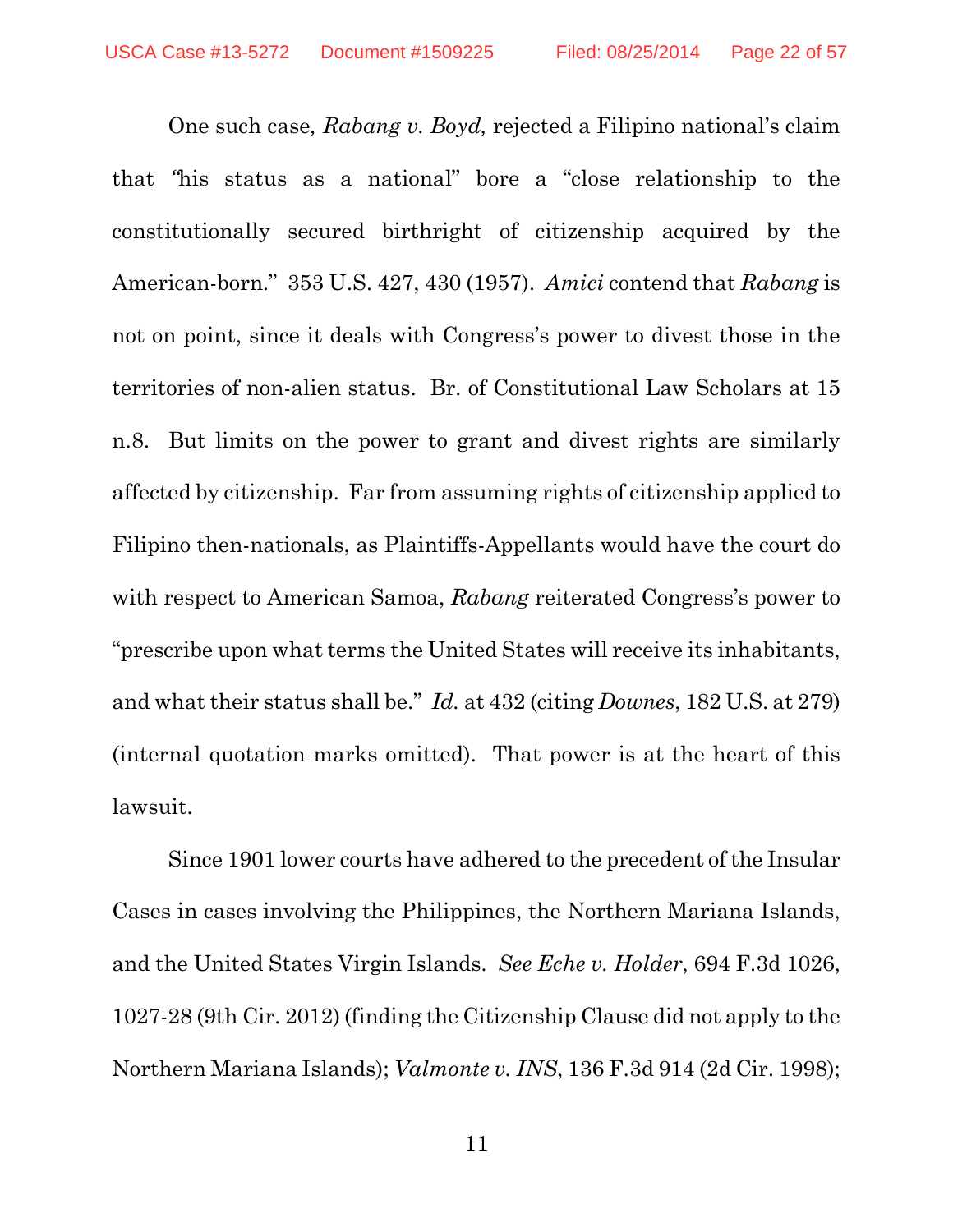One such case*, Rabang v. Boyd,* rejected a Filipino national's claim that "his status as a national" bore a "close relationship to the constitutionally secured birthright of citizenship acquired by the American-born." 353 U.S. 427, 430 (1957). *Amici* contend that *Rabang* is not on point, since it deals with Congress's power to divest those in the territories of non-alien status. Br. of Constitutional Law Scholars at 15 n.8. But limits on the power to grant and divest rights are similarly affected by citizenship. Far from assuming rights of citizenship applied to Filipino then-nationals, as Plaintiffs-Appellants would have the court do with respect to American Samoa, *Rabang* reiterated Congress's power to "prescribe upon what terms the United States will receive its inhabitants, and what their status shall be." *Id.* at 432 (citing *Downes*, 182 U.S. at 279) (internal quotation marks omitted). That power is at the heart of this lawsuit.

Since 1901 lower courts have adhered to the precedent of the Insular Cases in cases involving the Philippines, the Northern Mariana Islands, and the United States Virgin Islands. *See Eche v. Holder*, 694 F.3d 1026, 1027-28 (9th Cir. 2012) (finding the Citizenship Clause did not apply to the Northern Mariana Islands); *Valmonte v. INS*, 136 F.3d 914 (2d Cir. 1998);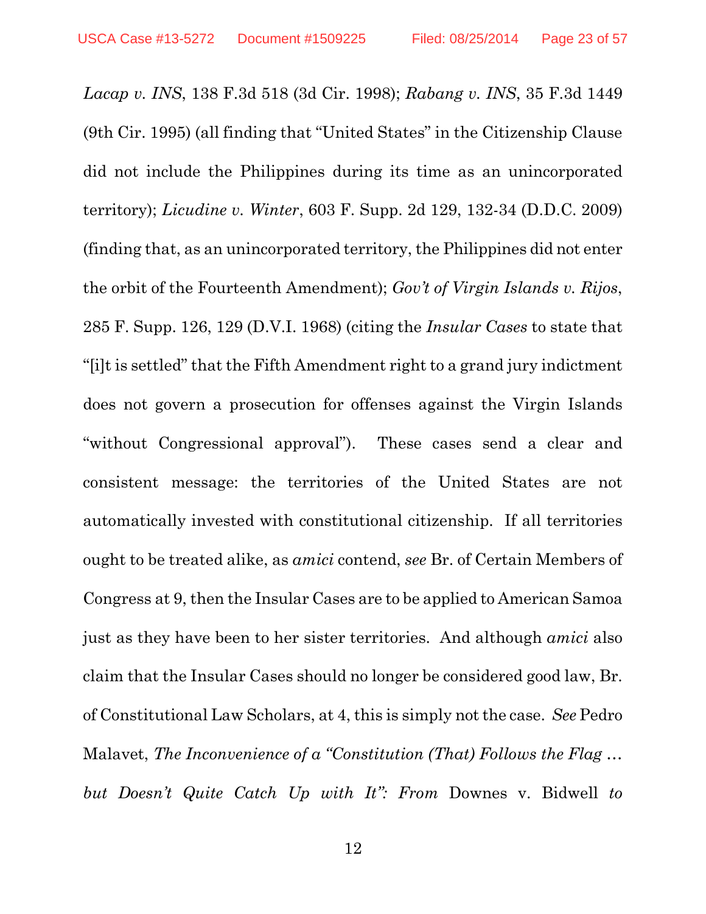*Lacap v. INS*, 138 F.3d 518 (3d Cir. 1998); *Rabang v. INS*, 35 F.3d 1449 (9th Cir. 1995) (all finding that "United States" in the Citizenship Clause did not include the Philippines during its time as an unincorporated territory); *Licudine v. Winter*, 603 F. Supp. 2d 129, 132-34 (D.D.C. 2009) (finding that, as an unincorporated territory, the Philippines did not enter the orbit of the Fourteenth Amendment); *Gov't of Virgin Islands v. Rijos*, 285 F. Supp. 126, 129 (D.V.I. 1968) (citing the *Insular Cases* to state that "[i]t is settled" that the Fifth Amendment right to a grand jury indictment does not govern a prosecution for offenses against the Virgin Islands "without Congressional approval"). These cases send a clear and consistent message: the territories of the United States are not automatically invested with constitutional citizenship. If all territories ought to be treated alike, as *amici* contend, *see* Br. of Certain Members of Congress at 9, then the Insular Cases are to be applied to American Samoa just as they have been to her sister territories. And although *amici* also claim that the Insular Cases should no longer be considered good law, Br. of Constitutional Law Scholars, at 4, this is simply not the case. *See* Pedro Malavet, *The Inconvenience of a "Constitution (That) Follows the Flag … but Doesn't Quite Catch Up with It": From* Downes v. Bidwell *to*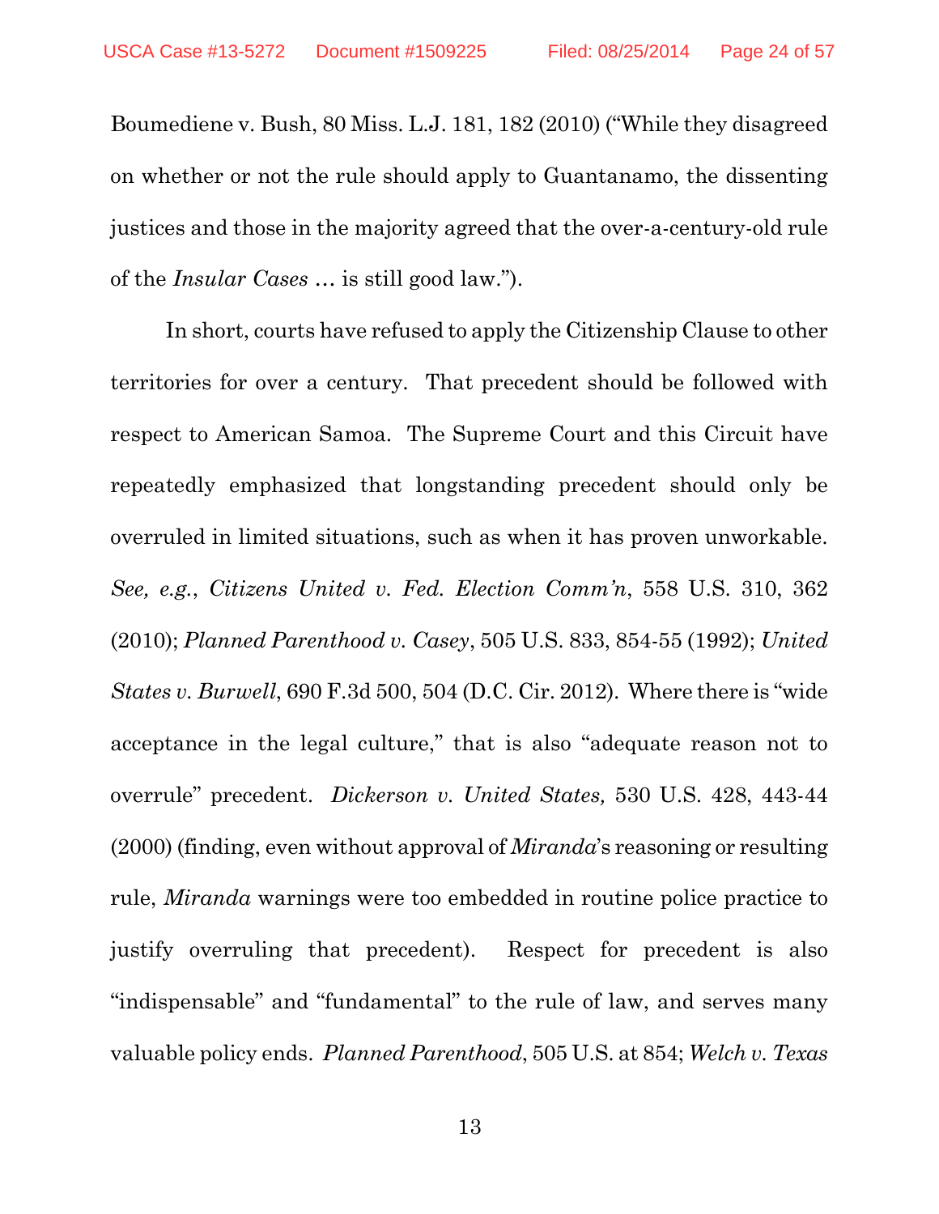Boumediene v. Bush, 80 Miss. L.J. 181, 182 (2010) ("While they disagreed on whether or not the rule should apply to Guantanamo, the dissenting justices and those in the majority agreed that the over-a-century-old rule of the *Insular Cases* … is still good law.").

In short, courts have refused to apply the Citizenship Clause to other territories for over a century. That precedent should be followed with respect to American Samoa. The Supreme Court and this Circuit have repeatedly emphasized that longstanding precedent should only be overruled in limited situations, such as when it has proven unworkable. *See, e.g.*, *Citizens United v. Fed. Election Comm'n*, 558 U.S. 310, 362 (2010); *Planned Parenthood v. Casey*, 505 U.S. 833, 854-55 (1992); *United States v. Burwell*, 690 F.3d 500, 504 (D.C. Cir. 2012). Where there is "wide acceptance in the legal culture," that is also "adequate reason not to overrule" precedent. *Dickerson v. United States,* 530 U.S. 428, 443-44 (2000) (finding, even without approval of *Miranda*'s reasoning or resulting rule, *Miranda* warnings were too embedded in routine police practice to justify overruling that precedent). Respect for precedent is also "indispensable" and "fundamental" to the rule of law, and serves many valuable policy ends. *Planned Parenthood*, 505 U.S. at 854; *Welch v. Texas*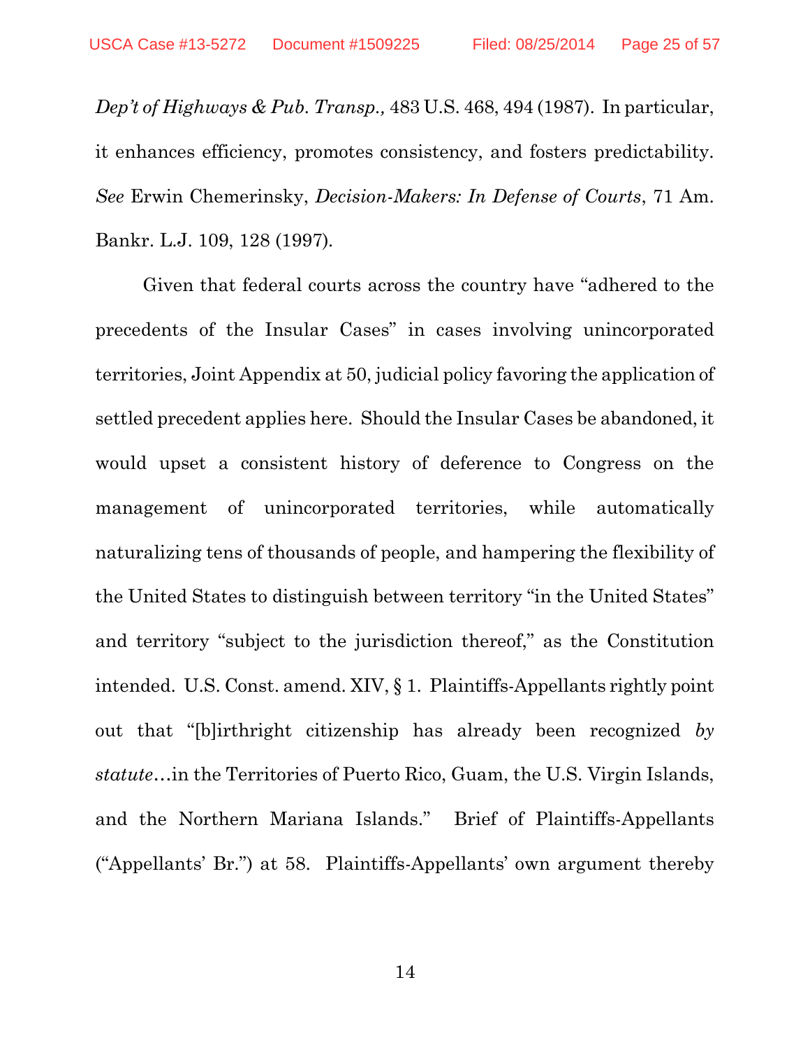*Dep't of Highways & Pub. Transp.,* 483 U.S. 468, 494 (1987). In particular, it enhances efficiency, promotes consistency, and fosters predictability. *See* Erwin Chemerinsky, *Decision-Makers: In Defense of Courts*, 71 Am. Bankr. L.J. 109, 128 (1997).

Given that federal courts across the country have "adhered to the precedents of the Insular Cases" in cases involving unincorporated territories, Joint Appendix at 50, judicial policy favoring the application of settled precedent applies here. Should the Insular Cases be abandoned, it would upset a consistent history of deference to Congress on the management of unincorporated territories, while automatically naturalizing tens of thousands of people, and hampering the flexibility of the United States to distinguish between territory "in the United States" and territory "subject to the jurisdiction thereof," as the Constitution intended. U.S. Const. amend. XIV, § 1. Plaintiffs-Appellants rightly point out that "[b]irthright citizenship has already been recognized *by statute*…in the Territories of Puerto Rico, Guam, the U.S. Virgin Islands, and the Northern Mariana Islands." Brief of Plaintiffs-Appellants ("Appellants' Br.") at 58. Plaintiffs-Appellants' own argument thereby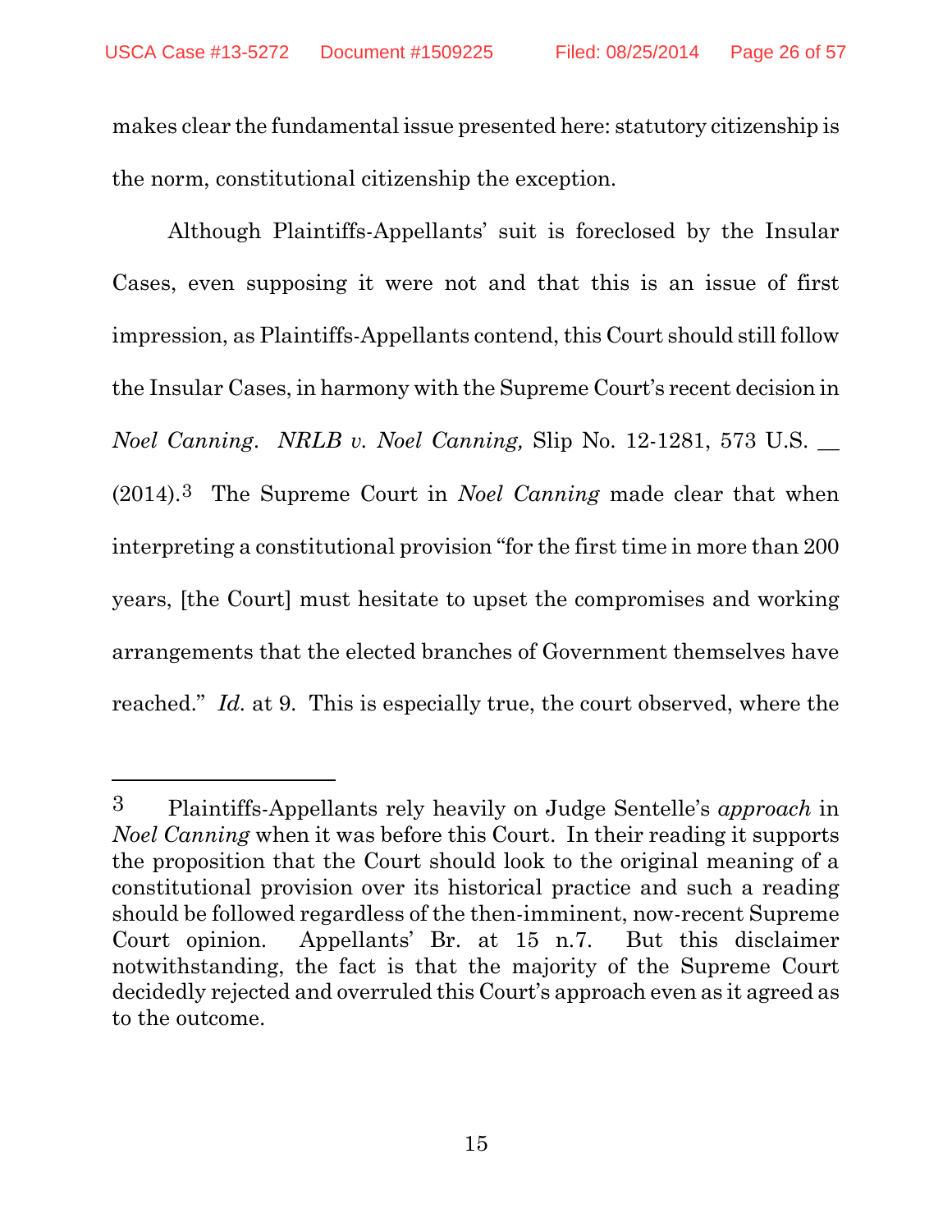makes clear the fundamental issue presented here: statutory citizenship is the norm, constitutional citizenship the exception.

Although Plaintiffs-Appellants' suit is foreclosed by the Insular Cases, even supposing it were not and that this is an issue of first impression, as Plaintiffs-Appellants contend, this Court should still follow the Insular Cases, in harmony with the Supreme Court's recent decision in *Noel Canning*. *NRLB v. Noel Canning,* Slip No. 12-1281, 573 U.S. __ (2014).[3] The Supreme Court in *Noel Canning* made clear that when interpreting a constitutional provision "for the first time in more than 200 years, [the Court] must hesitate to upset the compromises and working arrangements that the elected branches of Government themselves have reached." *Id.* at 9. This is especially true, the court observed, where the

---

[3] Plaintiffs-Appellants rely heavily on Judge Sentelle's *approach* in *Noel Canning* when it was before this Court. In their reading it supports the proposition that the Court should look to the original meaning of a constitutional provision over its historical practice and such a reading should be followed regardless of the then-imminent, now-recent Supreme Court opinion. Appellants' Br. at 15 n.7. But this disclaimer notwithstanding, the fact is that the majority of the Supreme Court decidedly rejected and overruled this Court's approach even as it agreed as to the outcome.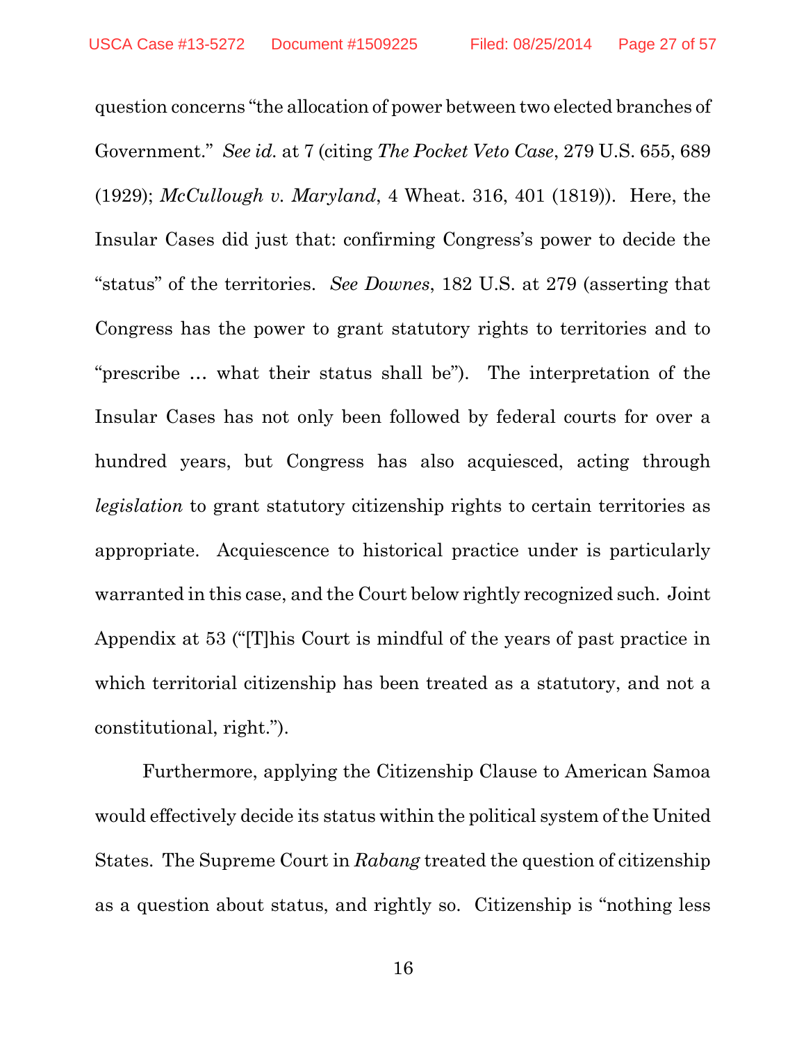question concerns "the allocation of power between two elected branches of Government." *See id.* at 7 (citing *The Pocket Veto Case*, 279 U.S. 655, 689 (1929); *McCullough v. Maryland*, 4 Wheat. 316, 401 (1819)). Here, the Insular Cases did just that: confirming Congress's power to decide the "status" of the territories. *See Downes*, 182 U.S. at 279 (asserting that Congress has the power to grant statutory rights to territories and to "prescribe … what their status shall be"). The interpretation of the Insular Cases has not only been followed by federal courts for over a hundred years, but Congress has also acquiesced, acting through *legislation* to grant statutory citizenship rights to certain territories as appropriate. Acquiescence to historical practice under is particularly warranted in this case, and the Court below rightly recognized such. Joint Appendix at 53 ("[T]his Court is mindful of the years of past practice in which territorial citizenship has been treated as a statutory, and not a constitutional, right.").

Furthermore, applying the Citizenship Clause to American Samoa would effectively decide its status within the political system of the United States. The Supreme Court in *Rabang* treated the question of citizenship as a question about status, and rightly so. Citizenship is "nothing less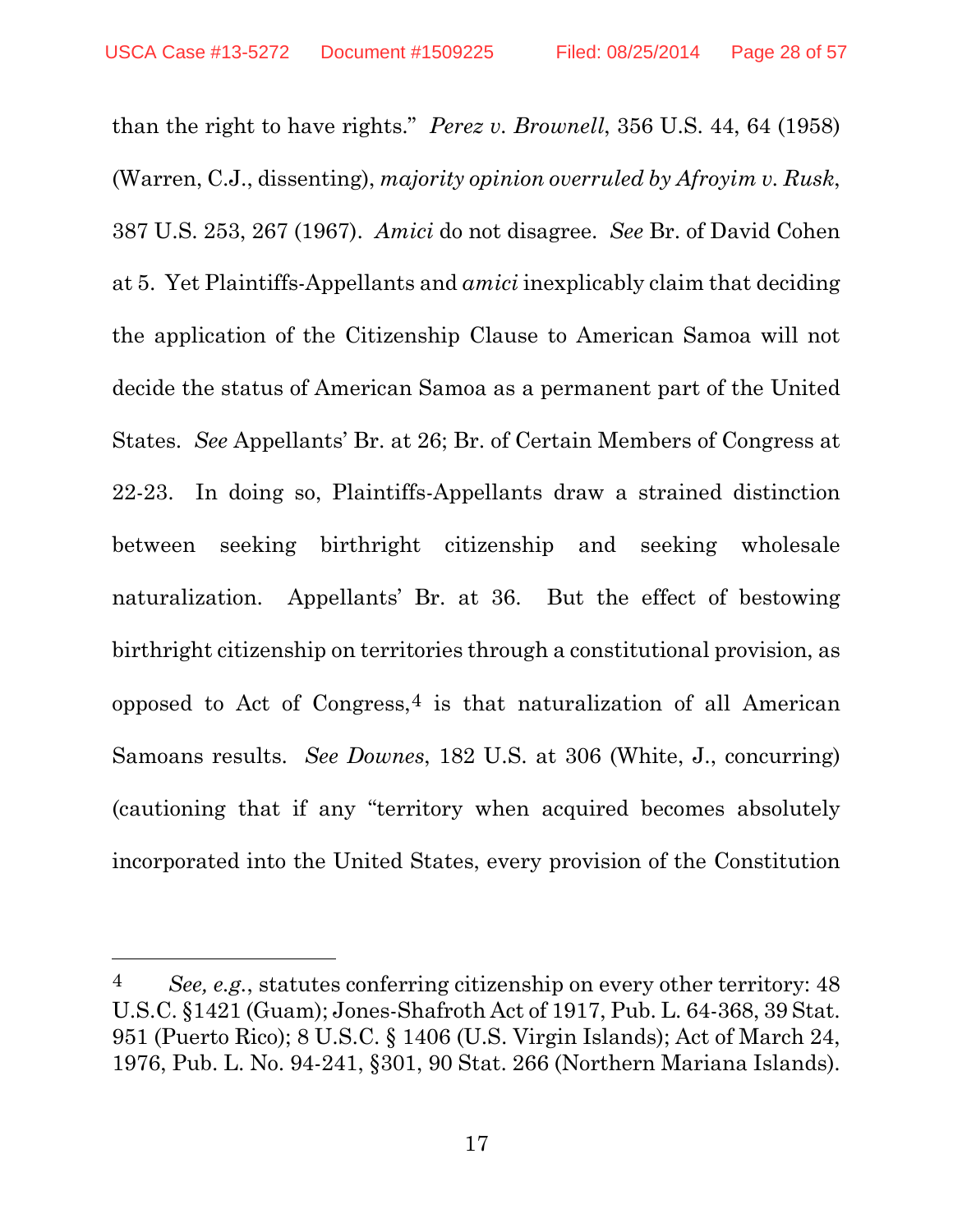than the right to have rights." *Perez v. Brownell*, 356 U.S. 44, 64 (1958) (Warren, C.J., dissenting), *majority opinion overruled by Afroyim v. Rusk*, 387 U.S. 253, 267 (1967). *Amici* do not disagree. *See* Br. of David Cohen at 5. Yet Plaintiffs-Appellants and *amici* inexplicably claim that deciding the application of the Citizenship Clause to American Samoa will not decide the status of American Samoa as a permanent part of the United States. *See* Appellants' Br. at 26; Br. of Certain Members of Congress at 22-23. In doing so, Plaintiffs-Appellants draw a strained distinction between seeking birthright citizenship and seeking wholesale naturalization. Appellants' Br. at 36. But the effect of bestowing birthright citizenship on territories through a constitutional provision, as opposed to Act of Congress,[4] is that naturalization of all American Samoans results. *See Downes*, 182 U.S. at 306 (White, J., concurring) (cautioning that if any "territory when acquired becomes absolutely incorporated into the United States, every provision of the Constitution

---

[4] *See, e.g.*, statutes conferring citizenship on every other territory: 48 U.S.C. §1421 (Guam); Jones-Shafroth Act of 1917, Pub. L. 64-368, 39 Stat. 951 (Puerto Rico); 8 U.S.C. § 1406 (U.S. Virgin Islands); Act of March 24, 1976, Pub. L. No. 94-241, §301, 90 Stat. 266 (Northern Mariana Islands).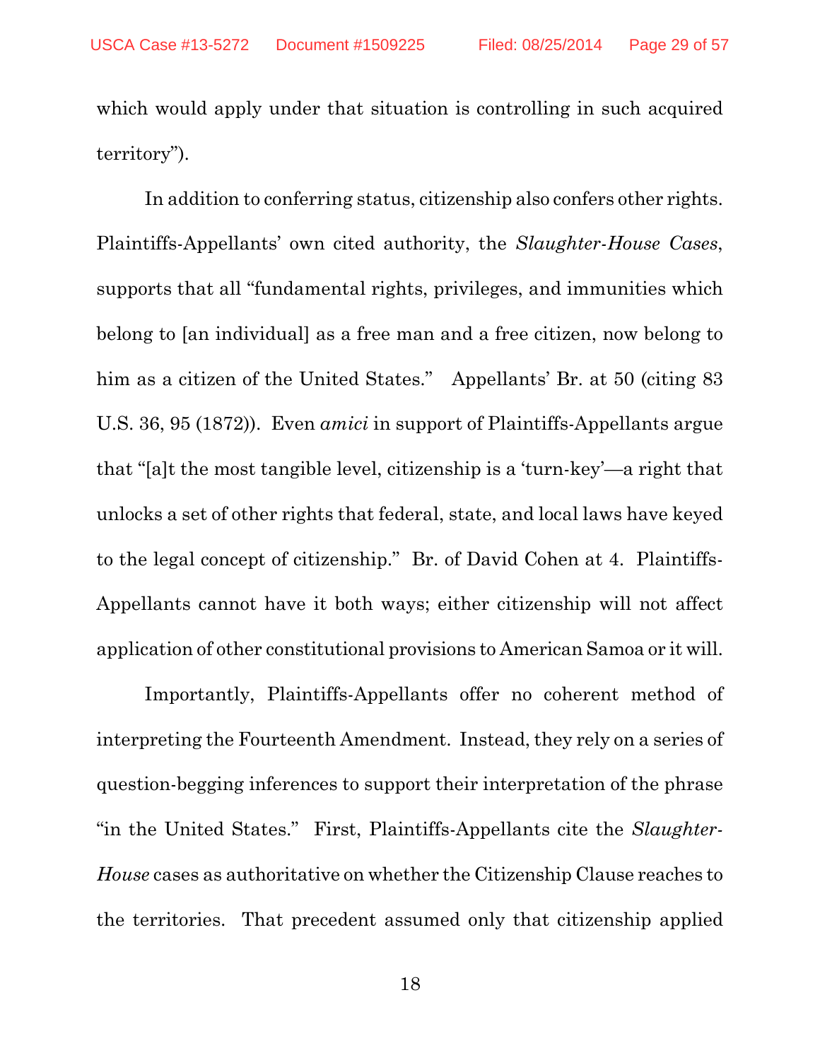which would apply under that situation is controlling in such acquired territory").

In addition to conferring status, citizenship also confers other rights. Plaintiffs-Appellants' own cited authority, the *Slaughter-House Cases*, supports that all "fundamental rights, privileges, and immunities which belong to [an individual] as a free man and a free citizen, now belong to him as a citizen of the United States." Appellants' Br. at 50 (citing 83 U.S. 36, 95 (1872)). Even *amici* in support of Plaintiffs-Appellants argue that "[a]t the most tangible level, citizenship is a 'turn-key'—a right that unlocks a set of other rights that federal, state, and local laws have keyed to the legal concept of citizenship." Br. of David Cohen at 4. Plaintiffs-Appellants cannot have it both ways; either citizenship will not affect application of other constitutional provisions to American Samoa or it will.

Importantly, Plaintiffs-Appellants offer no coherent method of interpreting the Fourteenth Amendment. Instead, they rely on a series of question-begging inferences to support their interpretation of the phrase "in the United States." First, Plaintiffs-Appellants cite the *Slaughter-House* cases as authoritative on whether the Citizenship Clause reaches to the territories. That precedent assumed only that citizenship applied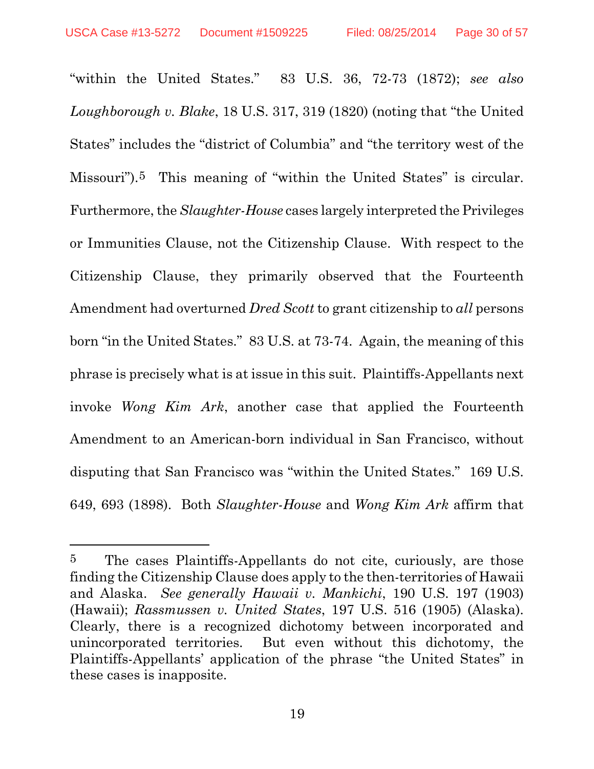"within the United States." 83 U.S. 36, 72-73 (1872); *see also Loughborough v. Blake*, 18 U.S. 317, 319 (1820) (noting that "the United States" includes the "district of Columbia" and "the territory west of the Missouri").[5] This meaning of "within the United States" is circular. Furthermore, the *Slaughter-House* cases largely interpreted the Privileges or Immunities Clause, not the Citizenship Clause. With respect to the Citizenship Clause, they primarily observed that the Fourteenth Amendment had overturned *Dred Scott* to grant citizenship to *all* persons born "in the United States." 83 U.S. at 73-74. Again, the meaning of this phrase is precisely what is at issue in this suit. Plaintiffs-Appellants next invoke *Wong Kim Ark*, another case that applied the Fourteenth Amendment to an American-born individual in San Francisco, without disputing that San Francisco was "within the United States." 169 U.S. 649, 693 (1898). Both *Slaughter-House* and *Wong Kim Ark* affirm that

---

[5] The cases Plaintiffs-Appellants do not cite, curiously, are those finding the Citizenship Clause does apply to the then-territories of Hawaii and Alaska. *See generally Hawaii v. Mankichi*, 190 U.S. 197 (1903) (Hawaii); *Rassmussen v. United States*, 197 U.S. 516 (1905) (Alaska). Clearly, there is a recognized dichotomy between incorporated and unincorporated territories. But even without this dichotomy, the Plaintiffs-Appellants' application of the phrase "the United States" in these cases is inapposite.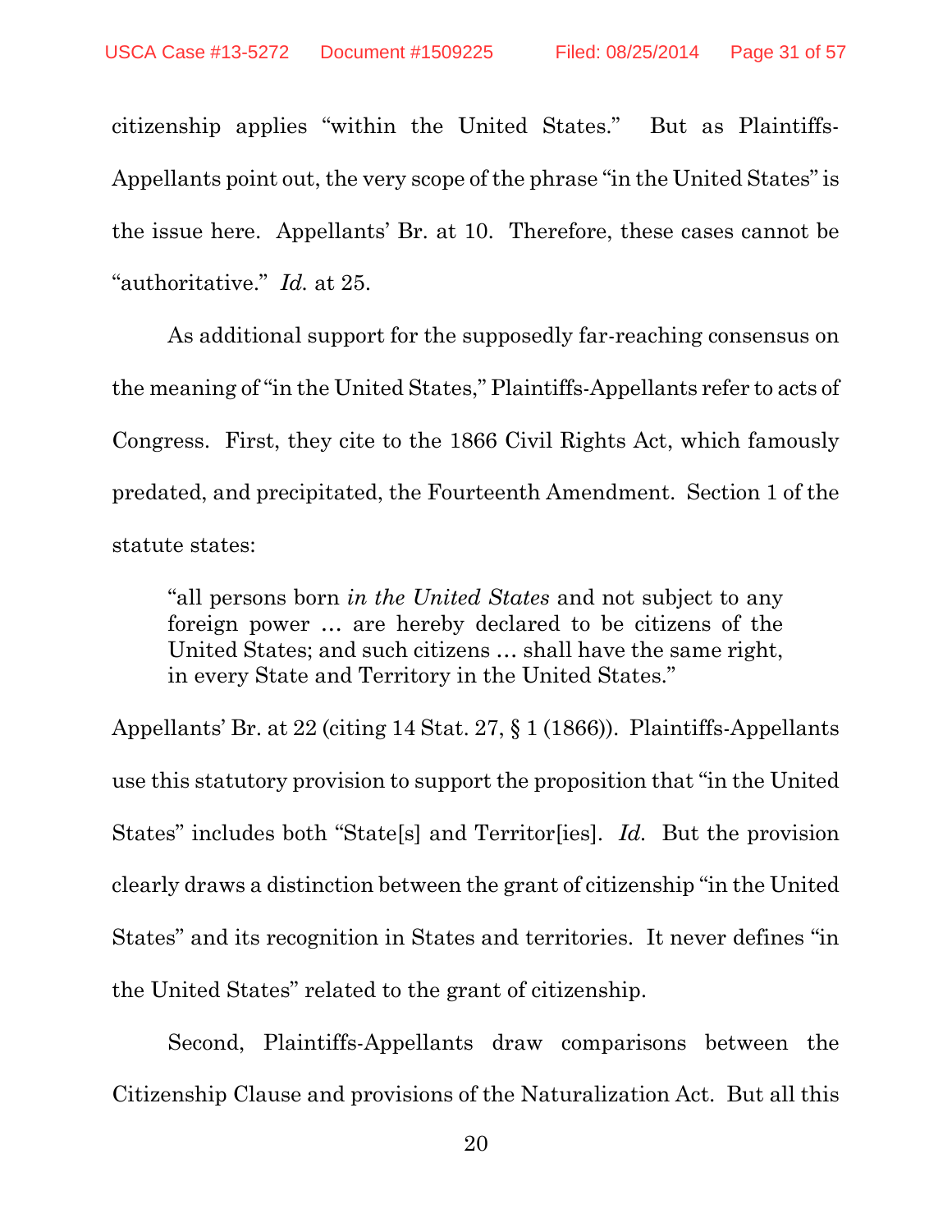citizenship applies "within the United States." But as Plaintiffs-Appellants point out, the very scope of the phrase "in the United States" is the issue here. Appellants' Br. at 10. Therefore, these cases cannot be "authoritative." *Id.* at 25.

As additional support for the supposedly far-reaching consensus on the meaning of "in the United States," Plaintiffs-Appellants refer to acts of Congress. First, they cite to the 1866 Civil Rights Act, which famously predated, and precipitated, the Fourteenth Amendment. Section 1 of the statute states:

> "all persons born *in the United States* and not subject to any foreign power … are hereby declared to be citizens of the United States; and such citizens … shall have the same right, in every State and Territory in the United States."

Appellants' Br. at 22 (citing 14 Stat. 27, § 1 (1866)). Plaintiffs-Appellants use this statutory provision to support the proposition that "in the United States" includes both "State[s] and Territor[ies]. *Id.* But the provision clearly draws a distinction between the grant of citizenship "in the United States" and its recognition in States and territories. It never defines "in the United States" related to the grant of citizenship.

Second, Plaintiffs-Appellants draw comparisons between the Citizenship Clause and provisions of the Naturalization Act. But all this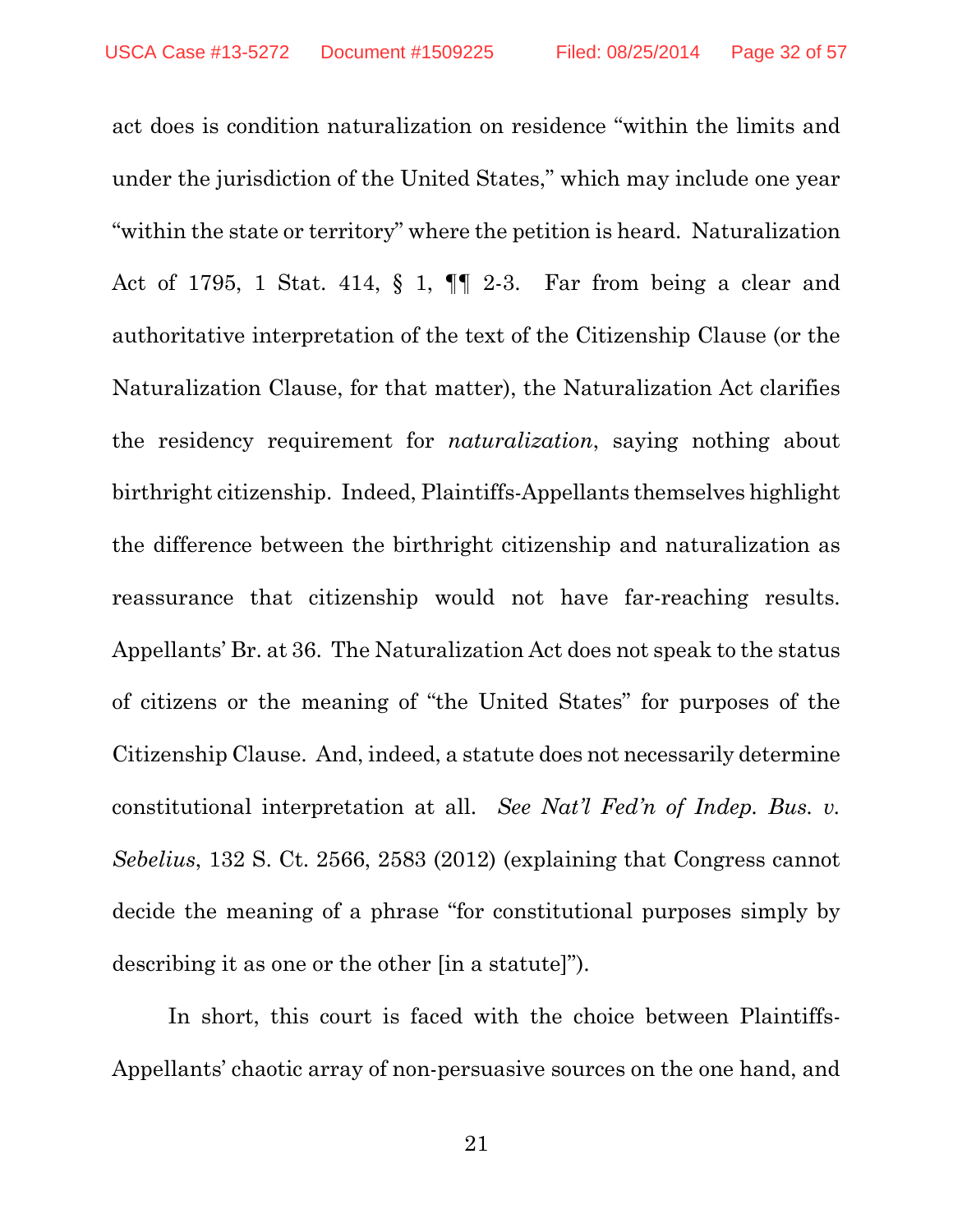act does is condition naturalization on residence "within the limits and under the jurisdiction of the United States," which may include one year "within the state or territory" where the petition is heard. Naturalization Act of 1795, 1 Stat. 414, § 1, ¶¶ 2-3. Far from being a clear and authoritative interpretation of the text of the Citizenship Clause (or the Naturalization Clause, for that matter), the Naturalization Act clarifies the residency requirement for *naturalization*, saying nothing about birthright citizenship. Indeed, Plaintiffs-Appellants themselves highlight the difference between the birthright citizenship and naturalization as reassurance that citizenship would not have far-reaching results. Appellants' Br. at 36. The Naturalization Act does not speak to the status of citizens or the meaning of "the United States" for purposes of the Citizenship Clause. And, indeed, a statute does not necessarily determine constitutional interpretation at all. *See Nat'l Fed'n of Indep. Bus. v. Sebelius*, 132 S. Ct. 2566, 2583 (2012) (explaining that Congress cannot decide the meaning of a phrase "for constitutional purposes simply by describing it as one or the other [in a statute]").

In short, this court is faced with the choice between Plaintiffs-Appellants' chaotic array of non-persuasive sources on the one hand, and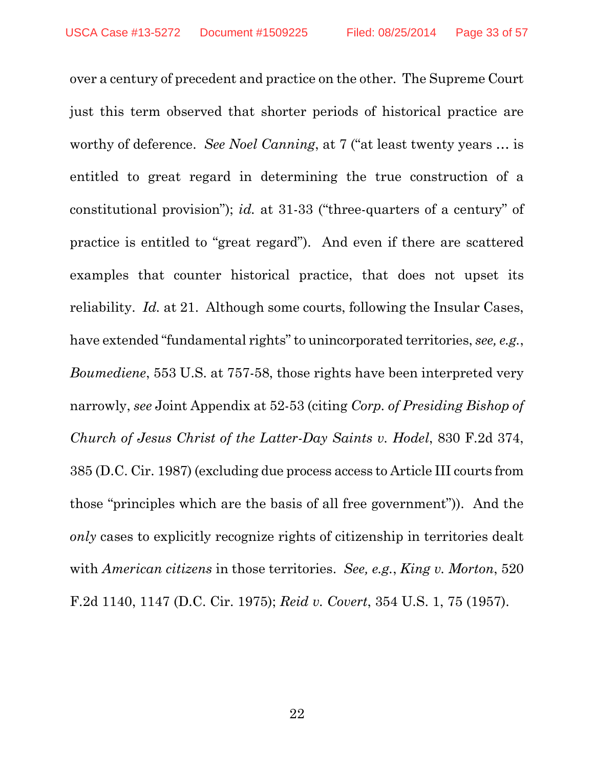over a century of precedent and practice on the other. The Supreme Court just this term observed that shorter periods of historical practice are worthy of deference. *See Noel Canning*, at 7 ("at least twenty years … is entitled to great regard in determining the true construction of a constitutional provision"); *id.* at 31-33 ("three-quarters of a century" of practice is entitled to "great regard"). And even if there are scattered examples that counter historical practice, that does not upset its reliability. *Id.* at 21. Although some courts, following the Insular Cases, have extended "fundamental rights" to unincorporated territories, *see, e.g.*, *Boumediene*, 553 U.S. at 757-58, those rights have been interpreted very narrowly, *see* Joint Appendix at 52-53 (citing *Corp. of Presiding Bishop of Church of Jesus Christ of the Latter-Day Saints v. Hodel*, 830 F.2d 374, 385 (D.C. Cir. 1987) (excluding due process access to Article III courts from those "principles which are the basis of all free government")). And the *only* cases to explicitly recognize rights of citizenship in territories dealt with *American citizens* in those territories. *See, e.g.*, *King v. Morton*, 520 F.2d 1140, 1147 (D.C. Cir. 1975); *Reid v. Covert*, 354 U.S. 1, 75 (1957).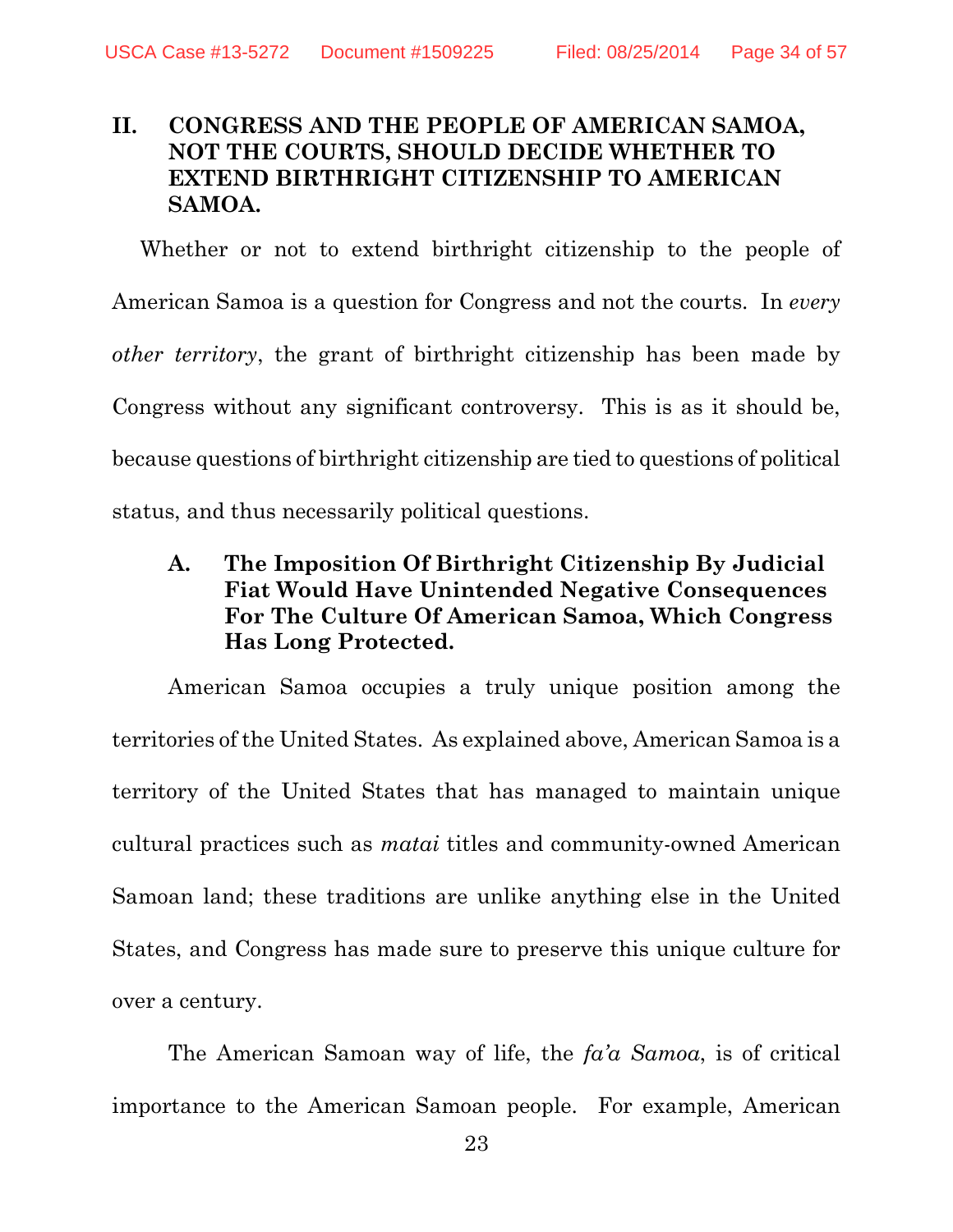## II. CONGRESS AND THE PEOPLE OF AMERICAN SAMOA, NOT THE COURTS, SHOULD DECIDE WHETHER TO EXTEND BIRTHRIGHT CITIZENSHIP TO AMERICAN SAMOA.

Whether or not to extend birthright citizenship to the people of American Samoa is a question for Congress and not the courts. In *every other territory*, the grant of birthright citizenship has been made by Congress without any significant controversy. This is as it should be, because questions of birthright citizenship are tied to questions of political status, and thus necessarily political questions.

### A. The Imposition Of Birthright Citizenship By Judicial Fiat Would Have Unintended Negative Consequences For The Culture Of American Samoa, Which Congress Has Long Protected.

American Samoa occupies a truly unique position among the territories of the United States. As explained above, American Samoa is a territory of the United States that has managed to maintain unique cultural practices such as *matai* titles and community-owned American Samoan land; these traditions are unlike anything else in the United States, and Congress has made sure to preserve this unique culture for over a century.

The American Samoan way of life, the *fa'a Samoa*, is of critical importance to the American Samoan people. For example, American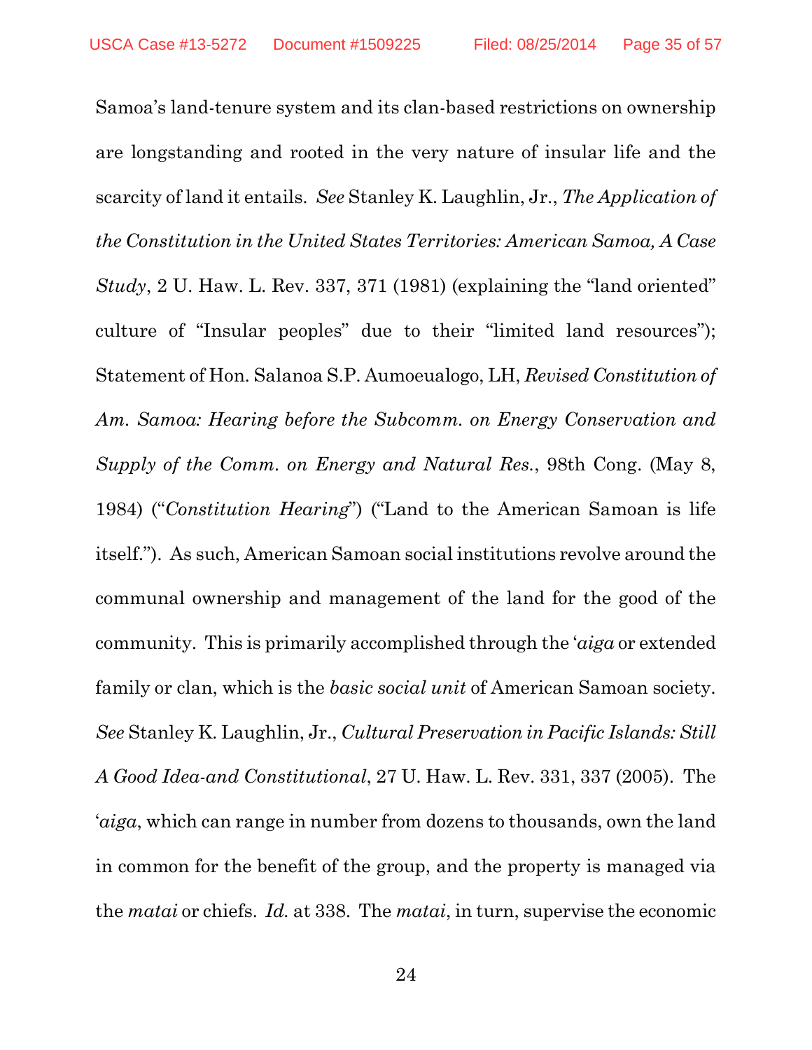Samoa's land-tenure system and its clan-based restrictions on ownership are longstanding and rooted in the very nature of insular life and the scarcity of land it entails. *See* Stanley K. Laughlin, Jr., *The Application of the Constitution in the United States Territories: American Samoa, A Case Study*, 2 U. Haw. L. Rev. 337, 371 (1981) (explaining the "land oriented" culture of "Insular peoples" due to their "limited land resources"); Statement of Hon. Salanoa S.P. Aumoeualogo, LH, *Revised Constitution of Am. Samoa: Hearing before the Subcomm. on Energy Conservation and Supply of the Comm. on Energy and Natural Res.*, 98th Cong. (May 8, 1984) ("*Constitution Hearing*") ("Land to the American Samoan is life itself."). As such, American Samoan social institutions revolve around the communal ownership and management of the land for the good of the community. This is primarily accomplished through the '*aiga* or extended family or clan, which is the *basic social unit* of American Samoan society. *See* Stanley K. Laughlin, Jr., *Cultural Preservation in Pacific Islands: Still A Good Idea-and Constitutional*, 27 U. Haw. L. Rev. 331, 337 (2005). The '*aiga*, which can range in number from dozens to thousands, own the land in common for the benefit of the group, and the property is managed via the *matai* or chiefs. *Id.* at 338. The *matai*, in turn, supervise the economic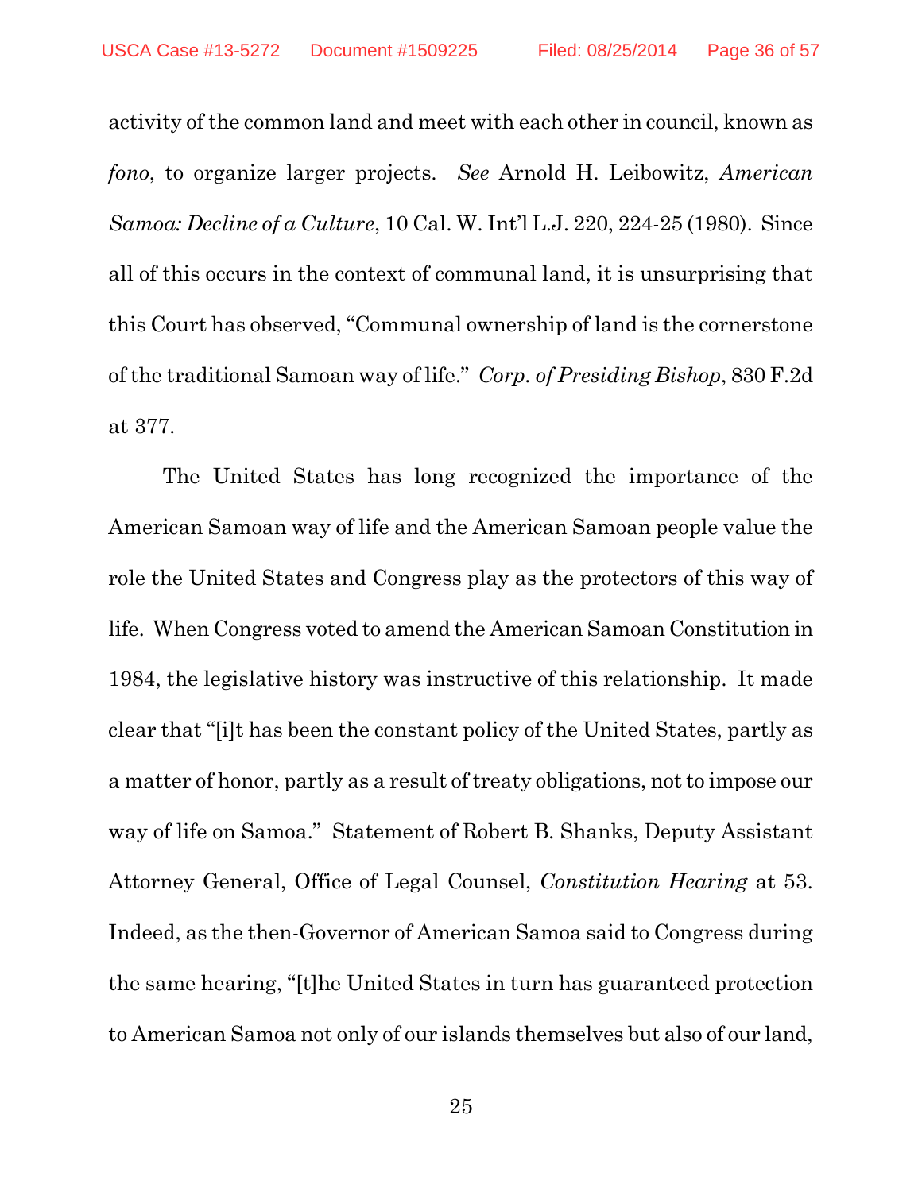activity of the common land and meet with each other in council, known as *fono*, to organize larger projects. *See* Arnold H. Leibowitz, *American Samoa: Decline of a Culture*, 10 Cal. W. Int'l L.J. 220, 224-25 (1980). Since all of this occurs in the context of communal land, it is unsurprising that this Court has observed, "Communal ownership of land is the cornerstone of the traditional Samoan way of life." *Corp. of Presiding Bishop*, 830 F.2d at 377.

The United States has long recognized the importance of the American Samoan way of life and the American Samoan people value the role the United States and Congress play as the protectors of this way of life. When Congress voted to amend the American Samoan Constitution in 1984, the legislative history was instructive of this relationship. It made clear that "[i]t has been the constant policy of the United States, partly as a matter of honor, partly as a result of treaty obligations, not to impose our way of life on Samoa." Statement of Robert B. Shanks, Deputy Assistant Attorney General, Office of Legal Counsel, *Constitution Hearing* at 53. Indeed, as the then-Governor of American Samoa said to Congress during the same hearing, "[t]he United States in turn has guaranteed protection to American Samoa not only of our islands themselves but also of our land,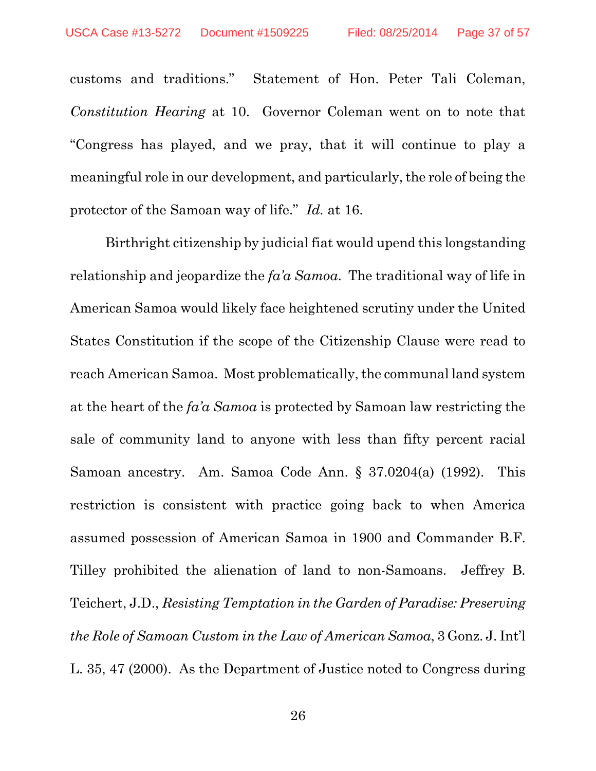customs and traditions." Statement of Hon. Peter Tali Coleman, *Constitution Hearing* at 10. Governor Coleman went on to note that "Congress has played, and we pray, that it will continue to play a meaningful role in our development, and particularly, the role of being the protector of the Samoan way of life." *Id.* at 16.

Birthright citizenship by judicial fiat would upend this longstanding relationship and jeopardize the *fa'a Samoa*. The traditional way of life in American Samoa would likely face heightened scrutiny under the United States Constitution if the scope of the Citizenship Clause were read to reach American Samoa. Most problematically, the communal land system at the heart of the *fa'a Samoa* is protected by Samoan law restricting the sale of community land to anyone with less than fifty percent racial Samoan ancestry. Am. Samoa Code Ann. § 37.0204(a) (1992). This restriction is consistent with practice going back to when America assumed possession of American Samoa in 1900 and Commander B.F. Tilley prohibited the alienation of land to non-Samoans. Jeffrey B. Teichert, J.D., *Resisting Temptation in the Garden of Paradise: Preserving the Role of Samoan Custom in the Law of American Samoa*, 3 Gonz. J. Int'l L. 35, 47 (2000). As the Department of Justice noted to Congress during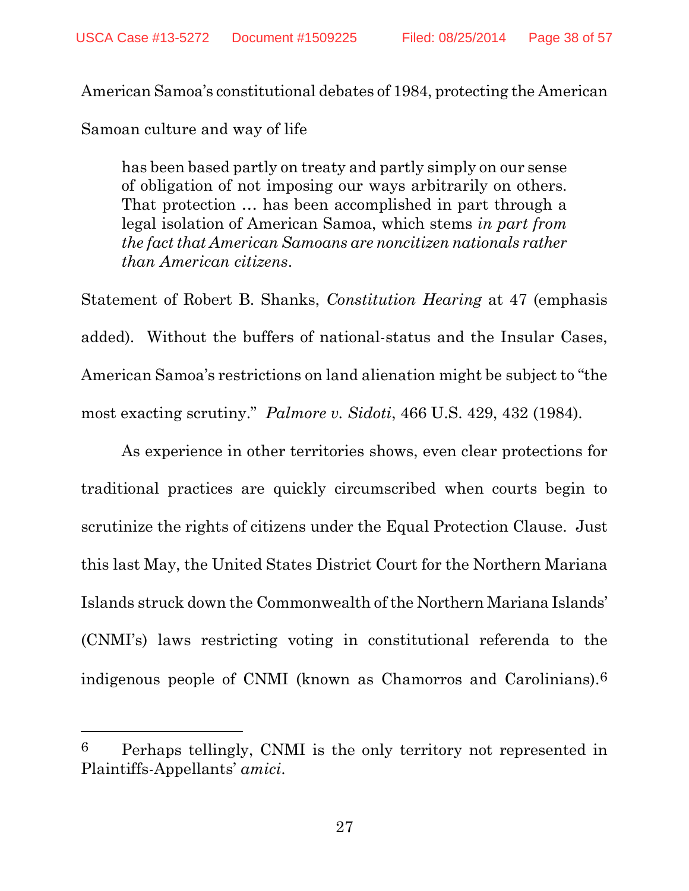American Samoa's constitutional debates of 1984, protecting the American Samoan culture and way of life

> has been based partly on treaty and partly simply on our sense of obligation of not imposing our ways arbitrarily on others. That protection … has been accomplished in part through a legal isolation of American Samoa, which stems *in part from the fact that American Samoans are noncitizen nationals rather than American citizens*.

Statement of Robert B. Shanks, *Constitution Hearing* at 47 (emphasis added). Without the buffers of national-status and the Insular Cases, American Samoa's restrictions on land alienation might be subject to "the most exacting scrutiny." *Palmore v. Sidoti*, 466 U.S. 429, 432 (1984).

As experience in other territories shows, even clear protections for traditional practices are quickly circumscribed when courts begin to scrutinize the rights of citizens under the Equal Protection Clause. Just this last May, the United States District Court for the Northern Mariana Islands struck down the Commonwealth of the Northern Mariana Islands' (CNMI's) laws restricting voting in constitutional referenda to the indigenous people of CNMI (known as Chamorros and Carolinians).[6]

---

[6] Perhaps tellingly, CNMI is the only territory not represented in Plaintiffs-Appellants' *amici*.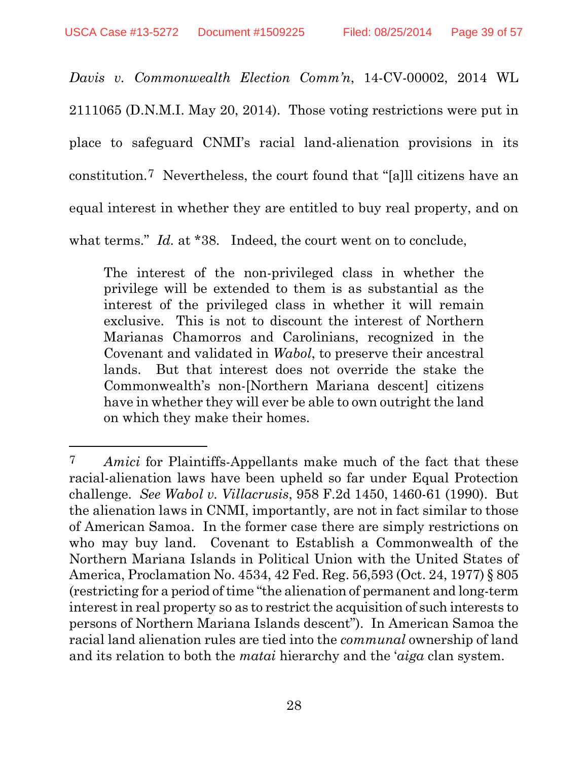*Davis v. Commonwealth Election Comm'n*, 14-CV-00002, 2014 WL 2111065 (D.N.M.I. May 20, 2014). Those voting restrictions were put in place to safeguard CNMI's racial land-alienation provisions in its constitution.[7] Nevertheless, the court found that "[a]ll citizens have an equal interest in whether they are entitled to buy real property, and on what terms." *Id.* at *38. Indeed, the court went on to conclude,

> The interest of the non-privileged class in whether the privilege will be extended to them is as substantial as the interest of the privileged class in whether it will remain exclusive. This is not to discount the interest of Northern Marianas Chamorros and Carolinians, recognized in the Covenant and validated in *Wabol*, to preserve their ancestral lands. But that interest does not override the stake the Commonwealth's non-[Northern Mariana descent] citizens have in whether they will ever be able to own outright the land on which they make their homes.

---

[7] *Amici* for Plaintiffs-Appellants make much of the fact that these racial-alienation laws have been upheld so far under Equal Protection challenge. *See Wabol v. Villacrusis*, 958 F.2d 1450, 1460-61 (1990). But the alienation laws in CNMI, importantly, are not in fact similar to those of American Samoa. In the former case there are simply restrictions on who may buy land. Covenant to Establish a Commonwealth of the Northern Mariana Islands in Political Union with the United States of America, Proclamation No. 4534, 42 Fed. Reg. 56,593 (Oct. 24, 1977) § 805 (restricting for a period of time "the alienation of permanent and long-term interest in real property so as to restrict the acquisition of such interests to persons of Northern Mariana Islands descent"). In American Samoa the racial land alienation rules are tied into the *communal* ownership of land and its relation to both the *matai* hierarchy and the '*aiga* clan system.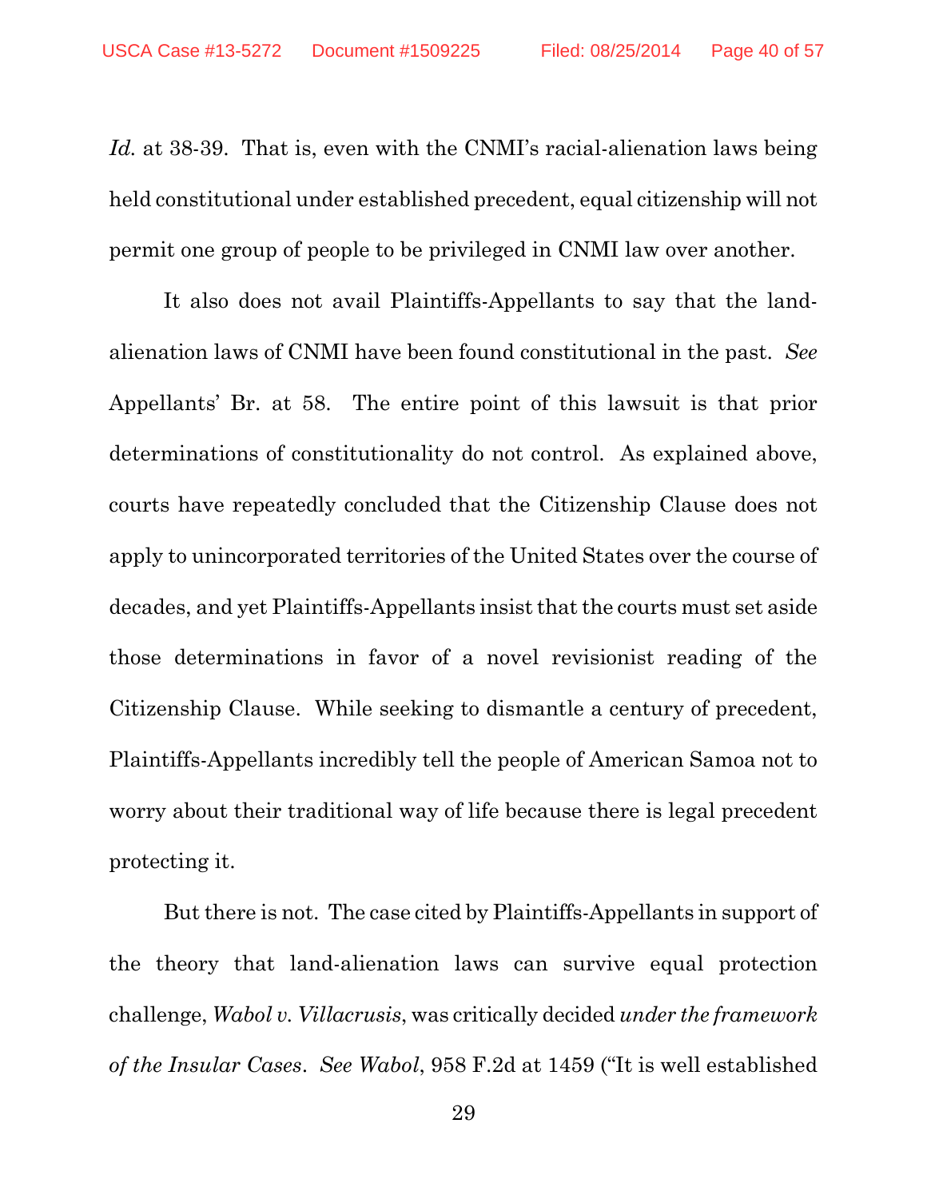*Id.* at 38-39. That is, even with the CNMI's racial-alienation laws being held constitutional under established precedent, equal citizenship will not permit one group of people to be privileged in CNMI law over another.

It also does not avail Plaintiffs-Appellants to say that the land-alienation laws of CNMI have been found constitutional in the past. *See* Appellants' Br. at 58. The entire point of this lawsuit is that prior determinations of constitutionality do not control. As explained above, courts have repeatedly concluded that the Citizenship Clause does not apply to unincorporated territories of the United States over the course of decades, and yet Plaintiffs-Appellants insist that the courts must set aside those determinations in favor of a novel revisionist reading of the Citizenship Clause. While seeking to dismantle a century of precedent, Plaintiffs-Appellants incredibly tell the people of American Samoa not to worry about their traditional way of life because there is legal precedent protecting it.

But there is not. The case cited by Plaintiffs-Appellants in support of the theory that land-alienation laws can survive equal protection challenge, *Wabol v. Villacrusis*, was critically decided *under the framework of the Insular Cases*. *See Wabol*, 958 F.2d at 1459 ("It is well established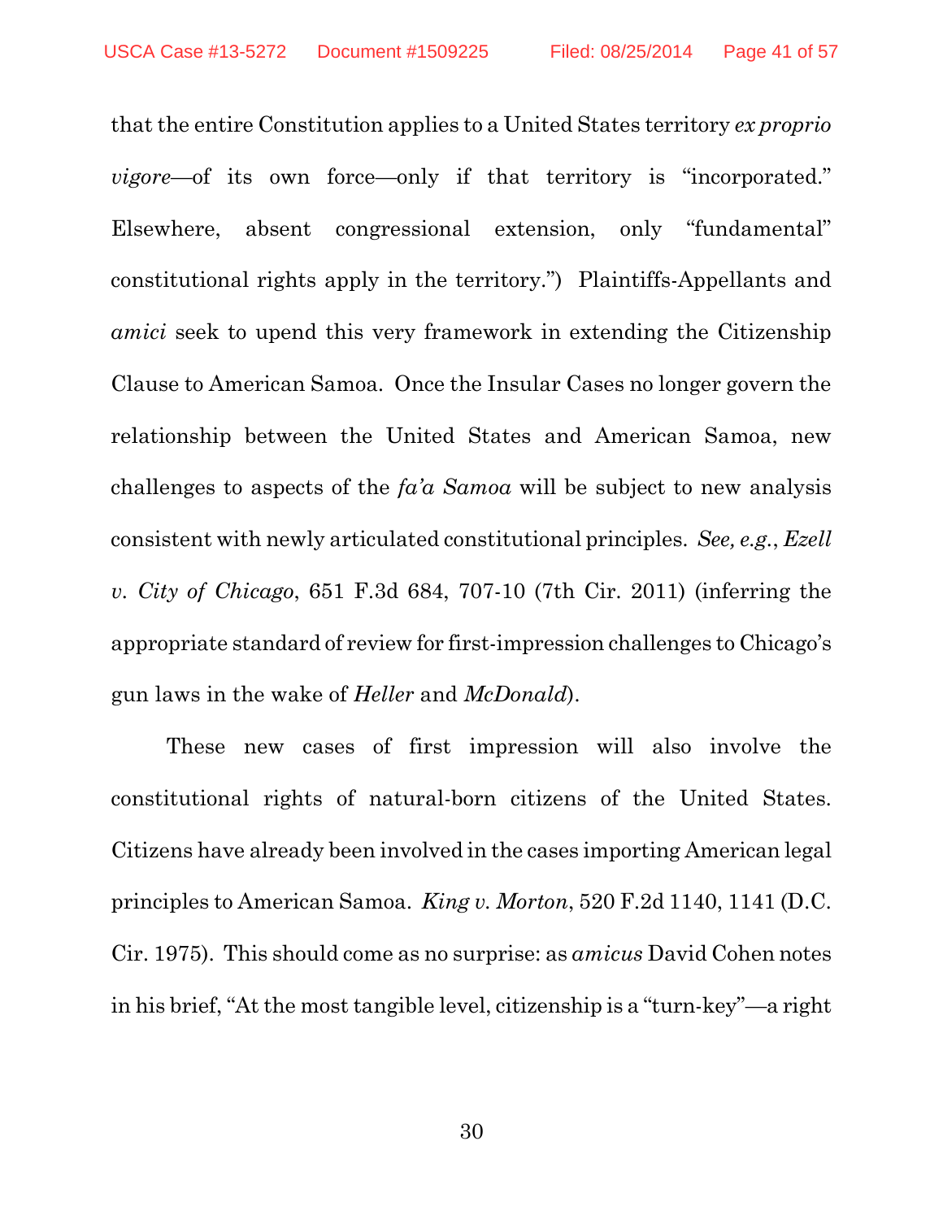that the entire Constitution applies to a United States territory *ex proprio vigore*—of its own force—only if that territory is "incorporated." Elsewhere, absent congressional extension, only "fundamental" constitutional rights apply in the territory.") Plaintiffs-Appellants and *amici* seek to upend this very framework in extending the Citizenship Clause to American Samoa. Once the Insular Cases no longer govern the relationship between the United States and American Samoa, new challenges to aspects of the *fa'a Samoa* will be subject to new analysis consistent with newly articulated constitutional principles. *See, e.g.*, *Ezell v. City of Chicago*, 651 F.3d 684, 707-10 (7th Cir. 2011) (inferring the appropriate standard of review for first-impression challenges to Chicago's gun laws in the wake of *Heller* and *McDonald*).

These new cases of first impression will also involve the constitutional rights of natural-born citizens of the United States. Citizens have already been involved in the cases importing American legal principles to American Samoa. *King v. Morton*, 520 F.2d 1140, 1141 (D.C. Cir. 1975). This should come as no surprise: as *amicus* David Cohen notes in his brief, "At the most tangible level, citizenship is a "turn-key"—a right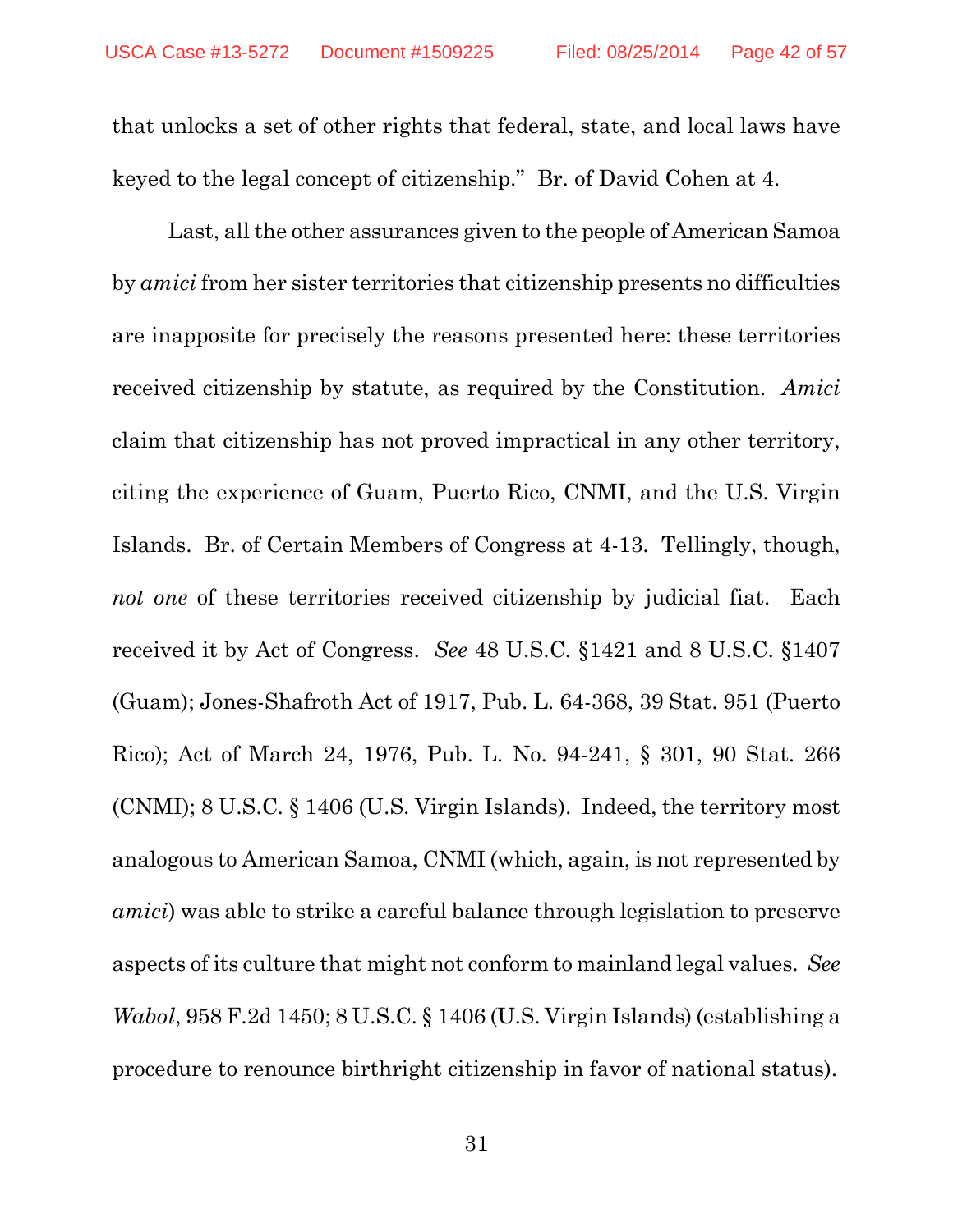that unlocks a set of other rights that federal, state, and local laws have keyed to the legal concept of citizenship." Br. of David Cohen at 4.

Last, all the other assurances given to the people of American Samoa by *amici* from her sister territories that citizenship presents no difficulties are inapposite for precisely the reasons presented here: these territories received citizenship by statute, as required by the Constitution. *Amici* claim that citizenship has not proved impractical in any other territory, citing the experience of Guam, Puerto Rico, CNMI, and the U.S. Virgin Islands. Br. of Certain Members of Congress at 4-13. Tellingly, though, *not one* of these territories received citizenship by judicial fiat. Each received it by Act of Congress. *See* 48 U.S.C. §1421 and 8 U.S.C. §1407 (Guam); Jones-Shafroth Act of 1917, Pub. L. 64-368, 39 Stat. 951 (Puerto Rico); Act of March 24, 1976, Pub. L. No. 94-241, § 301, 90 Stat. 266 (CNMI); 8 U.S.C. § 1406 (U.S. Virgin Islands). Indeed, the territory most analogous to American Samoa, CNMI (which, again, is not represented by *amici*) was able to strike a careful balance through legislation to preserve aspects of its culture that might not conform to mainland legal values. *See Wabol*, 958 F.2d 1450; 8 U.S.C. § 1406 (U.S. Virgin Islands) (establishing a procedure to renounce birthright citizenship in favor of national status).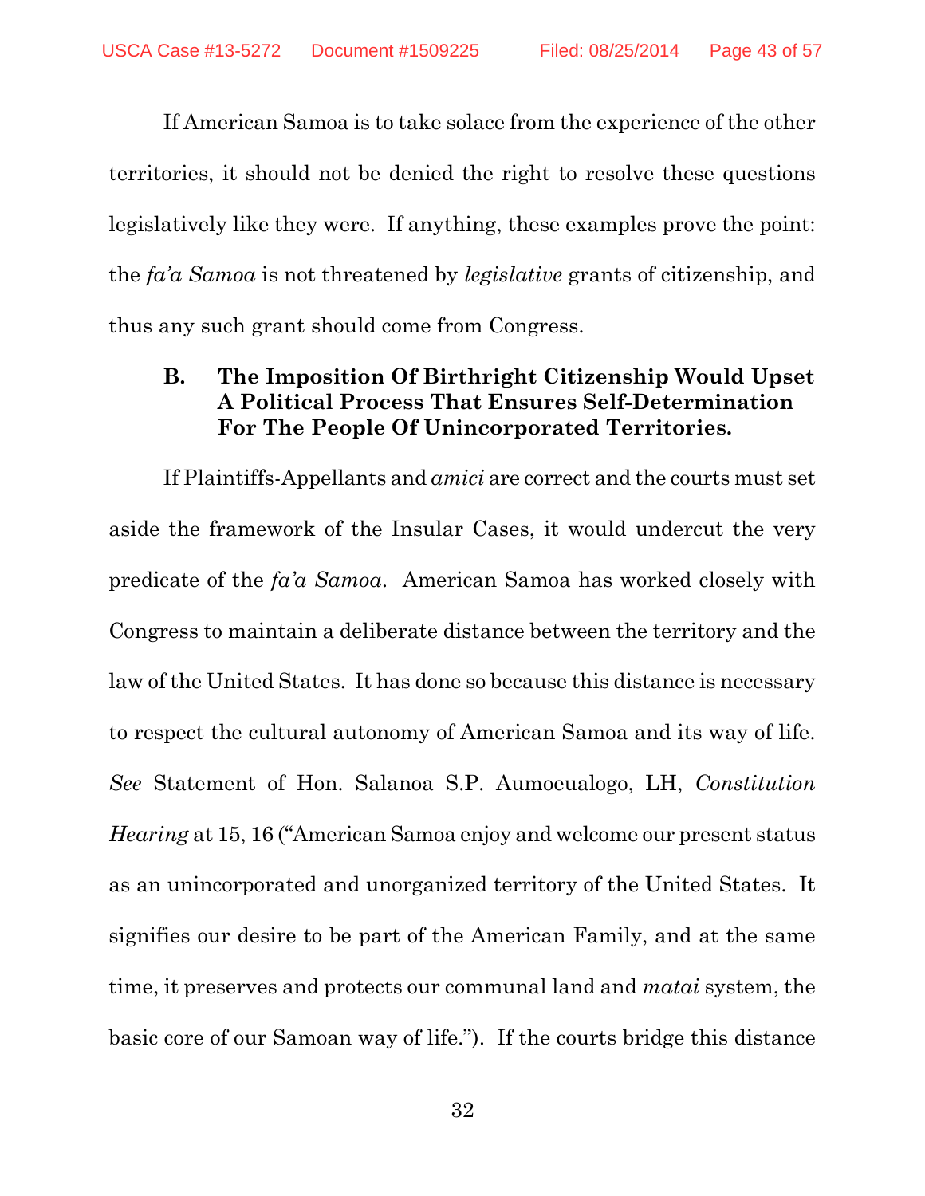If American Samoa is to take solace from the experience of the other territories, it should not be denied the right to resolve these questions legislatively like they were. If anything, these examples prove the point: the *fa'a Samoa* is not threatened by *legislative* grants of citizenship, and thus any such grant should come from Congress.

### B. The Imposition Of Birthright Citizenship Would Upset A Political Process That Ensures Self-Determination For The People Of Unincorporated Territories.

If Plaintiffs-Appellants and *amici* are correct and the courts must set aside the framework of the Insular Cases, it would undercut the very predicate of the *fa'a Samoa*. American Samoa has worked closely with Congress to maintain a deliberate distance between the territory and the law of the United States. It has done so because this distance is necessary to respect the cultural autonomy of American Samoa and its way of life. *See* Statement of Hon. Salanoa S.P. Aumoeualogo, LH, *Constitution Hearing* at 15, 16 ("American Samoa enjoy and welcome our present status as an unincorporated and unorganized territory of the United States. It signifies our desire to be part of the American Family, and at the same time, it preserves and protects our communal land and *matai* system, the basic core of our Samoan way of life."). If the courts bridge this distance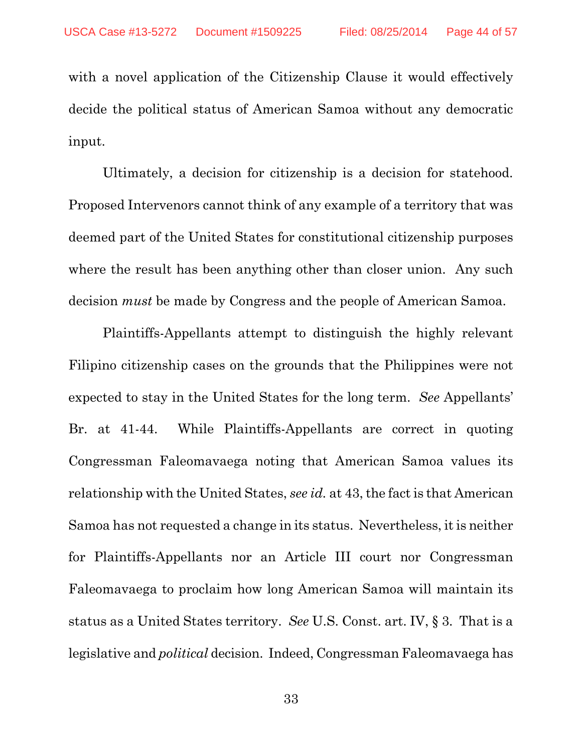with a novel application of the Citizenship Clause it would effectively decide the political status of American Samoa without any democratic input.

Ultimately, a decision for citizenship is a decision for statehood. Proposed Intervenors cannot think of any example of a territory that was deemed part of the United States for constitutional citizenship purposes where the result has been anything other than closer union. Any such decision *must* be made by Congress and the people of American Samoa.

Plaintiffs-Appellants attempt to distinguish the highly relevant Filipino citizenship cases on the grounds that the Philippines were not expected to stay in the United States for the long term. *See* Appellants' Br. at 41-44. While Plaintiffs-Appellants are correct in quoting Congressman Faleomavaega noting that American Samoa values its relationship with the United States, *see id.* at 43, the fact is that American Samoa has not requested a change in its status. Nevertheless, it is neither for Plaintiffs-Appellants nor an Article III court nor Congressman Faleomavaega to proclaim how long American Samoa will maintain its status as a United States territory. *See* U.S. Const. art. IV, § 3. That is a legislative and *political* decision. Indeed, Congressman Faleomavaega has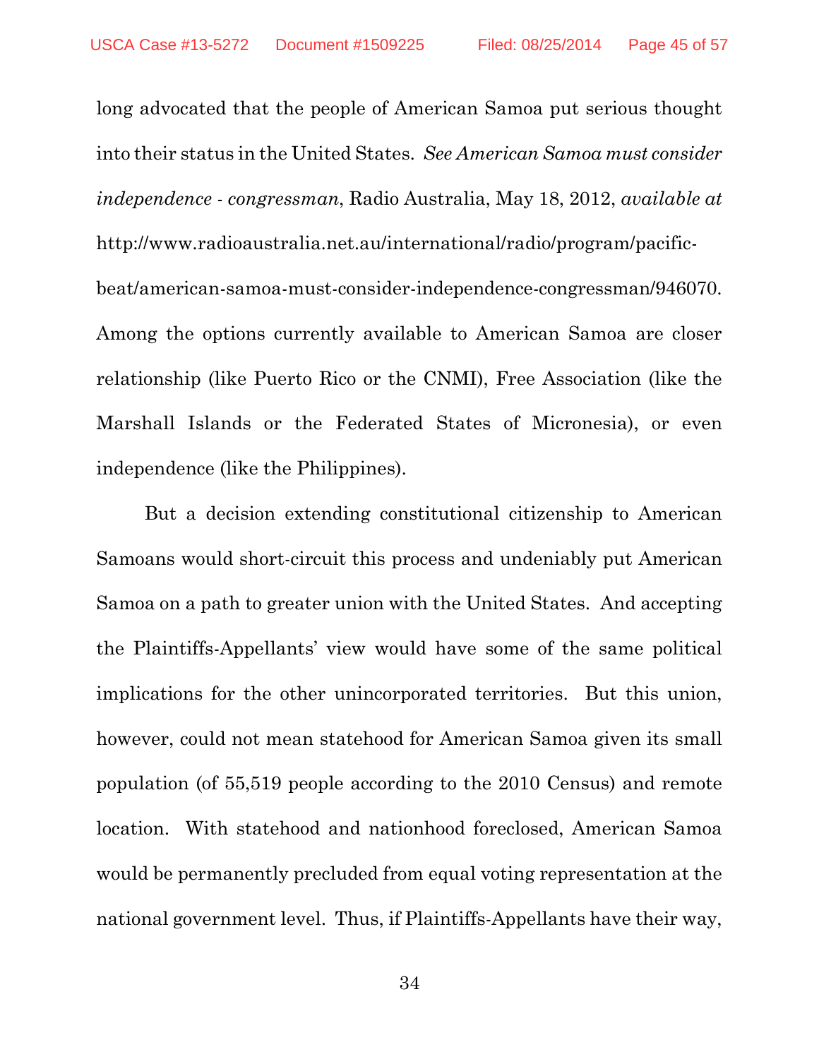long advocated that the people of American Samoa put serious thought into their status in the United States. *See American Samoa must consider independence - congressman*, Radio Australia, May 18, 2012, *available at* http://www.radioaustralia.net.au/international/radio/program/pacific-beat/american-samoa-must-consider-independence-congressman/946070. Among the options currently available to American Samoa are closer relationship (like Puerto Rico or the CNMI), Free Association (like the Marshall Islands or the Federated States of Micronesia), or even independence (like the Philippines).

But a decision extending constitutional citizenship to American Samoans would short-circuit this process and undeniably put American Samoa on a path to greater union with the United States. And accepting the Plaintiffs-Appellants' view would have some of the same political implications for the other unincorporated territories. But this union, however, could not mean statehood for American Samoa given its small population (of 55,519 people according to the 2010 Census) and remote location. With statehood and nationhood foreclosed, American Samoa would be permanently precluded from equal voting representation at the national government level. Thus, if Plaintiffs-Appellants have their way,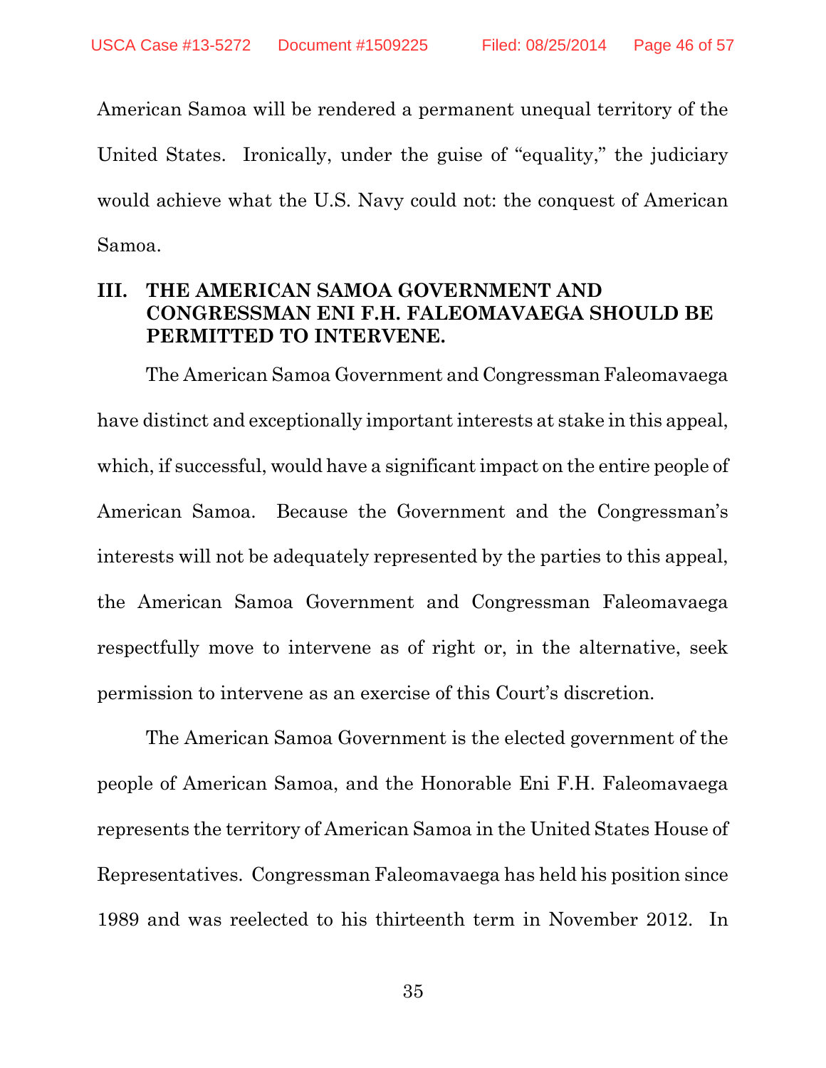American Samoa will be rendered a permanent unequal territory of the United States. Ironically, under the guise of "equality," the judiciary would achieve what the U.S. Navy could not: the conquest of American Samoa.

## III. THE AMERICAN SAMOA GOVERNMENT AND CONGRESSMAN ENI F.H. FALEOMAVAEGA SHOULD BE PERMITTED TO INTERVENE.

The American Samoa Government and Congressman Faleomavaega have distinct and exceptionally important interests at stake in this appeal, which, if successful, would have a significant impact on the entire people of American Samoa. Because the Government and the Congressman's interests will not be adequately represented by the parties to this appeal, the American Samoa Government and Congressman Faleomavaega respectfully move to intervene as of right or, in the alternative, seek permission to intervene as an exercise of this Court's discretion.

The American Samoa Government is the elected government of the people of American Samoa, and the Honorable Eni F.H. Faleomavaega represents the territory of American Samoa in the United States House of Representatives. Congressman Faleomavaega has held his position since 1989 and was reelected to his thirteenth term in November 2012. In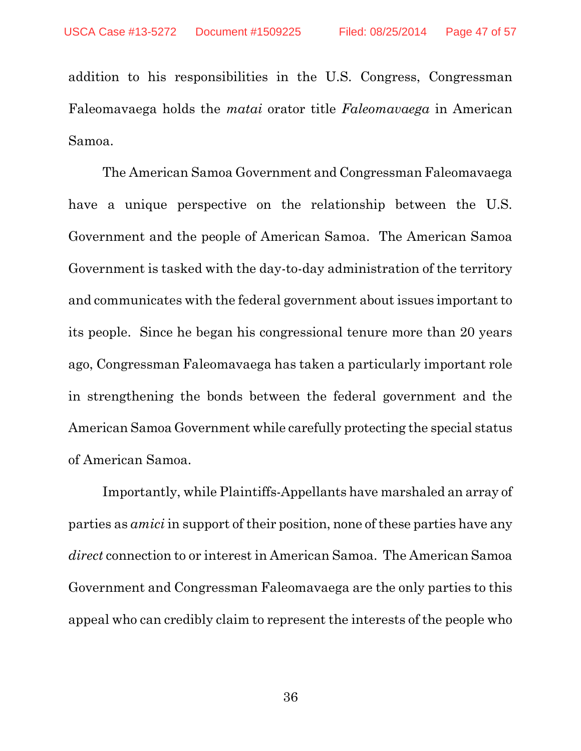addition to his responsibilities in the U.S. Congress, Congressman Faleomavaega holds the *matai* orator title *Faleomavaega* in American Samoa.

The American Samoa Government and Congressman Faleomavaega have a unique perspective on the relationship between the U.S. Government and the people of American Samoa. The American Samoa Government is tasked with the day-to-day administration of the territory and communicates with the federal government about issues important to its people. Since he began his congressional tenure more than 20 years ago, Congressman Faleomavaega has taken a particularly important role in strengthening the bonds between the federal government and the American Samoa Government while carefully protecting the special status of American Samoa.

Importantly, while Plaintiffs-Appellants have marshaled an array of parties as *amici* in support of their position, none of these parties have any *direct* connection to or interest in American Samoa. The American Samoa Government and Congressman Faleomavaega are the only parties to this appeal who can credibly claim to represent the interests of the people who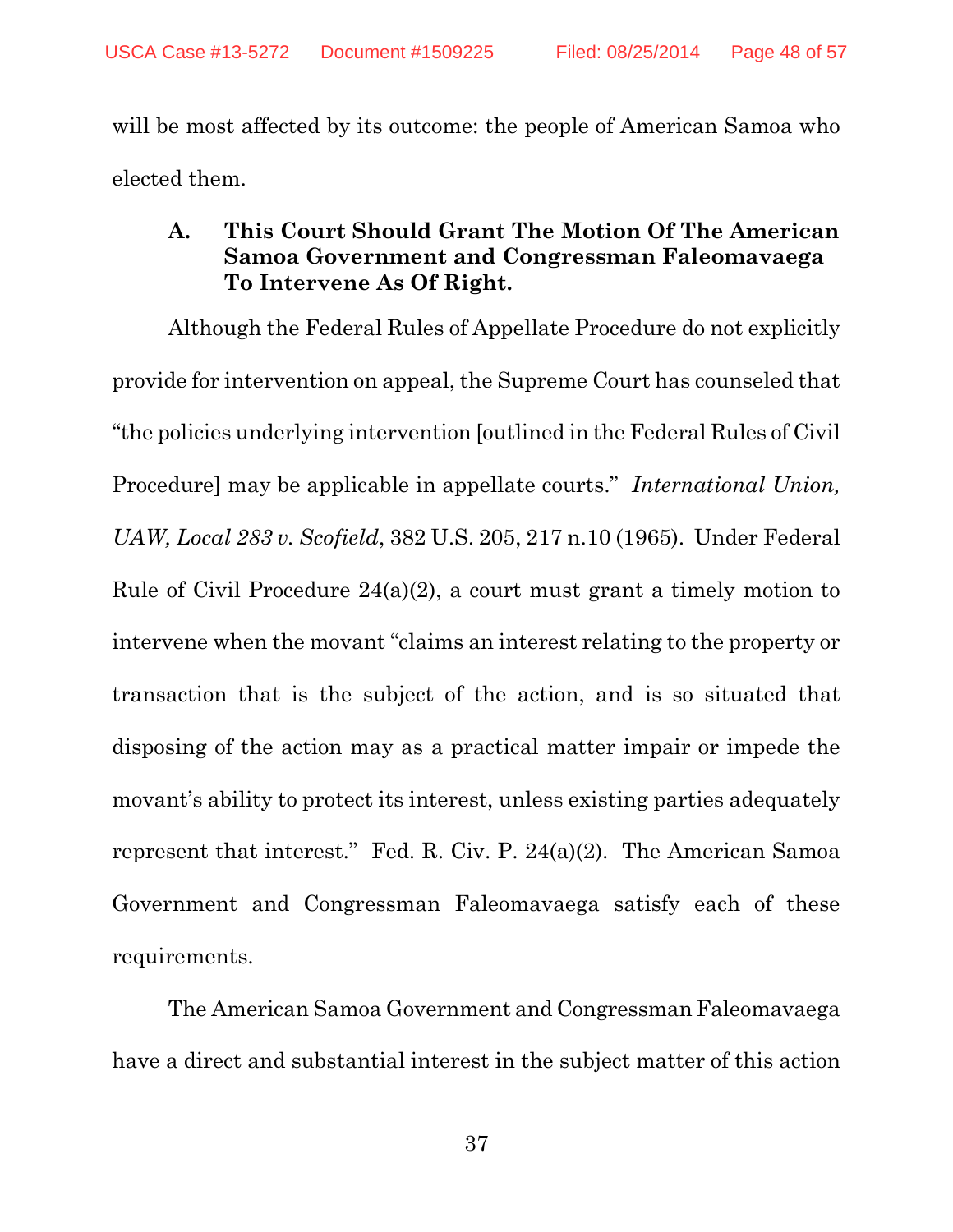will be most affected by its outcome: the people of American Samoa who elected them.

### A. This Court Should Grant The Motion Of The American Samoa Government and Congressman Faleomavaega To Intervene As Of Right.

Although the Federal Rules of Appellate Procedure do not explicitly provide for intervention on appeal, the Supreme Court has counseled that "the policies underlying intervention [outlined in the Federal Rules of Civil Procedure] may be applicable in appellate courts." *International Union, UAW, Local 283 v. Scofield*, 382 U.S. 205, 217 n.10 (1965). Under Federal Rule of Civil Procedure 24(a)(2), a court must grant a timely motion to intervene when the movant "claims an interest relating to the property or transaction that is the subject of the action, and is so situated that disposing of the action may as a practical matter impair or impede the movant's ability to protect its interest, unless existing parties adequately represent that interest." Fed. R. Civ. P. 24(a)(2). The American Samoa Government and Congressman Faleomavaega satisfy each of these requirements.

The American Samoa Government and Congressman Faleomavaega have a direct and substantial interest in the subject matter of this action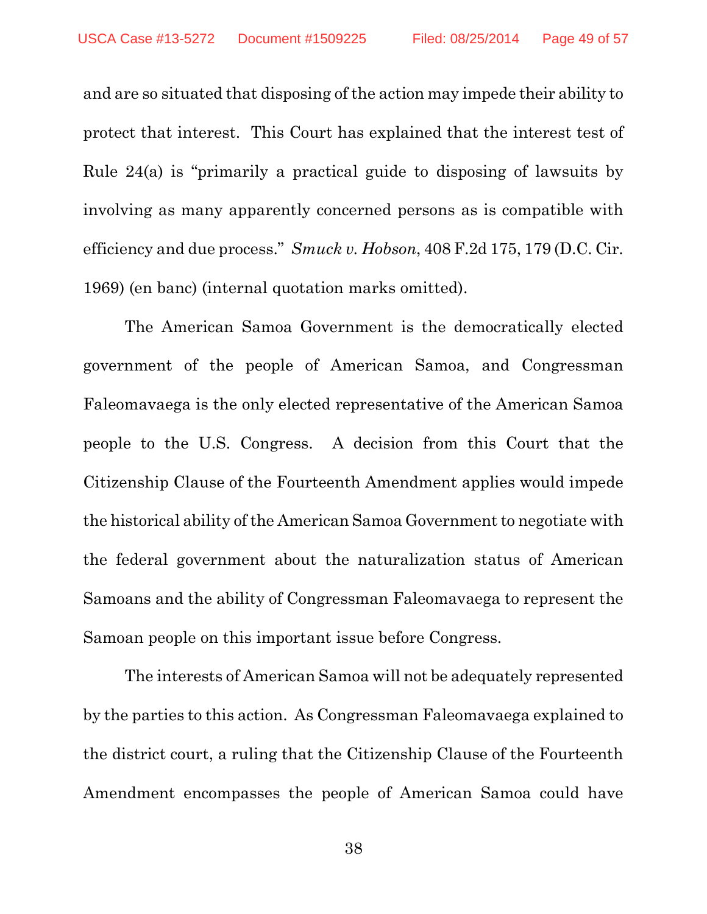and are so situated that disposing of the action may impede their ability to protect that interest. This Court has explained that the interest test of Rule 24(a) is "primarily a practical guide to disposing of lawsuits by involving as many apparently concerned persons as is compatible with efficiency and due process." *Smuck v. Hobson*, 408 F.2d 175, 179 (D.C. Cir. 1969) (en banc) (internal quotation marks omitted).

The American Samoa Government is the democratically elected government of the people of American Samoa, and Congressman Faleomavaega is the only elected representative of the American Samoa people to the U.S. Congress. A decision from this Court that the Citizenship Clause of the Fourteenth Amendment applies would impede the historical ability of the American Samoa Government to negotiate with the federal government about the naturalization status of American Samoans and the ability of Congressman Faleomavaega to represent the Samoan people on this important issue before Congress.

The interests of American Samoa will not be adequately represented by the parties to this action. As Congressman Faleomavaega explained to the district court, a ruling that the Citizenship Clause of the Fourteenth Amendment encompasses the people of American Samoa could have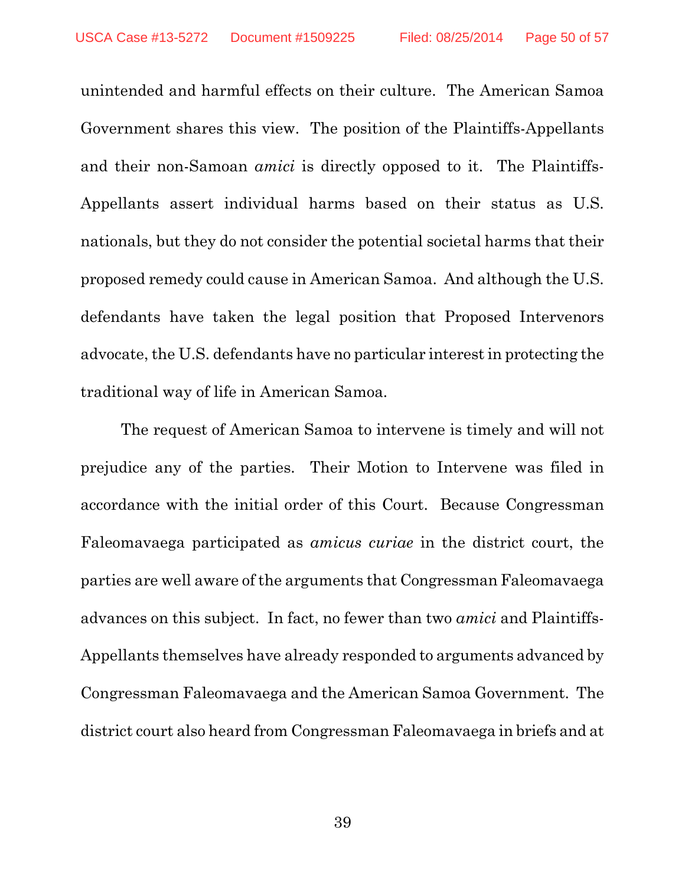unintended and harmful effects on their culture. The American Samoa Government shares this view. The position of the Plaintiffs-Appellants and their non-Samoan *amici* is directly opposed to it. The Plaintiffs-Appellants assert individual harms based on their status as U.S. nationals, but they do not consider the potential societal harms that their proposed remedy could cause in American Samoa. And although the U.S. defendants have taken the legal position that Proposed Intervenors advocate, the U.S. defendants have no particular interest in protecting the traditional way of life in American Samoa.

The request of American Samoa to intervene is timely and will not prejudice any of the parties. Their Motion to Intervene was filed in accordance with the initial order of this Court. Because Congressman Faleomavaega participated as *amicus curiae* in the district court, the parties are well aware of the arguments that Congressman Faleomavaega advances on this subject. In fact, no fewer than two *amici* and Plaintiffs-Appellants themselves have already responded to arguments advanced by Congressman Faleomavaega and the American Samoa Government. The district court also heard from Congressman Faleomavaega in briefs and at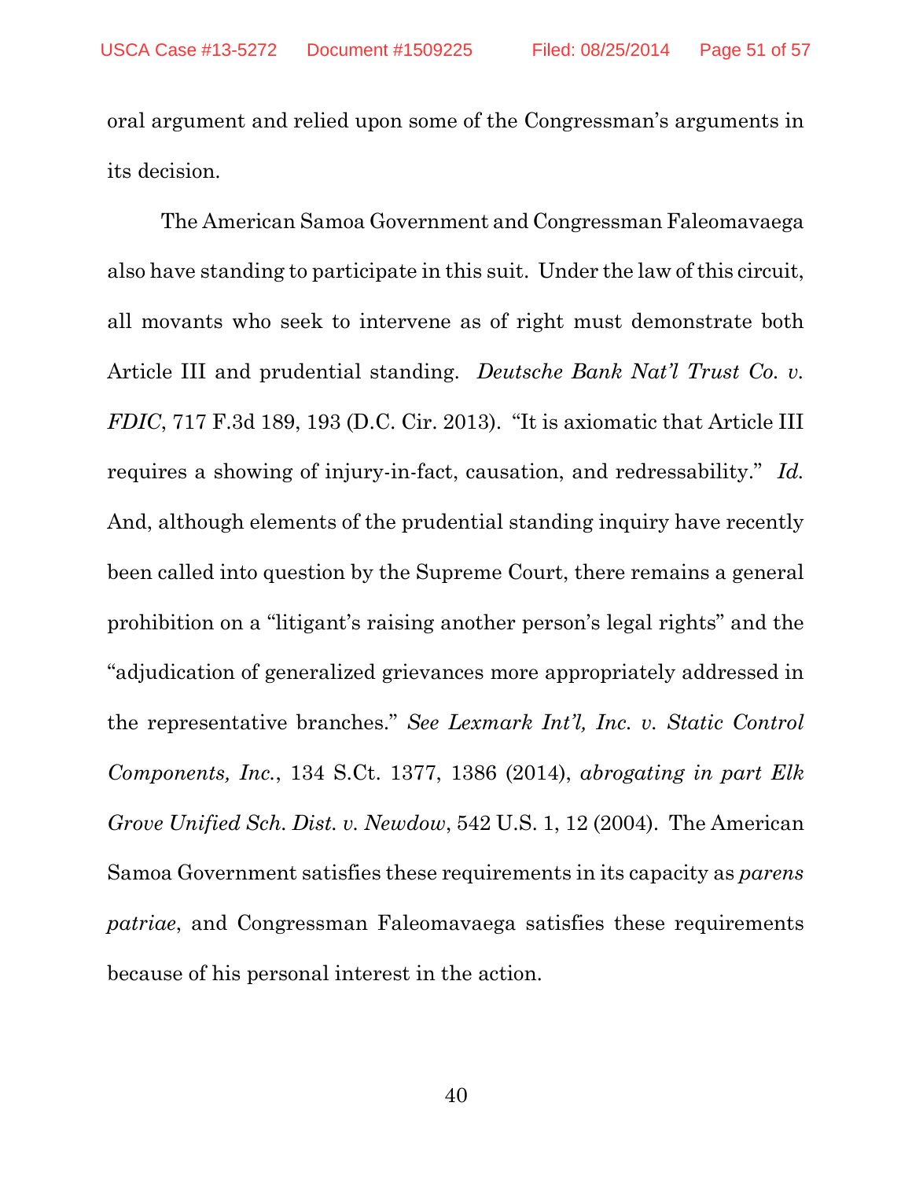oral argument and relied upon some of the Congressman's arguments in its decision.

The American Samoa Government and Congressman Faleomavaega also have standing to participate in this suit. Under the law of this circuit, all movants who seek to intervene as of right must demonstrate both Article III and prudential standing. *Deutsche Bank Nat'l Trust Co. v. FDIC*, 717 F.3d 189, 193 (D.C. Cir. 2013). "It is axiomatic that Article III requires a showing of injury-in-fact, causation, and redressability." *Id.* And, although elements of the prudential standing inquiry have recently been called into question by the Supreme Court, there remains a general prohibition on a "litigant's raising another person's legal rights" and the "adjudication of generalized grievances more appropriately addressed in the representative branches." *See Lexmark Int'l, Inc. v. Static Control Components, Inc.*, 134 S.Ct. 1377, 1386 (2014), *abrogating in part Elk Grove Unified Sch. Dist. v. Newdow*, 542 U.S. 1, 12 (2004). The American Samoa Government satisfies these requirements in its capacity as *parens patriae*, and Congressman Faleomavaega satisfies these requirements because of his personal interest in the action.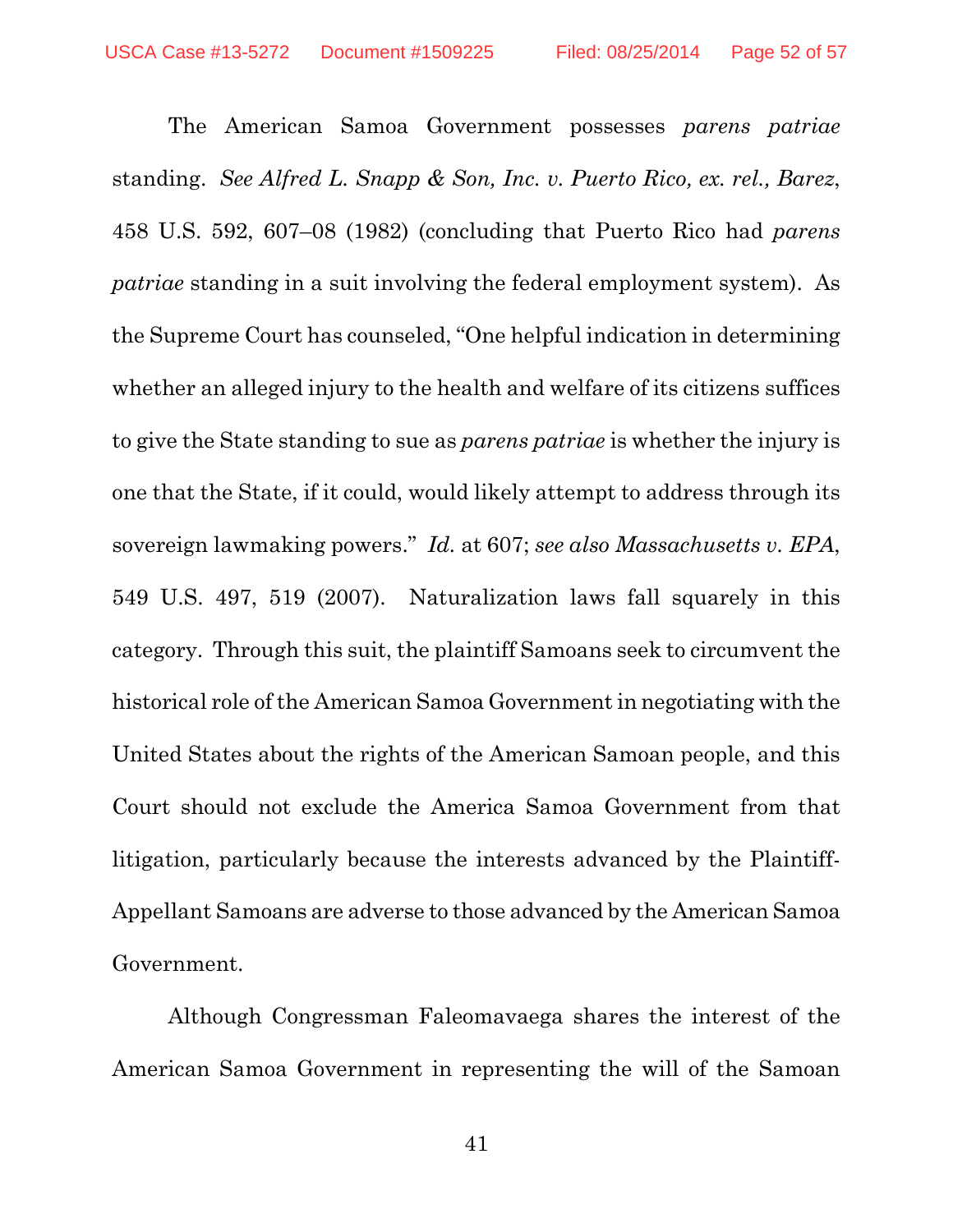The American Samoa Government possesses *parens patriae* standing. *See Alfred L. Snapp & Son, Inc. v. Puerto Rico, ex. rel., Barez*, 458 U.S. 592, 607–08 (1982) (concluding that Puerto Rico had *parens patriae* standing in a suit involving the federal employment system). As the Supreme Court has counseled, "One helpful indication in determining whether an alleged injury to the health and welfare of its citizens suffices to give the State standing to sue as *parens patriae* is whether the injury is one that the State, if it could, would likely attempt to address through its sovereign lawmaking powers." *Id.* at 607; *see also Massachusetts v. EPA*, 549 U.S. 497, 519 (2007). Naturalization laws fall squarely in this category. Through this suit, the plaintiff Samoans seek to circumvent the historical role of the American Samoa Government in negotiating with the United States about the rights of the American Samoan people, and this Court should not exclude the America Samoa Government from that litigation, particularly because the interests advanced by the Plaintiff-Appellant Samoans are adverse to those advanced by the American Samoa Government.

Although Congressman Faleomavaega shares the interest of the American Samoa Government in representing the will of the Samoan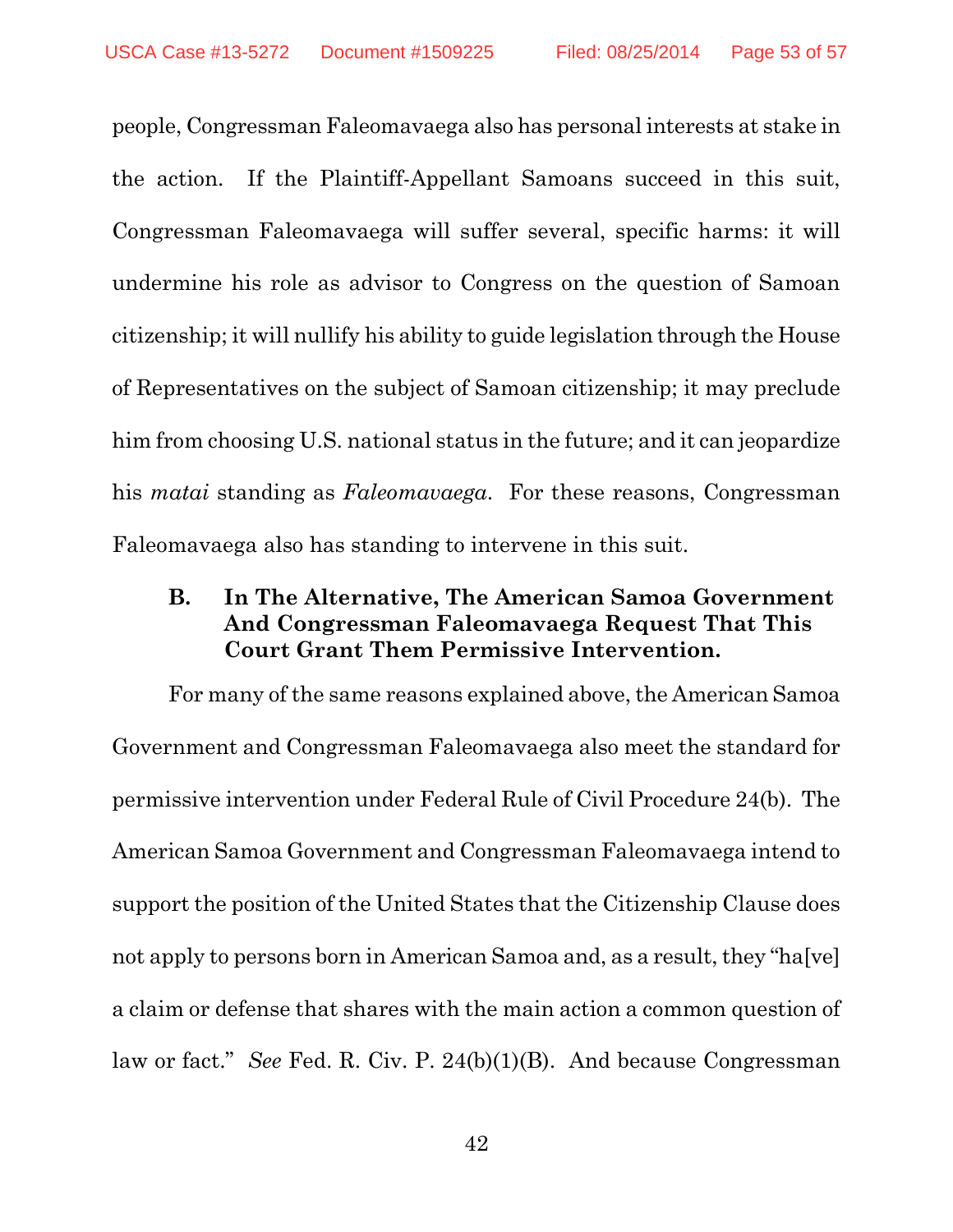people, Congressman Faleomavaega also has personal interests at stake in the action. If the Plaintiff-Appellant Samoans succeed in this suit, Congressman Faleomavaega will suffer several, specific harms: it will undermine his role as advisor to Congress on the question of Samoan citizenship; it will nullify his ability to guide legislation through the House of Representatives on the subject of Samoan citizenship; it may preclude him from choosing U.S. national status in the future; and it can jeopardize his *matai* standing as *Faleomavaega*. For these reasons, Congressman Faleomavaega also has standing to intervene in this suit.

### B. In The Alternative, The American Samoa Government And Congressman Faleomavaega Request That This Court Grant Them Permissive Intervention.

For many of the same reasons explained above, the American Samoa Government and Congressman Faleomavaega also meet the standard for permissive intervention under Federal Rule of Civil Procedure 24(b). The American Samoa Government and Congressman Faleomavaega intend to support the position of the United States that the Citizenship Clause does not apply to persons born in American Samoa and, as a result, they "ha[ve] a claim or defense that shares with the main action a common question of law or fact." *See* Fed. R. Civ. P. 24(b)(1)(B). And because Congressman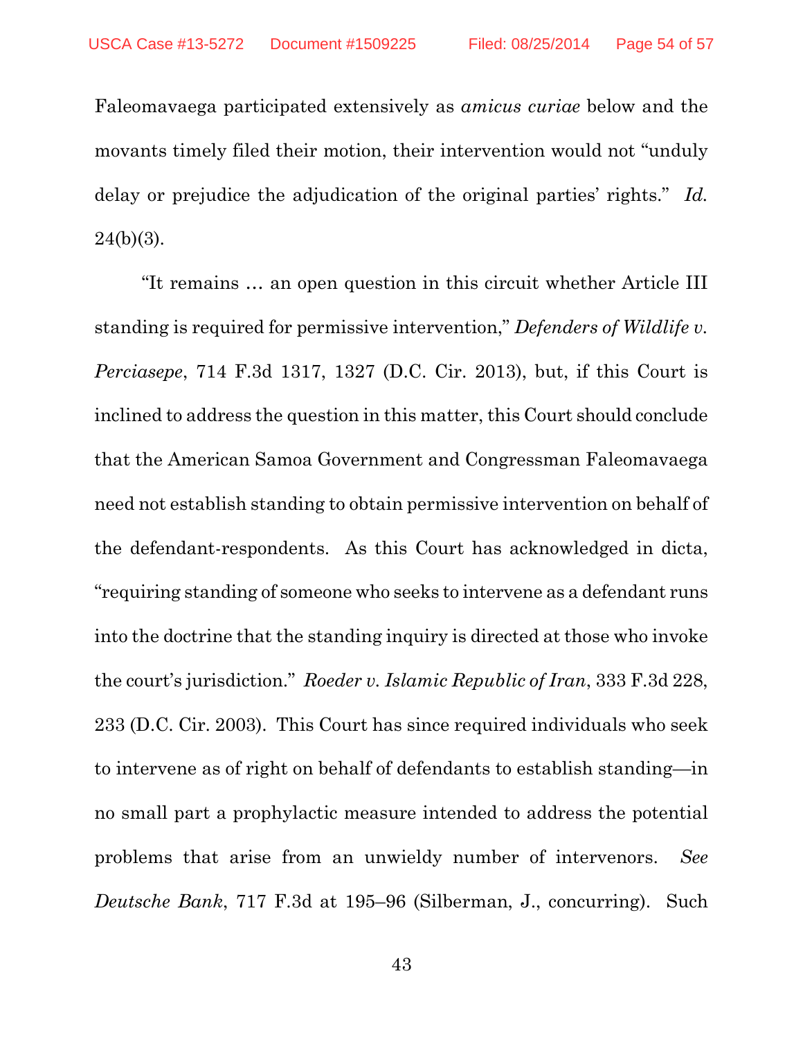Faleomavaega participated extensively as *amicus curiae* below and the movants timely filed their motion, their intervention would not "unduly delay or prejudice the adjudication of the original parties' rights." *Id.* 24(b)(3).

"It remains … an open question in this circuit whether Article III standing is required for permissive intervention," *Defenders of Wildlife v. Perciasepe*, 714 F.3d 1317, 1327 (D.C. Cir. 2013), but, if this Court is inclined to address the question in this matter, this Court should conclude that the American Samoa Government and Congressman Faleomavaega need not establish standing to obtain permissive intervention on behalf of the defendant-respondents. As this Court has acknowledged in dicta, "requiring standing of someone who seeks to intervene as a defendant runs into the doctrine that the standing inquiry is directed at those who invoke the court's jurisdiction." *Roeder v. Islamic Republic of Iran*, 333 F.3d 228, 233 (D.C. Cir. 2003). This Court has since required individuals who seek to intervene as of right on behalf of defendants to establish standing—in no small part a prophylactic measure intended to address the potential problems that arise from an unwieldy number of intervenors. *See Deutsche Bank*, 717 F.3d at 195–96 (Silberman, J., concurring). Such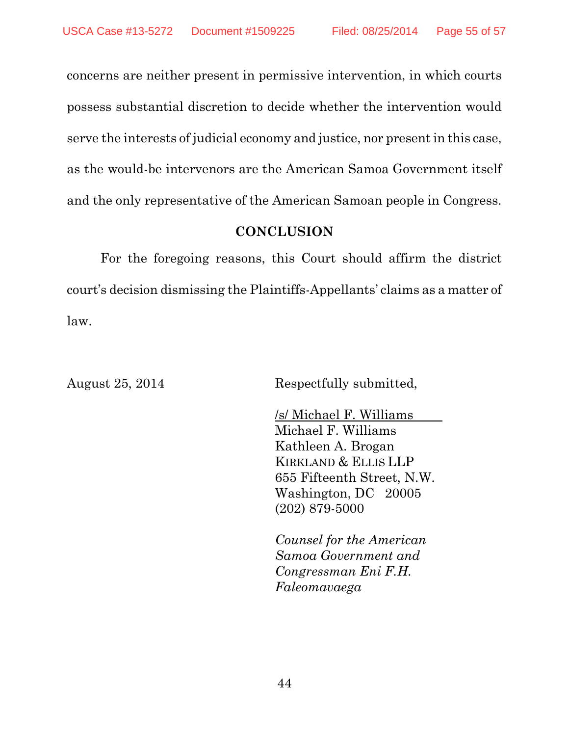concerns are neither present in permissive intervention, in which courts possess substantial discretion to decide whether the intervention would serve the interests of judicial economy and justice, nor present in this case, as the would-be intervenors are the American Samoa Government itself and the only representative of the American Samoan people in Congress.

## CONCLUSION

For the foregoing reasons, this Court should affirm the district court's decision dismissing the Plaintiffs-Appellants' claims as a matter of law.

August 25, 2014

Respectfully submitted,

/s/ Michael F. Williams
Michael F. Williams
Kathleen A. Brogan
KIRKLAND & ELLIS LLP
655 Fifteenth Street, N.W.
Washington, DC 20005
(202) 879-5000

*Counsel for the American Samoa Government and Congressman Eni F.H. Faleomavaega*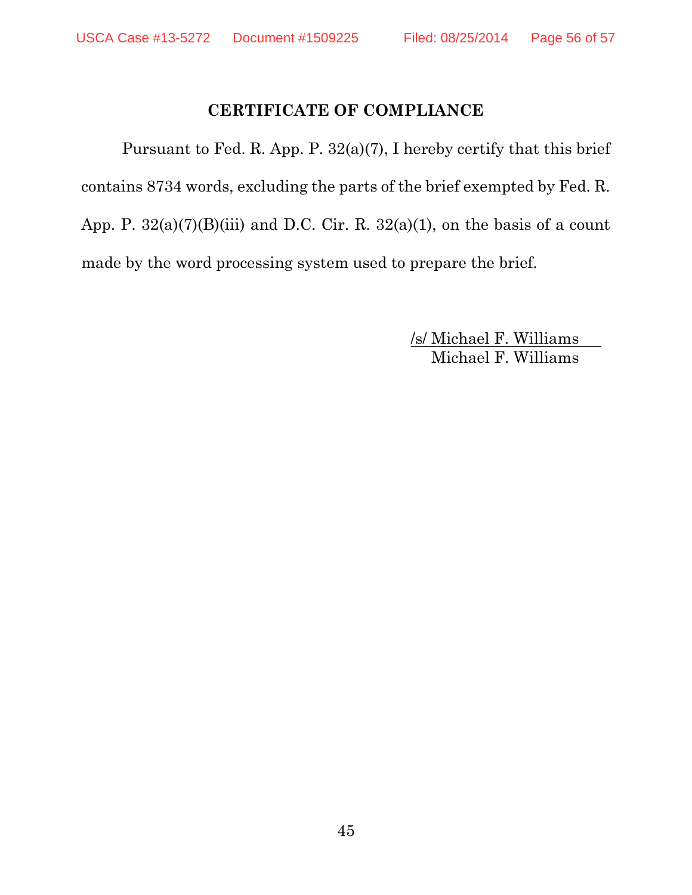## CERTIFICATE OF COMPLIANCE

Pursuant to Fed. R. App. P. 32(a)(7), I hereby certify that this brief contains 8734 words, excluding the parts of the brief exempted by Fed. R. App. P. 32(a)(7)(B)(iii) and D.C. Cir. R. 32(a)(1), on the basis of a count made by the word processing system used to prepare the brief.

/s/ Michael F. Williams
Michael F. Williams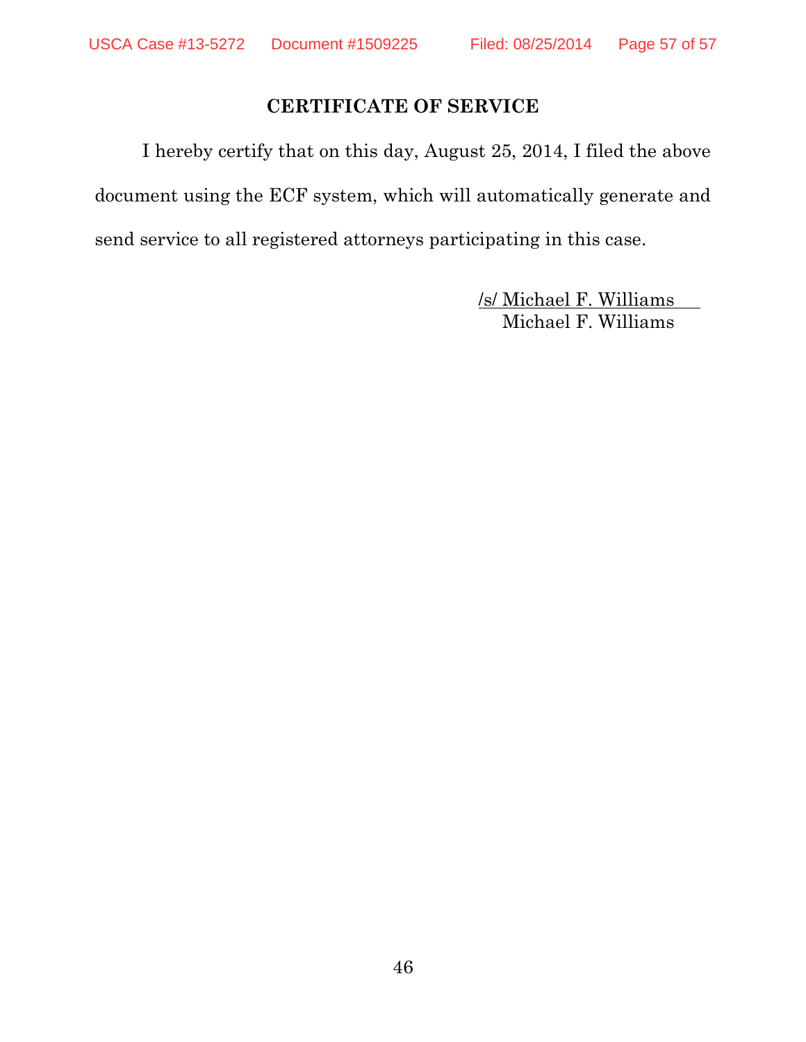## CERTIFICATE OF SERVICE

I hereby certify that on this day, August 25, 2014, I filed the above document using the ECF system, which will automatically generate and send service to all registered attorneys participating in this case.

/s/ Michael F. Williams
Michael F. Williams